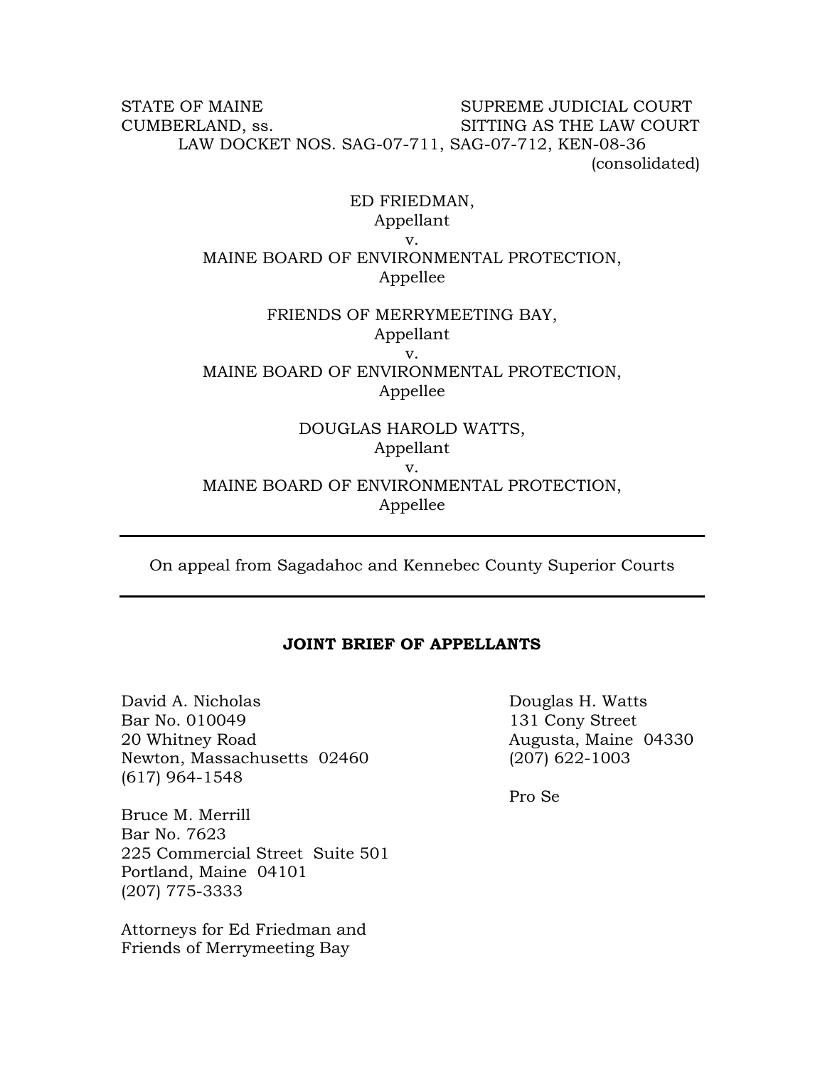STATE OF MAINE SUPREME JUDICIAL COURT
CUMBERLAND, ss. SITTING AS THE LAW COURT

LAW DOCKET NOS. SAG-07-711, SAG-07-712, KEN-08-36
(consolidated)

ED FRIEDMAN,
Appellant
v.
MAINE BOARD OF ENVIRONMENTAL PROTECTION,
Appellee

FRIENDS OF MERRYMEETING BAY,
Appellant
v.
MAINE BOARD OF ENVIRONMENTAL PROTECTION,
Appellee

DOUGLAS HAROLD WATTS,
Appellant
v.
MAINE BOARD OF ENVIRONMENTAL PROTECTION,
Appellee

---

On appeal from Sagadahoc and Kennebec County Superior Courts

---

**JOINT BRIEF OF APPELLANTS**

David A. Nicholas
Bar No. 010049
20 Whitney Road
Newton, Massachusetts 02460
(617) 964-1548

Bruce M. Merrill
Bar No. 7623
225 Commercial Street Suite 501
Portland, Maine 04101
(207) 775-3333

Attorneys for Ed Friedman and
Friends of Merrymeeting Bay

Douglas H. Watts
131 Cony Street
Augusta, Maine 04330
(207) 622-1003

Pro Se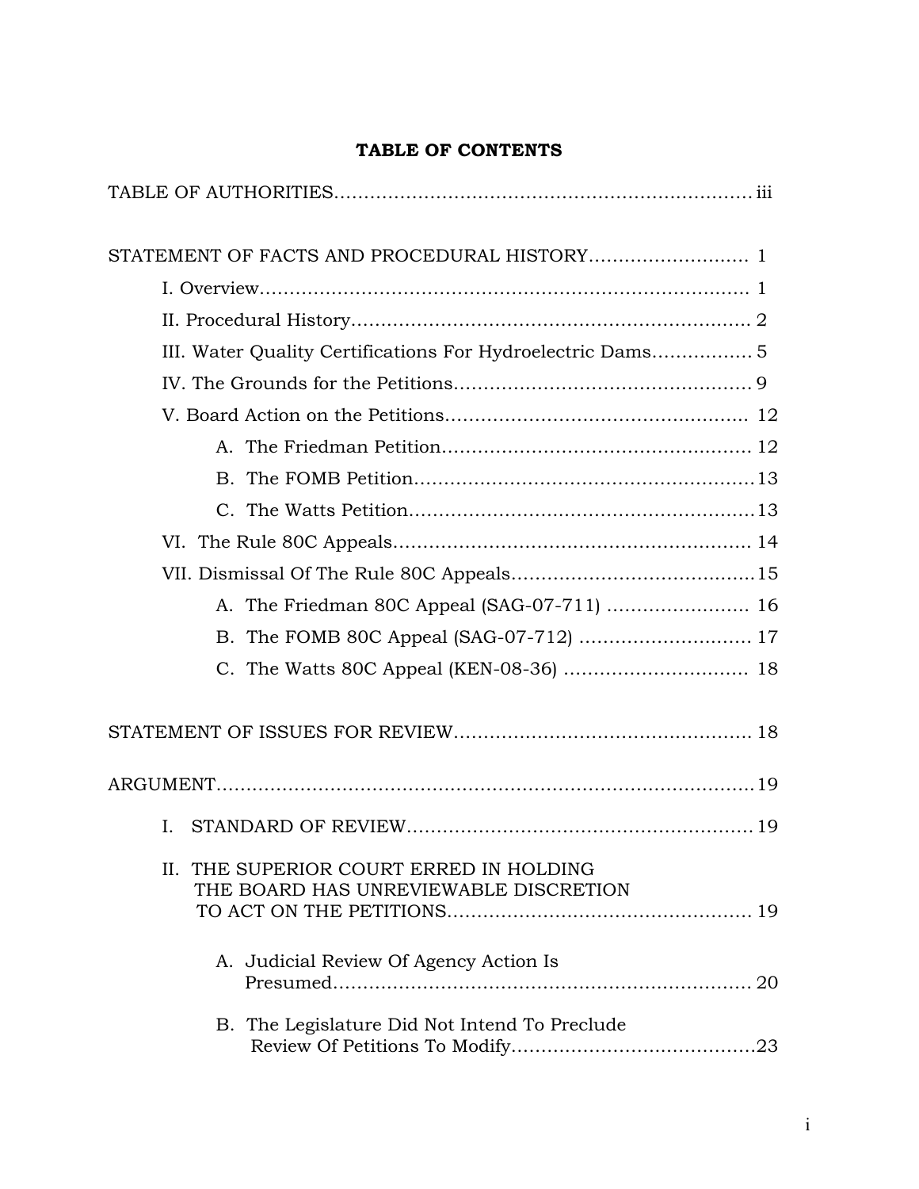**TABLE OF CONTENTS**

TABLE OF AUTHORITIES.................................................................... iii

STATEMENT OF FACTS AND PROCEDURAL HISTORY.......................... 1

- I. Overview............................................................................... 1
- II. Procedural History................................................................ 2
- III. Water Quality Certifications For Hydroelectric Dams................ 5
- IV. The Grounds for the Petitions................................................ 9
- V. Board Action on the Petitions................................................. 12
  - A. The Friedman Petition................................................... 12
  - B. The FOMB Petition........................................................ 13
  - C. The Watts Petition......................................................... 13
- VI. The Rule 80C Appeals.......................................................... 14
- VII. Dismissal Of The Rule 80C Appeals....................................... 15
  - A. The Friedman 80C Appeal (SAG-07-711) ....................... 16
  - B. The FOMB 80C Appeal (SAG-07-712) ............................ 17
  - C. The Watts 80C Appeal (KEN-08-36) .............................. 18

STATEMENT OF ISSUES FOR REVIEW................................................ 18

ARGUMENT......................................................................................... 19

- I. STANDARD OF REVIEW........................................................ 19
- II. THE SUPERIOR COURT ERRED IN HOLDING THE BOARD HAS UNREVIEWABLE DISCRETION TO ACT ON THE PETITIONS................................................. 19
  - A. Judicial Review Of Agency Action Is Presumed..................................................................... 20
  - B. The Legislature Did Not Intend To Preclude Review Of Petitions To Modify........................................ 23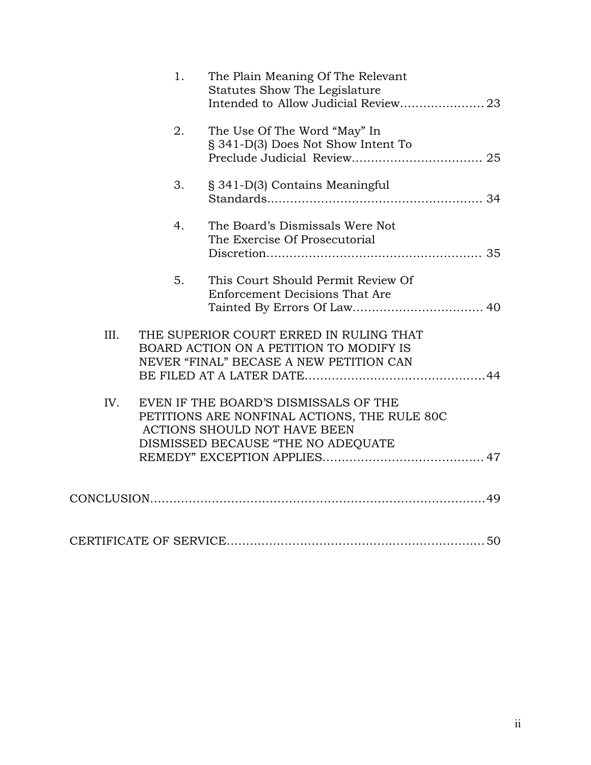1. The Plain Meaning Of The Relevant Statutes Show The Legislature Intended to Allow Judicial Review...................... 23

2. The Use Of The Word "May" In § 341-D(3) Does Not Show Intent To Preclude Judicial Review................................. 25

3. § 341-D(3) Contains Meaningful Standards....................................................... 34

4. The Board's Dismissals Were Not The Exercise Of Prosecutorial Discretion....................................................... 35

5. This Court Should Permit Review Of Enforcement Decisions That Are Tainted By Errors Of Law................................. 40

III. THE SUPERIOR COURT ERRED IN RULING THAT BOARD ACTION ON A PETITION TO MODIFY IS NEVER "FINAL" BECASE A NEW PETITION CAN BE FILED AT A LATER DATE..............................................44

IV. EVEN IF THE BOARD'S DISMISSALS OF THE PETITIONS ARE NONFINAL ACTIONS, THE RULE 80C ACTIONS SHOULD NOT HAVE BEEN DISMISSED BECAUSE "THE NO ADEQUATE REMEDY" EXCEPTION APPLIES......................................... 47

CONCLUSION.....................................................................................49

CERTIFICATE OF SERVICE.................................................................50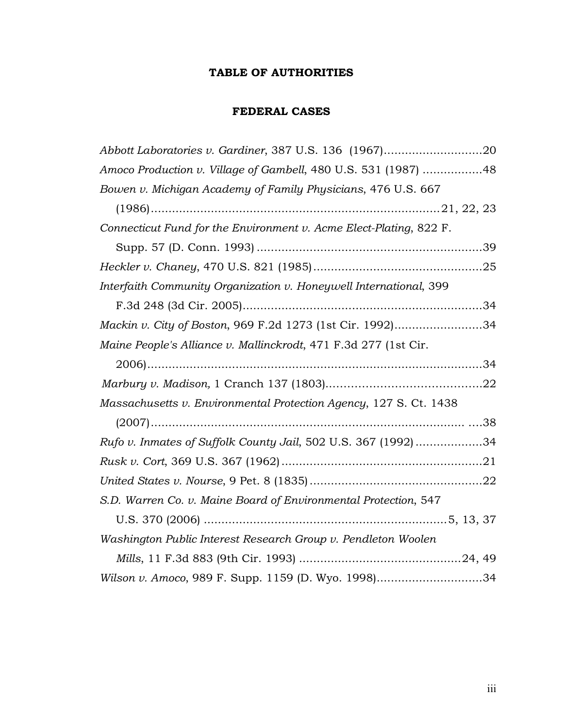# TABLE OF AUTHORITIES

## FEDERAL CASES

*Abbott Laboratories v. Gardiner*, 387 U.S. 136 (1967)............................20

*Amoco Production v. Village of Gambell*, 480 U.S. 531 (1987) .................48

*Bowen v. Michigan Academy of Family Physicians*, 476 U.S. 667 (1986)...............................................................................21, 22, 23

*Connecticut Fund for the Environment v. Acme Elect-Plating*, 822 F. Supp. 57 (D. Conn. 1993) ...............................................................39

*Heckler v. Chaney*, 470 U.S. 821 (1985)................................................25

*Interfaith Community Organization v. Honeywell International*, 399 F.3d 248 (3d Cir. 2005)...................................................................34

*Mackin v. City of Boston*, 969 F.2d 1273 (1st Cir. 1992).........................34

*Maine People's Alliance v. Mallinckrodt*, 471 F.3d 277 (1st Cir. 2006)...............................................................................................34

*Marbury v. Madison,* 1 Cranch 137 (1803)...........................................22

*Massachusetts v. Environmental Protection Agency*, 127 S. Ct. 1438 (2007)......................................................................................... ....38

*Rufo v. Inmates of Suffolk County Jail*, 502 U.S. 367 (1992)..................34

*Rusk v. Cort*, 369 U.S. 367 (1962).........................................................21

*United States v. Nourse*, 9 Pet. 8 (1835).................................................22

*S.D. Warren Co. v. Maine Board of Environmental Protection*, 547 U.S. 370 (2006) ....................................................................5, 13, 37

*Washington Public Interest Research Group v. Pendleton Woolen Mills*, 11 F.3d 883 (9th Cir. 1993) ..............................................24, 49

*Wilson v. Amoco*, 989 F. Supp. 1159 (D. Wyo. 1998)..............................34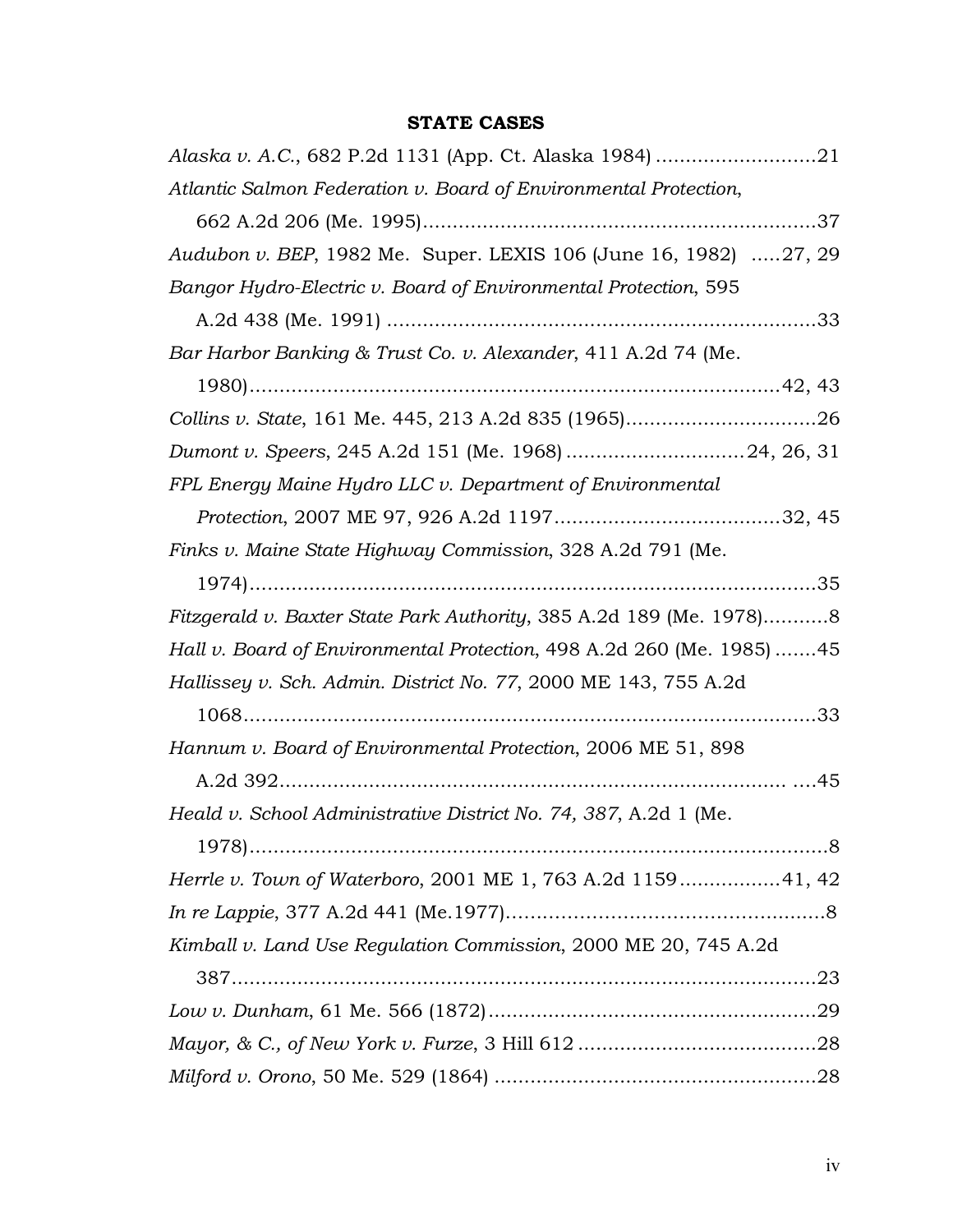## STATE CASES

*Alaska v. A.C.*, 682 P.2d 1131 (App. Ct. Alaska 1984) ...........................21

*Atlantic Salmon Federation v. Board of Environmental Protection*, 662 A.2d 206 (Me. 1995)..................................................................37

*Audubon v. BEP*, 1982 Me. Super. LEXIS 106 (June 16, 1982) .....27, 29

*Bangor Hydro-Electric v. Board of Environmental Protection*, 595 A.2d 438 (Me. 1991) ........................................................................33

*Bar Harbor Banking & Trust Co. v. Alexander*, 411 A.2d 74 (Me. 1980).........................................................................................42, 43

*Collins v. State*, 161 Me. 445, 213 A.2d 835 (1965)................................26

*Dumont v. Speers*, 245 A.2d 151 (Me. 1968) ..............................24, 26, 31

*FPL Energy Maine Hydro LLC v. Department of Environmental Protection*, 2007 ME 97, 926 A.2d 1197......................................32, 45

*Finks v. Maine State Highway Commission*, 328 A.2d 791 (Me. 1974)...............................................................................................35

*Fitzgerald v. Baxter State Park Authority*, 385 A.2d 189 (Me. 1978)...........8

*Hall v. Board of Environmental Protection*, 498 A.2d 260 (Me. 1985) .......45

*Hallissey v. Sch. Admin. District No. 77*, 2000 ME 143, 755 A.2d 1068.................................................................................................33

*Hannum v. Board of Environmental Protection*, 2006 ME 51, 898 A.2d 392...................................................................................... ....45

*Heald v. School Administrative District No. 74, 387*, A.2d 1 (Me. 1978)..................................................................................................8

*Herrle v. Town of Waterboro*, 2001 ME 1, 763 A.2d 1159.................41, 42

*In re Lappie*, 377 A.2d 441 (Me.1977).....................................................8

*Kimball v. Land Use Regulation Commission*, 2000 ME 20, 745 A.2d 387.................................................................................................23

*Low v. Dunham*, 61 Me. 566 (1872).......................................................29

*Mayor, & C., of New York v. Furze*, 3 Hill 612 ........................................28

*Milford v. Orono*, 50 Me. 529 (1864) ......................................................28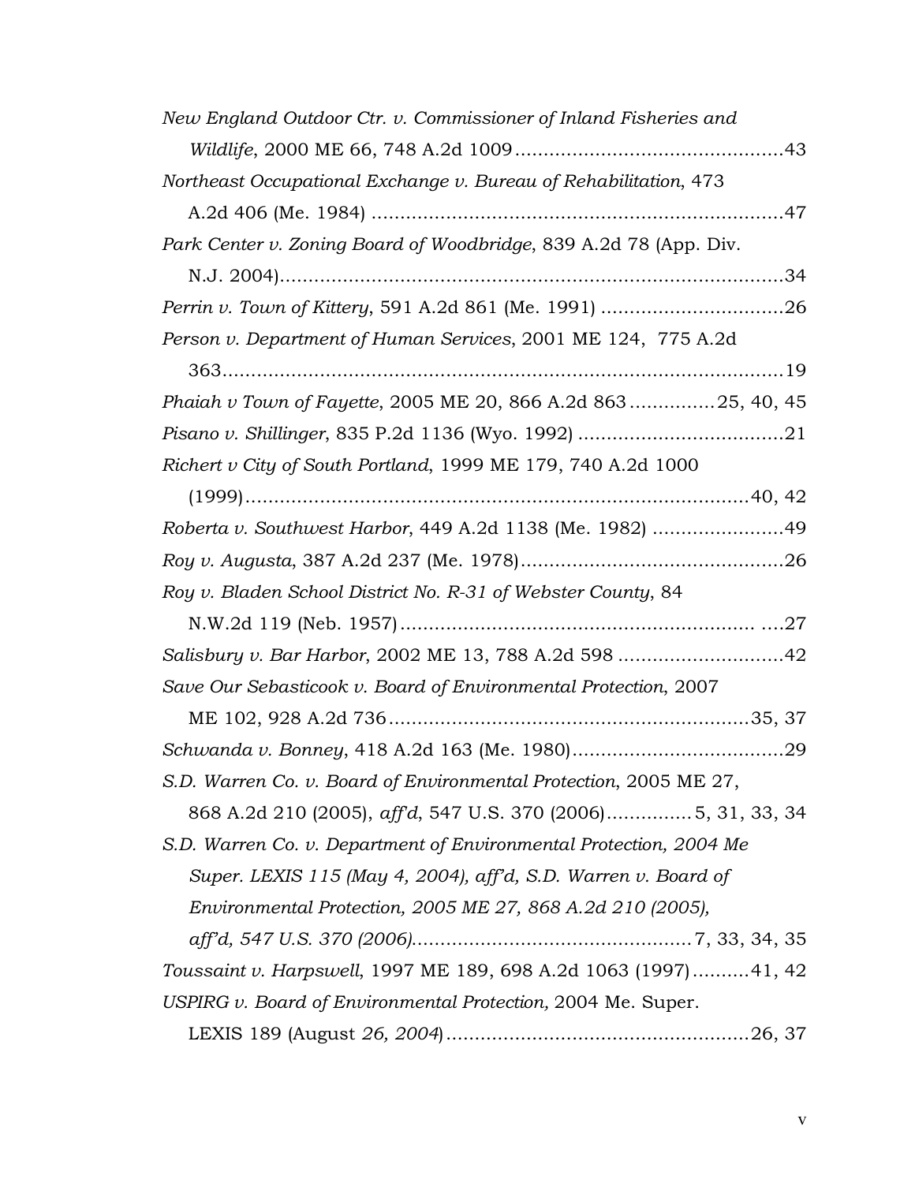*New England Outdoor Ctr. v. Commissioner of Inland Fisheries and Wildlife*, 2000 ME 66, 748 A.2d 1009...............................................43

*Northeast Occupational Exchange v. Bureau of Rehabilitation*, 473 A.2d 406 (Me. 1984) .......................................................................47

*Park Center v. Zoning Board of Woodbridge*, 839 A.2d 78 (App. Div. N.J. 2004).......................................................................................34

*Perrin v. Town of Kittery*, 591 A.2d 861 (Me. 1991) ................................26

*Person v. Department of Human Services*, 2001 ME 124, 775 A.2d 363.................................................................................................19

*Phaiah v Town of Fayette*, 2005 ME 20, 866 A.2d 863...............25, 40, 45

*Pisano v. Shillinger*, 835 P.2d 1136 (Wyo. 1992) ....................................21

*Richert v City of South Portland*, 1999 ME 179, 740 A.2d 1000 (1999)........................................................................................40, 42

*Roberta v. Southwest Harbor*, 449 A.2d 1138 (Me. 1982) .......................49

*Roy v. Augusta*, 387 A.2d 237 (Me. 1978)..............................................26

*Roy v. Bladen School District No. R-31 of Webster County*, 84 N.W.2d 119 (Neb. 1957)............................................................. ....27

*Salisbury v. Bar Harbor*, 2002 ME 13, 788 A.2d 598 .............................42

*Save Our Sebasticook v. Board of Environmental Protection*, 2007 ME 102, 928 A.2d 736...............................................................35, 37

*Schwanda v. Bonney*, 418 A.2d 163 (Me. 1980).....................................29

*S.D. Warren Co. v. Board of Environmental Protection*, 2005 ME 27, 868 A.2d 210 (2005), *aff'd*, 547 U.S. 370 (2006)...............5, 31, 33, 34

*S.D. Warren Co. v. Department of Environmental Protection, 2004 Me Super. LEXIS 115 (May 4, 2004), aff'd, S.D. Warren v. Board of Environmental Protection, 2005 ME 27, 868 A.2d 210 (2005), aff'd, 547 U.S. 370 (2006)*................................................7, 33, 34, 35

*Toussaint v. Harpswell*, 1997 ME 189, 698 A.2d 1063 (1997)..........41, 42

*USPIRG v. Board of Environmental Protection,* 2004 Me. Super. LEXIS 189 (August *26, 2004*)....................................................26, 37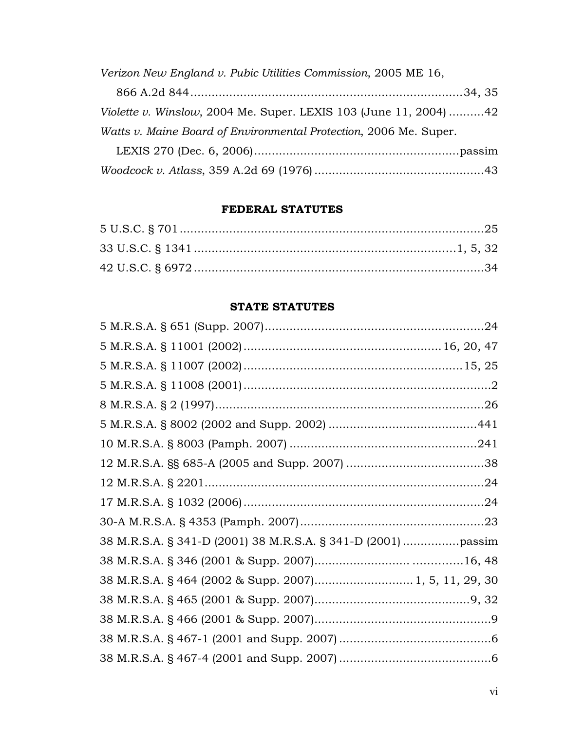*Verizon New England v. Pubic Utilities Commission*, 2005 ME 16, 866 A.2d 844............................................................................34, 35

*Violette v. Winslow*, 2004 Me. Super. LEXIS 103 (June 11, 2004) ..........42

*Watts v. Maine Board of Environmental Protection*, 2006 Me. Super. LEXIS 270 (Dec. 6, 2006)..........................................................passim

*Woodcock v. Atlass*, 359 A.2d 69 (1976) ...............................................43

**FEDERAL STATUTES**

5 U.S.C. § 701 ........................................................................................25

33 U.S.C. § 1341 .........................................................................1, 5, 32

42 U.S.C. § 6972 ...................................................................................34

**STATE STATUTES**

5 M.R.S.A. § 651 (Supp. 2007)...............................................................24

5 M.R.S.A. § 11001 (2002).......................................................16, 20, 47

5 M.R.S.A. § 11007 (2002)..............................................................15, 25

5 M.R.S.A. § 11008 (2001) .......................................................................2

8 M.R.S.A. § 2 (1997).............................................................................26

5 M.R.S.A. § 8002 (2002 and Supp. 2002) ..........................................441

10 M.R.S.A. § 8003 (Pamph. 2007) .....................................................241

12 M.R.S.A. §§ 685-A (2005 and Supp. 2007) .......................................38

12 M.R.S.A. § 2201................................................................................24

17 M.R.S.A. § 1032 (2006).....................................................................24

30-A M.R.S.A. § 4353 (Pamph. 2007).....................................................23

38 M.R.S.A. § 341-D (2001) 38 M.R.S.A. § 341-D (2001) ................passim

38 M.R.S.A. § 346 (2001 & Supp. 2007).......................... ..............16, 48

38 M.R.S.A. § 464 (2002 & Supp. 2007)........................... 1, 5, 11, 29, 30

38 M.R.S.A. § 465 (2001 & Supp. 2007)............................................9, 32

38 M.R.S.A. § 466 (2001 & Supp. 2007)..................................................9

38 M.R.S.A. § 467-1 (2001 and Supp. 2007) ...........................................6

38 M.R.S.A. § 467-4 (2001 and Supp. 2007) ...........................................6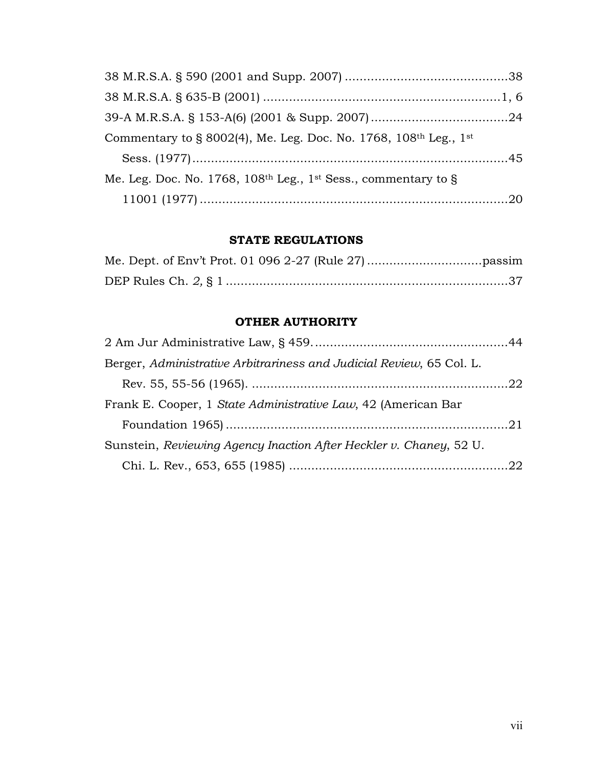38 M.R.S.A. § 590 (2001 and Supp. 2007) ............................................38

38 M.R.S.A. § 635-B (2001) ................................................................1, 6

39-A M.R.S.A. § 153-A(6) (2001 & Supp. 2007) .....................................24

Commentary to § 8002(4), Me. Leg. Doc. No. 1768, 108th Leg., 1st Sess. (1977) ......................................................................................45

Me. Leg. Doc. No. 1768, 108th Leg., 1st Sess., commentary to § 11001 (1977) ....................................................................................20

### STATE REGULATIONS

Me. Dept. of Env't Prot. 01 096 2-27 (Rule 27) ...............................passim

DEP Rules Ch. *2,* § 1 .............................................................................37

### OTHER AUTHORITY

2 Am Jur Administrative Law, § 459. ....................................................44

Berger, *Administrative Arbitrariness and Judicial Review*, 65 Col. L. Rev. 55, 55-56 (1965). ......................................................................22

Frank E. Cooper, 1 *State Administrative Law*, 42 (American Bar Foundation 1965) .............................................................................21

Sunstein, *Reviewing Agency Inaction After Heckler v. Chaney*, 52 U. Chi. L. Rev., 653, 655 (1985) ...........................................................22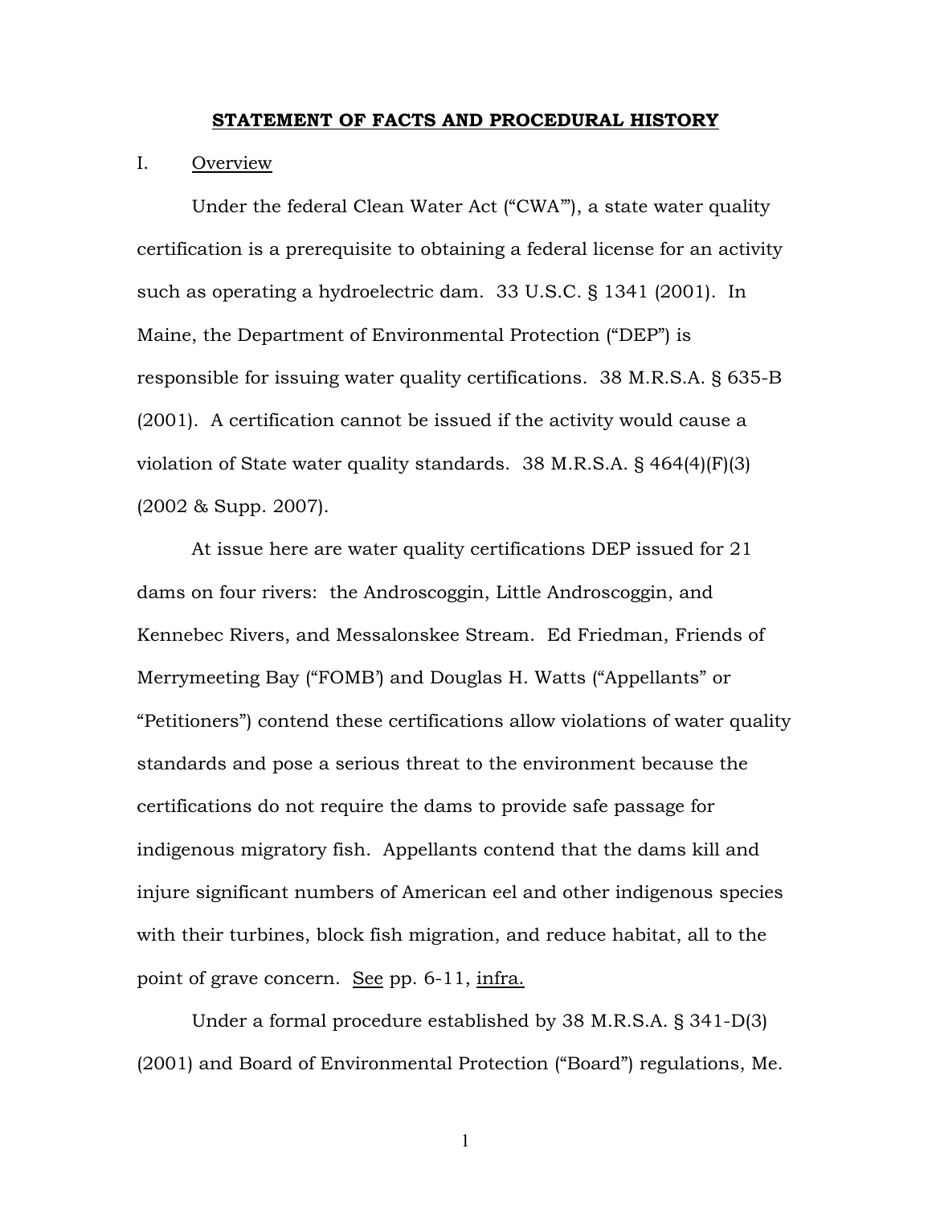## STATEMENT OF FACTS AND PROCEDURAL HISTORY

I. Overview

Under the federal Clean Water Act ("CWA'"), a state water quality certification is a prerequisite to obtaining a federal license for an activity such as operating a hydroelectric dam. 33 U.S.C. § 1341 (2001). In Maine, the Department of Environmental Protection ("DEP") is responsible for issuing water quality certifications. 38 M.R.S.A. § 635-B (2001). A certification cannot be issued if the activity would cause a violation of State water quality standards. 38 M.R.S.A. § 464(4)(F)(3) (2002 & Supp. 2007).

At issue here are water quality certifications DEP issued for 21 dams on four rivers: the Androscoggin, Little Androscoggin, and Kennebec Rivers, and Messalonskee Stream. Ed Friedman, Friends of Merrymeeting Bay ("FOMB') and Douglas H. Watts ("Appellants" or "Petitioners") contend these certifications allow violations of water quality standards and pose a serious threat to the environment because the certifications do not require the dams to provide safe passage for indigenous migratory fish. Appellants contend that the dams kill and injure significant numbers of American eel and other indigenous species with their turbines, block fish migration, and reduce habitat, all to the point of grave concern. See pp. 6-11, infra.

Under a formal procedure established by 38 M.R.S.A. § 341-D(3) (2001) and Board of Environmental Protection ("Board") regulations, Me.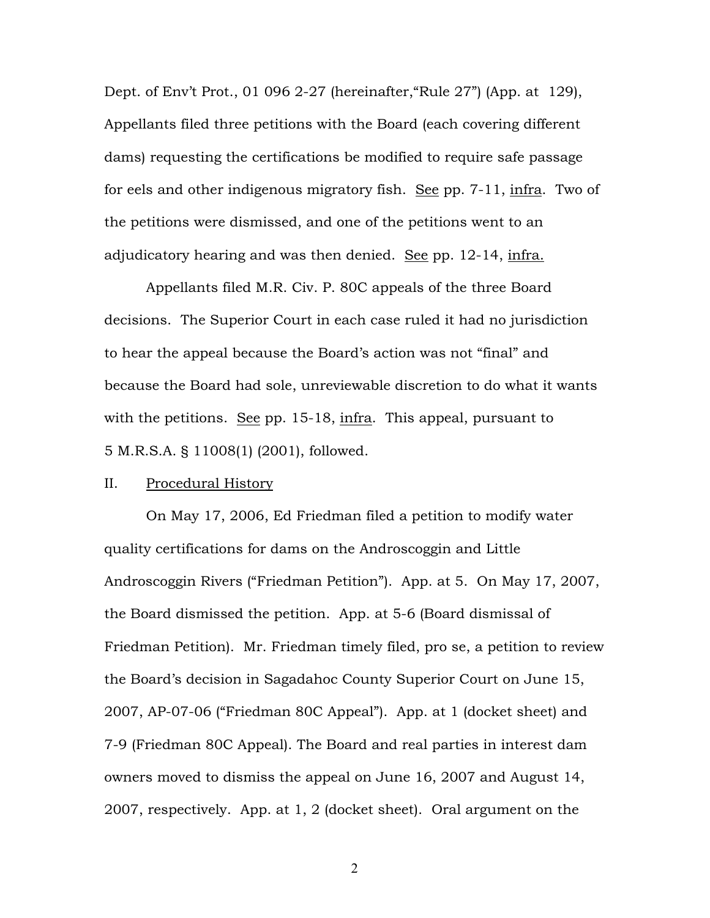Dept. of Env't Prot., 01 096 2-27 (hereinafter,"Rule 27") (App. at 129), Appellants filed three petitions with the Board (each covering different dams) requesting the certifications be modified to require safe passage for eels and other indigenous migratory fish. See pp. 7-11, infra. Two of the petitions were dismissed, and one of the petitions went to an adjudicatory hearing and was then denied. See pp. 12-14, infra.

Appellants filed M.R. Civ. P. 80C appeals of the three Board decisions. The Superior Court in each case ruled it had no jurisdiction to hear the appeal because the Board's action was not "final" and because the Board had sole, unreviewable discretion to do what it wants with the petitions. See pp. 15-18, infra. This appeal, pursuant to 5 M.R.S.A. § 11008(1) (2001), followed.

## II. Procedural History

On May 17, 2006, Ed Friedman filed a petition to modify water quality certifications for dams on the Androscoggin and Little Androscoggin Rivers ("Friedman Petition"). App. at 5. On May 17, 2007, the Board dismissed the petition. App. at 5-6 (Board dismissal of Friedman Petition). Mr. Friedman timely filed, pro se, a petition to review the Board's decision in Sagadahoc County Superior Court on June 15, 2007, AP-07-06 ("Friedman 80C Appeal"). App. at 1 (docket sheet) and 7-9 (Friedman 80C Appeal). The Board and real parties in interest dam owners moved to dismiss the appeal on June 16, 2007 and August 14, 2007, respectively. App. at 1, 2 (docket sheet). Oral argument on the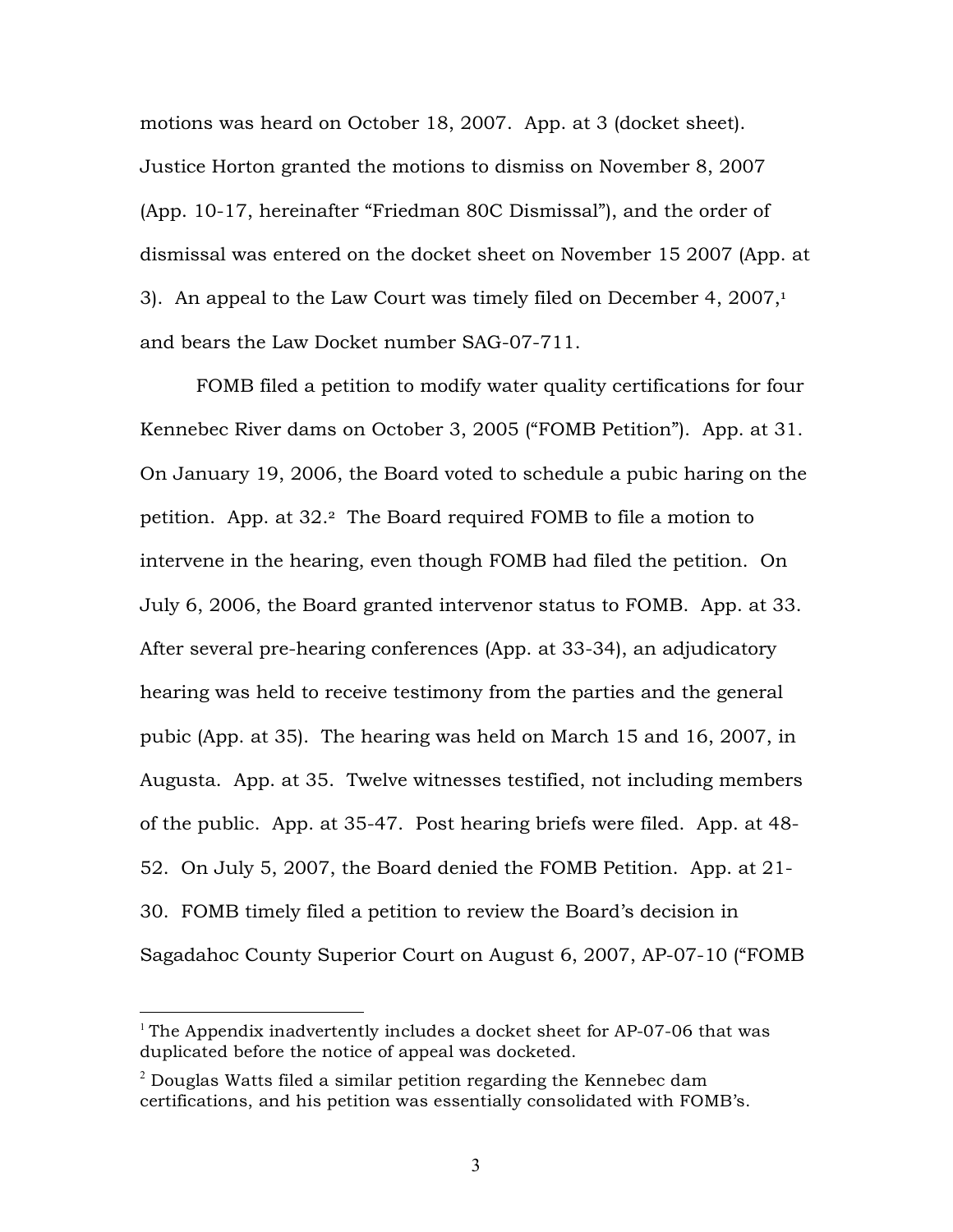motions was heard on October 18, 2007. App. at 3 (docket sheet). Justice Horton granted the motions to dismiss on November 8, 2007 (App. 10-17, hereinafter "Friedman 80C Dismissal"), and the order of dismissal was entered on the docket sheet on November 15 2007 (App. at 3). An appeal to the Law Court was timely filed on December 4, 2007,[1] and bears the Law Docket number SAG-07-711.

FOMB filed a petition to modify water quality certifications for four Kennebec River dams on October 3, 2005 ("FOMB Petition"). App. at 31. On January 19, 2006, the Board voted to schedule a pubic haring on the petition. App. at 32.[2] The Board required FOMB to file a motion to intervene in the hearing, even though FOMB had filed the petition. On July 6, 2006, the Board granted intervenor status to FOMB. App. at 33. After several pre-hearing conferences (App. at 33-34), an adjudicatory hearing was held to receive testimony from the parties and the general pubic (App. at 35). The hearing was held on March 15 and 16, 2007, in Augusta. App. at 35. Twelve witnesses testified, not including members of the public. App. at 35-47. Post hearing briefs were filed. App. at 48-52. On July 5, 2007, the Board denied the FOMB Petition. App. at 21-30. FOMB timely filed a petition to review the Board's decision in Sagadahoc County Superior Court on August 6, 2007, AP-07-10 ("FOMB

[1] The Appendix inadvertently includes a docket sheet for AP-07-06 that was duplicated before the notice of appeal was docketed.

[2] Douglas Watts filed a similar petition regarding the Kennebec dam certifications, and his petition was essentially consolidated with FOMB's.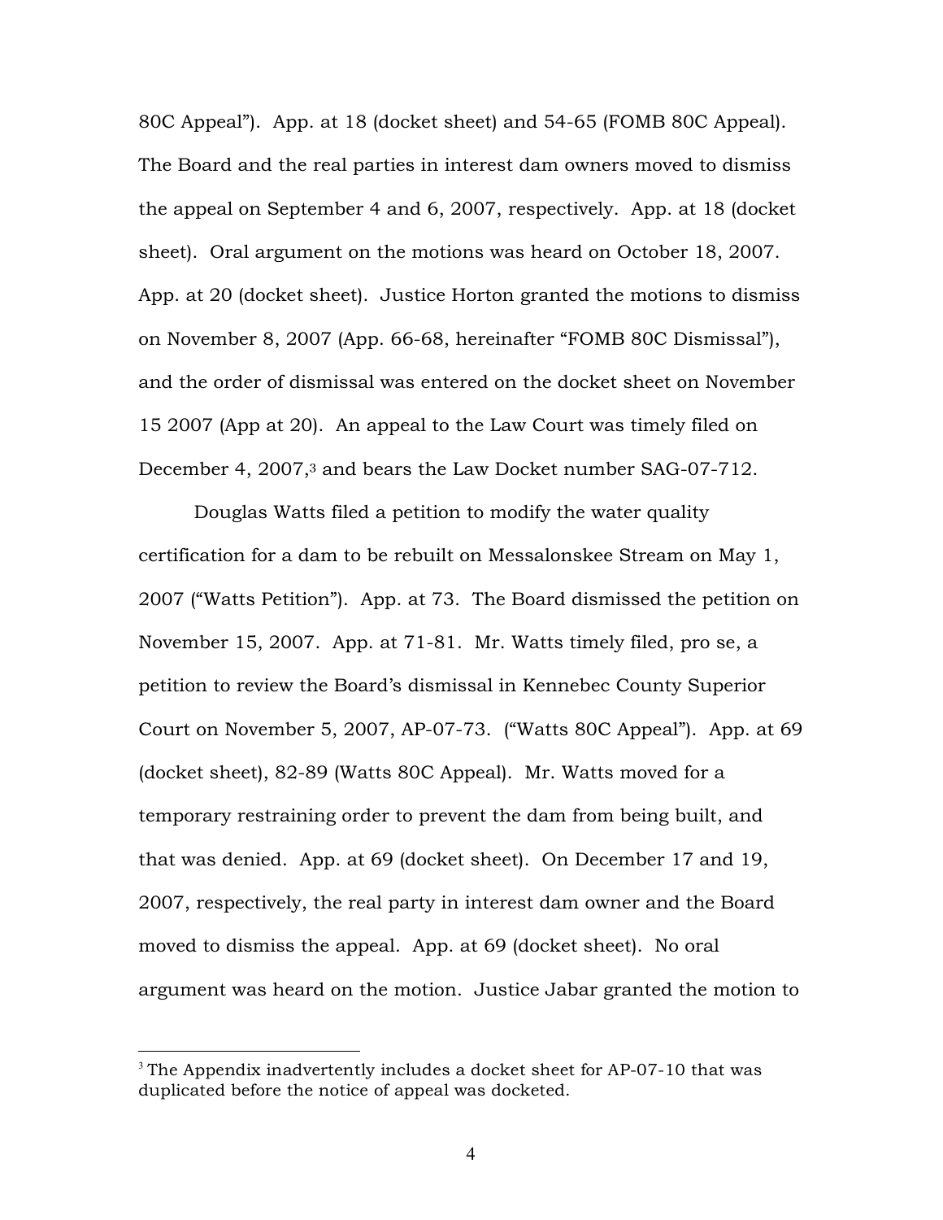80C Appeal"). App. at 18 (docket sheet) and 54-65 (FOMB 80C Appeal). The Board and the real parties in interest dam owners moved to dismiss the appeal on September 4 and 6, 2007, respectively. App. at 18 (docket sheet). Oral argument on the motions was heard on October 18, 2007. App. at 20 (docket sheet). Justice Horton granted the motions to dismiss on November 8, 2007 (App. 66-68, hereinafter "FOMB 80C Dismissal"), and the order of dismissal was entered on the docket sheet on November 15 2007 (App at 20). An appeal to the Law Court was timely filed on December 4, 2007,[3] and bears the Law Docket number SAG-07-712.

Douglas Watts filed a petition to modify the water quality certification for a dam to be rebuilt on Messalonskee Stream on May 1, 2007 ("Watts Petition"). App. at 73. The Board dismissed the petition on November 15, 2007. App. at 71-81. Mr. Watts timely filed, pro se, a petition to review the Board's dismissal in Kennebec County Superior Court on November 5, 2007, AP-07-73. ("Watts 80C Appeal"). App. at 69 (docket sheet), 82-89 (Watts 80C Appeal). Mr. Watts moved for a temporary restraining order to prevent the dam from being built, and that was denied. App. at 69 (docket sheet). On December 17 and 19, 2007, respectively, the real party in interest dam owner and the Board moved to dismiss the appeal. App. at 69 (docket sheet). No oral argument was heard on the motion. Justice Jabar granted the motion to

[3] The Appendix inadvertently includes a docket sheet for AP-07-10 that was duplicated before the notice of appeal was docketed.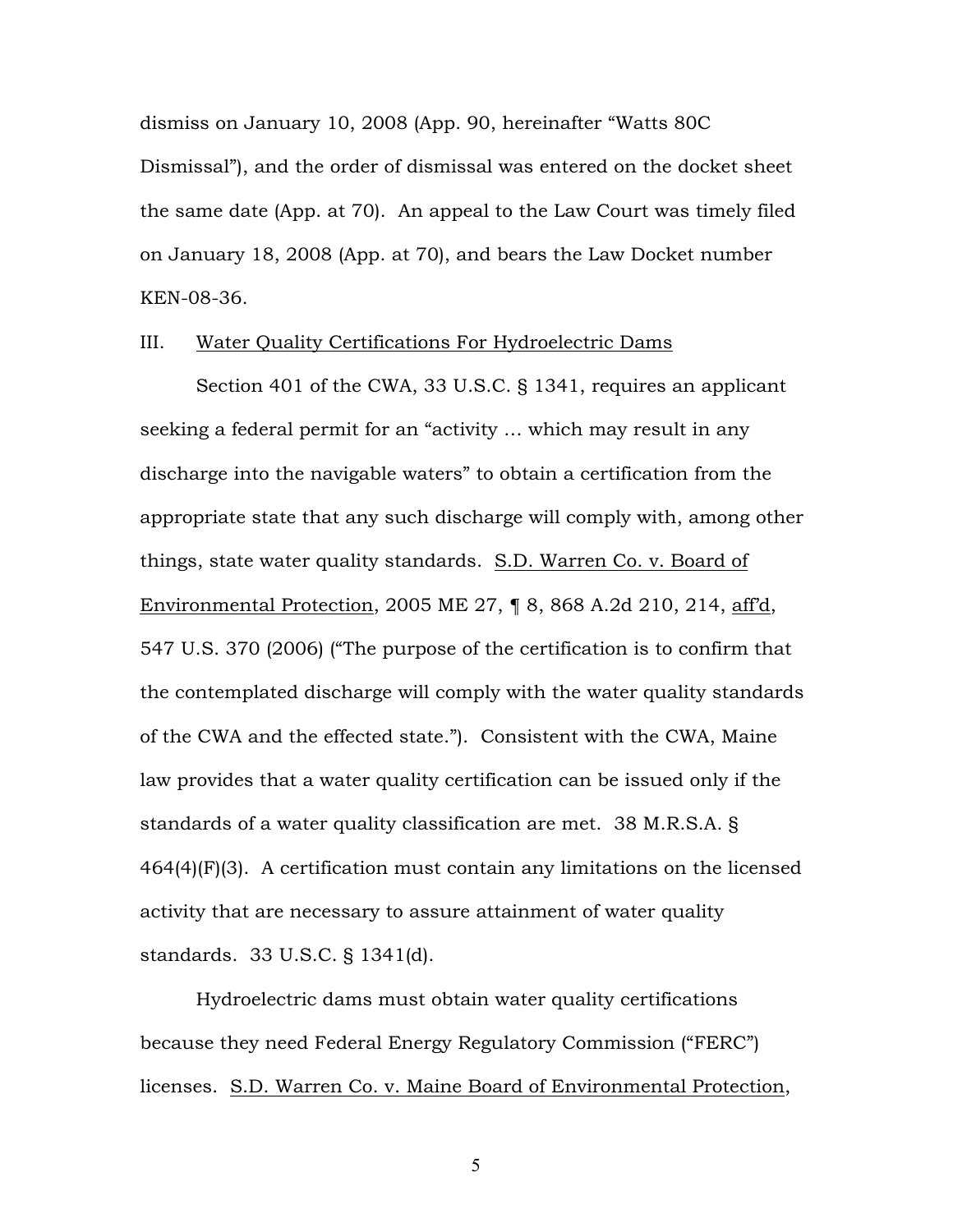dismiss on January 10, 2008 (App. 90, hereinafter "Watts 80C Dismissal"), and the order of dismissal was entered on the docket sheet the same date (App. at 70). An appeal to the Law Court was timely filed on January 18, 2008 (App. at 70), and bears the Law Docket number KEN-08-36.

## III. Water Quality Certifications For Hydroelectric Dams

Section 401 of the CWA, 33 U.S.C. § 1341, requires an applicant seeking a federal permit for an "activity … which may result in any discharge into the navigable waters" to obtain a certification from the appropriate state that any such discharge will comply with, among other things, state water quality standards. S.D. Warren Co. v. Board of Environmental Protection, 2005 ME 27, ¶ 8, 868 A.2d 210, 214, aff'd, 547 U.S. 370 (2006) ("The purpose of the certification is to confirm that the contemplated discharge will comply with the water quality standards of the CWA and the effected state."). Consistent with the CWA, Maine law provides that a water quality certification can be issued only if the standards of a water quality classification are met. 38 M.R.S.A. § 464(4)(F)(3). A certification must contain any limitations on the licensed activity that are necessary to assure attainment of water quality standards. 33 U.S.C. § 1341(d).

Hydroelectric dams must obtain water quality certifications because they need Federal Energy Regulatory Commission ("FERC") licenses. S.D. Warren Co. v. Maine Board of Environmental Protection,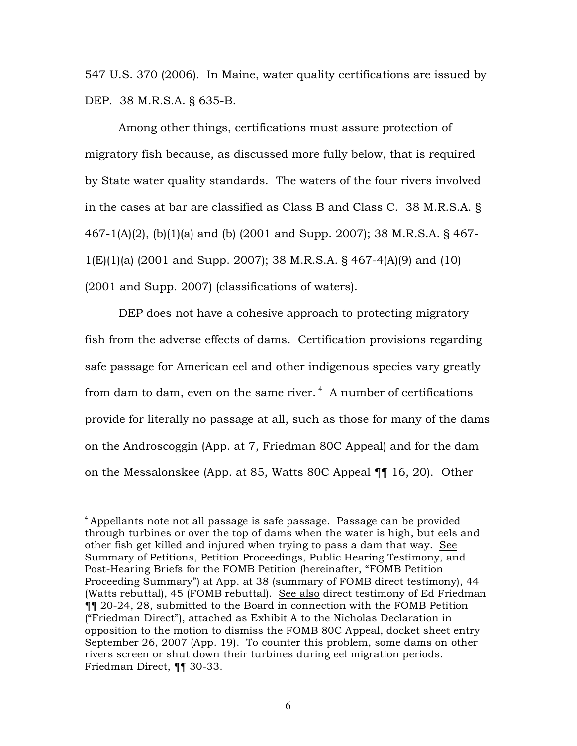547 U.S. 370 (2006). In Maine, water quality certifications are issued by DEP. 38 M.R.S.A. § 635-B.

Among other things, certifications must assure protection of migratory fish because, as discussed more fully below, that is required by State water quality standards. The waters of the four rivers involved in the cases at bar are classified as Class B and Class C. 38 M.R.S.A. § 467-1(A)(2), (b)(1)(a) and (b) (2001 and Supp. 2007); 38 M.R.S.A. § 467-1(E)(1)(a) (2001 and Supp. 2007); 38 M.R.S.A. § 467-4(A)(9) and (10) (2001 and Supp. 2007) (classifications of waters).

DEP does not have a cohesive approach to protecting migratory fish from the adverse effects of dams. Certification provisions regarding safe passage for American eel and other indigenous species vary greatly from dam to dam, even on the same river. [4] A number of certifications provide for literally no passage at all, such as those for many of the dams on the Androscoggin (App. at 7, Friedman 80C Appeal) and for the dam on the Messalonskee (App. at 85, Watts 80C Appeal ¶¶ 16, 20). Other

---

[4] Appellants note not all passage is safe passage. Passage can be provided through turbines or over the top of dams when the water is high, but eels and other fish get killed and injured when trying to pass a dam that way. See Summary of Petitions, Petition Proceedings, Public Hearing Testimony, and Post-Hearing Briefs for the FOMB Petition (hereinafter, "FOMB Petition Proceeding Summary") at App. at 38 (summary of FOMB direct testimony), 44 (Watts rebuttal), 45 (FOMB rebuttal). See also direct testimony of Ed Friedman ¶¶ 20-24, 28, submitted to the Board in connection with the FOMB Petition ("Friedman Direct"), attached as Exhibit A to the Nicholas Declaration in opposition to the motion to dismiss the FOMB 80C Appeal, docket sheet entry September 26, 2007 (App. 19). To counter this problem, some dams on other rivers screen or shut down their turbines during eel migration periods. Friedman Direct, ¶¶ 30-33.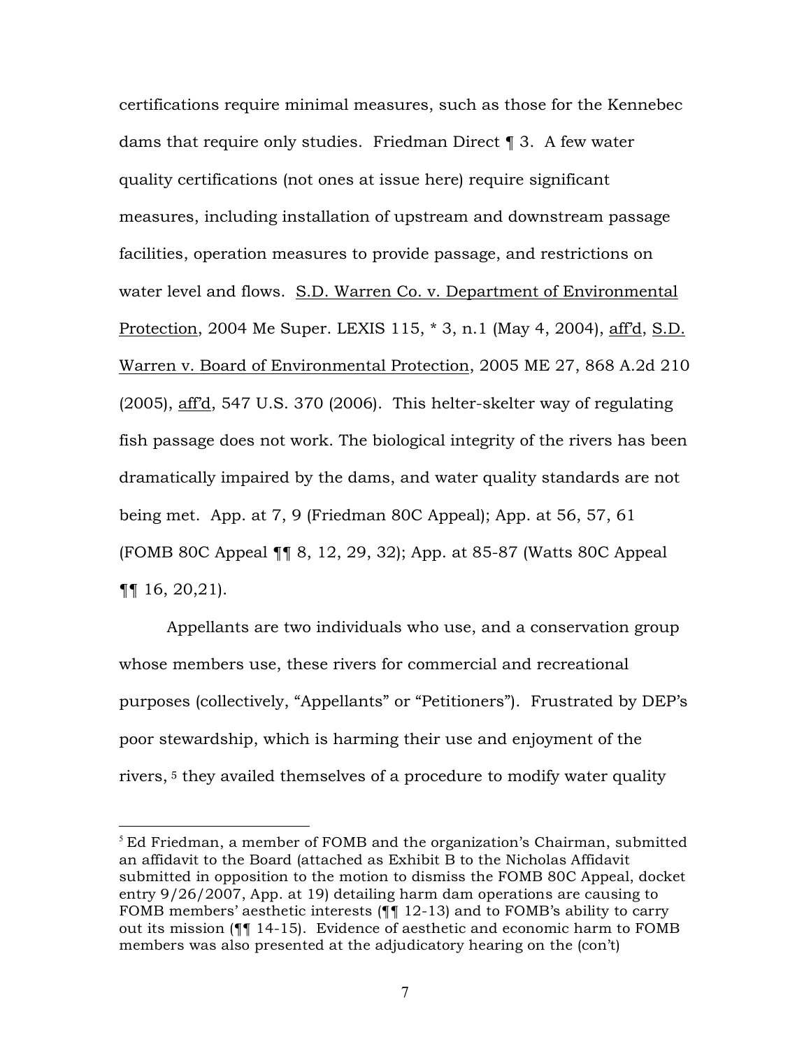certifications require minimal measures, such as those for the Kennebec dams that require only studies. Friedman Direct ¶ 3. A few water quality certifications (not ones at issue here) require significant measures, including installation of upstream and downstream passage facilities, operation measures to provide passage, and restrictions on water level and flows. S.D. Warren Co. v. Department of Environmental Protection, 2004 Me Super. LEXIS 115, * 3, n.1 (May 4, 2004), aff'd, S.D. Warren v. Board of Environmental Protection, 2005 ME 27, 868 A.2d 210 (2005), aff'd, 547 U.S. 370 (2006). This helter-skelter way of regulating fish passage does not work. The biological integrity of the rivers has been dramatically impaired by the dams, and water quality standards are not being met. App. at 7, 9 (Friedman 80C Appeal); App. at 56, 57, 61 (FOMB 80C Appeal ¶¶ 8, 12, 29, 32); App. at 85-87 (Watts 80C Appeal ¶¶ 16, 20,21).

Appellants are two individuals who use, and a conservation group whose members use, these rivers for commercial and recreational purposes (collectively, "Appellants" or "Petitioners"). Frustrated by DEP's poor stewardship, which is harming their use and enjoyment of the rivers, [5] they availed themselves of a procedure to modify water quality

[5] Ed Friedman, a member of FOMB and the organization's Chairman, submitted an affidavit to the Board (attached as Exhibit B to the Nicholas Affidavit submitted in opposition to the motion to dismiss the FOMB 80C Appeal, docket entry 9/26/2007, App. at 19) detailing harm dam operations are causing to FOMB members' aesthetic interests (¶¶ 12-13) and to FOMB's ability to carry out its mission (¶¶ 14-15). Evidence of aesthetic and economic harm to FOMB members was also presented at the adjudicatory hearing on the (con't)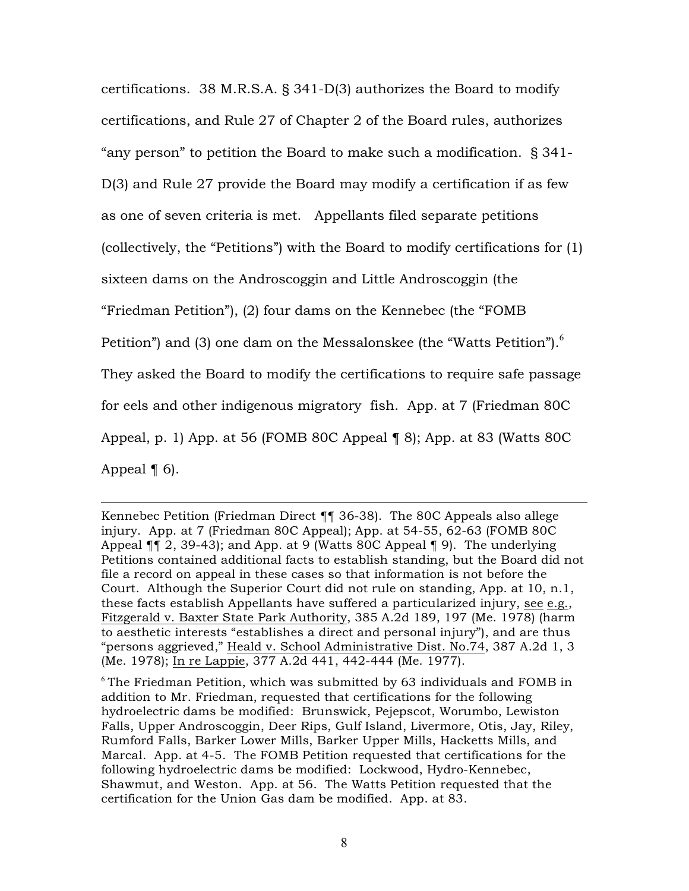certifications. 38 M.R.S.A. § 341-D(3) authorizes the Board to modify certifications, and Rule 27 of Chapter 2 of the Board rules, authorizes "any person" to petition the Board to make such a modification. § 341-D(3) and Rule 27 provide the Board may modify a certification if as few as one of seven criteria is met. Appellants filed separate petitions (collectively, the "Petitions") with the Board to modify certifications for (1) sixteen dams on the Androscoggin and Little Androscoggin (the "Friedman Petition"), (2) four dams on the Kennebec (the "FOMB Petition") and (3) one dam on the Messalonskee (the "Watts Petition").[6] They asked the Board to modify the certifications to require safe passage for eels and other indigenous migratory fish. App. at 7 (Friedman 80C Appeal, p. 1) App. at 56 (FOMB 80C Appeal ¶ 8); App. at 83 (Watts 80C Appeal ¶ 6).

---

Kennebec Petition (Friedman Direct ¶¶ 36-38). The 80C Appeals also allege injury. App. at 7 (Friedman 80C Appeal); App. at 54-55, 62-63 (FOMB 80C Appeal ¶¶ 2, 39-43); and App. at 9 (Watts 80C Appeal ¶ 9). The underlying Petitions contained additional facts to establish standing, but the Board did not file a record on appeal in these cases so that information is not before the Court. Although the Superior Court did not rule on standing, App. at 10, n.1, these facts establish Appellants have suffered a particularized injury, see e.g., Fitzgerald v. Baxter State Park Authority, 385 A.2d 189, 197 (Me. 1978) (harm to aesthetic interests "establishes a direct and personal injury"), and are thus "persons aggrieved," Heald v. School Administrative Dist. No.74, 387 A.2d 1, 3 (Me. 1978); In re Lappie, 377 A.2d 441, 442-444 (Me. 1977).

[6] The Friedman Petition, which was submitted by 63 individuals and FOMB in addition to Mr. Friedman, requested that certifications for the following hydroelectric dams be modified: Brunswick, Pejepscot, Worumbo, Lewiston Falls, Upper Androscoggin, Deer Rips, Gulf Island, Livermore, Otis, Jay, Riley, Rumford Falls, Barker Lower Mills, Barker Upper Mills, Hacketts Mills, and Marcal. App. at 4-5. The FOMB Petition requested that certifications for the following hydroelectric dams be modified: Lockwood, Hydro-Kennebec, Shawmut, and Weston. App. at 56. The Watts Petition requested that the certification for the Union Gas dam be modified. App. at 83.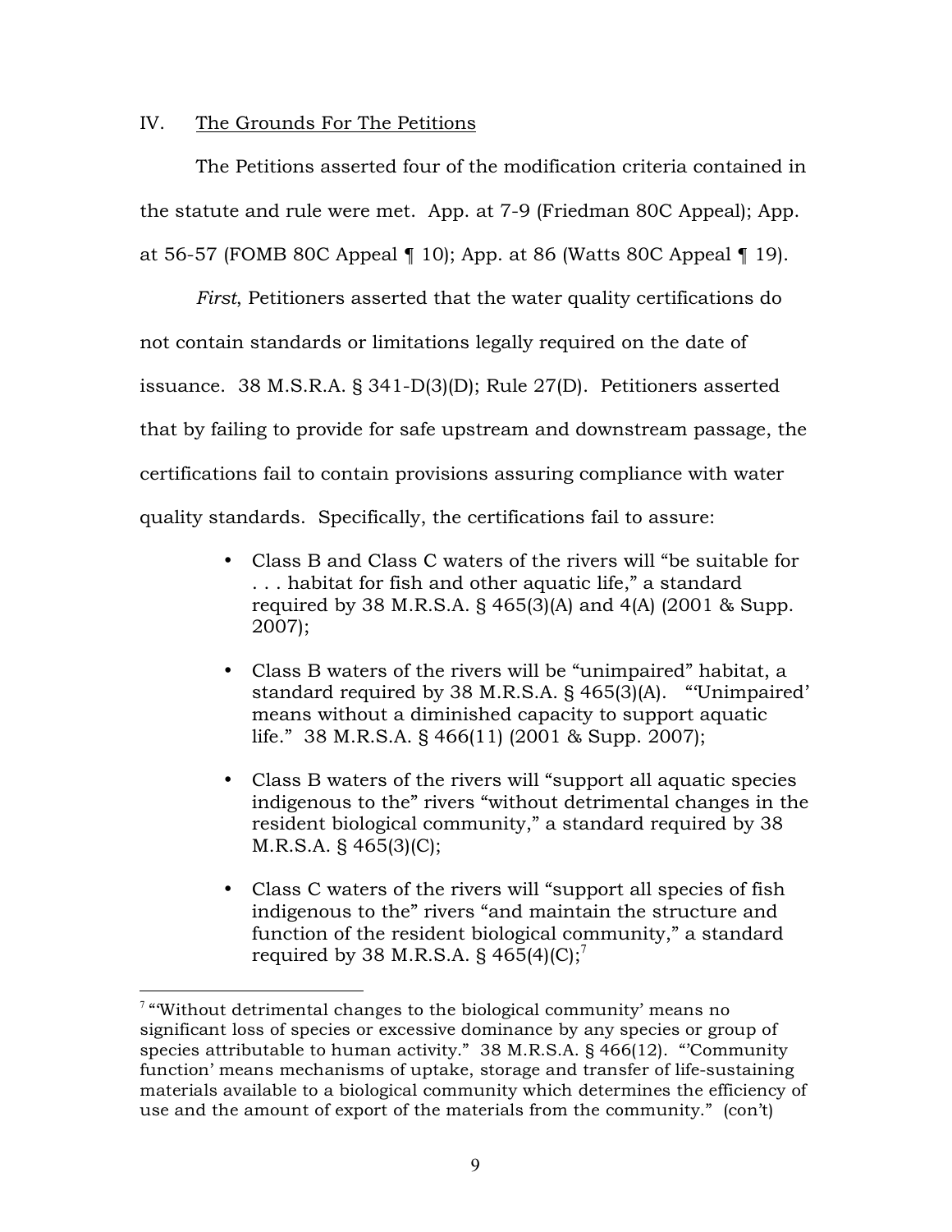IV. <u>The Grounds For The Petitions</u>

The Petitions asserted four of the modification criteria contained in the statute and rule were met. App. at 7-9 (Friedman 80C Appeal); App. at 56-57 (FOMB 80C Appeal ¶ 10); App. at 86 (Watts 80C Appeal ¶ 19).

*First*, Petitioners asserted that the water quality certifications do not contain standards or limitations legally required on the date of issuance. 38 M.S.R.A. § 341-D(3)(D); Rule 27(D). Petitioners asserted that by failing to provide for safe upstream and downstream passage, the certifications fail to contain provisions assuring compliance with water quality standards. Specifically, the certifications fail to assure:

- Class B and Class C waters of the rivers will "be suitable for . . . habitat for fish and other aquatic life," a standard required by 38 M.R.S.A. § 465(3)(A) and 4(A) (2001 & Supp. 2007);
- Class B waters of the rivers will be "unimpaired" habitat, a standard required by 38 M.R.S.A. § 465(3)(A). "'Unimpaired' means without a diminished capacity to support aquatic life." 38 M.R.S.A. § 466(11) (2001 & Supp. 2007);
- Class B waters of the rivers will "support all aquatic species indigenous to the" rivers "without detrimental changes in the resident biological community," a standard required by 38 M.R.S.A. § 465(3)(C);
- Class C waters of the rivers will "support all species of fish indigenous to the" rivers "and maintain the structure and function of the resident biological community," a standard required by 38 M.R.S.A. § 465(4)(C);[7]

[7] "'Without detrimental changes to the biological community' means no significant loss of species or excessive dominance by any species or group of species attributable to human activity." 38 M.R.S.A. § 466(12). "'Community function' means mechanisms of uptake, storage and transfer of life-sustaining materials available to a biological community which determines the efficiency of use and the amount of export of the materials from the community." (con't)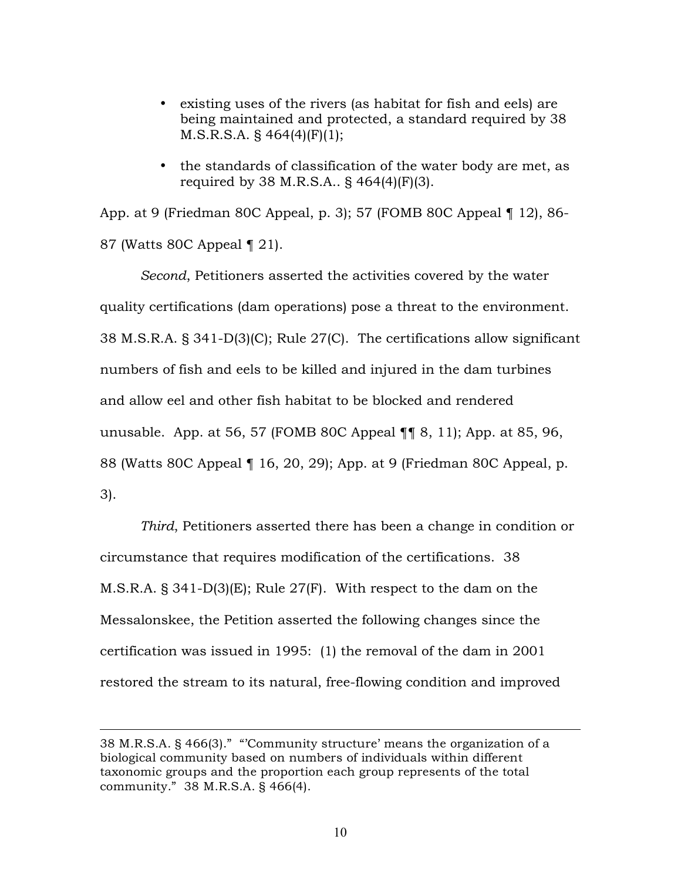- existing uses of the rivers (as habitat for fish and eels) are being maintained and protected, a standard required by 38 M.S.R.S.A. § 464(4)(F)(1);
- the standards of classification of the water body are met, as required by 38 M.R.S.A.. § 464(4)(F)(3).

App. at 9 (Friedman 80C Appeal, p. 3); 57 (FOMB 80C Appeal ¶ 12), 86-87 (Watts 80C Appeal ¶ 21).

*Second*, Petitioners asserted the activities covered by the water quality certifications (dam operations) pose a threat to the environment. 38 M.S.R.A. § 341-D(3)(C); Rule 27(C). The certifications allow significant numbers of fish and eels to be killed and injured in the dam turbines and allow eel and other fish habitat to be blocked and rendered unusable. App. at 56, 57 (FOMB 80C Appeal ¶¶ 8, 11); App. at 85, 96, 88 (Watts 80C Appeal ¶ 16, 20, 29); App. at 9 (Friedman 80C Appeal, p. 3).

*Third*, Petitioners asserted there has been a change in condition or circumstance that requires modification of the certifications. 38 M.S.R.A. § 341-D(3)(E); Rule 27(F). With respect to the dam on the Messalonskee, the Petition asserted the following changes since the certification was issued in 1995: (1) the removal of the dam in 2001 restored the stream to its natural, free-flowing condition and improved

---

38 M.R.S.A. § 466(3)." "'Community structure' means the organization of a biological community based on numbers of individuals within different taxonomic groups and the proportion each group represents of the total community." 38 M.R.S.A. § 466(4).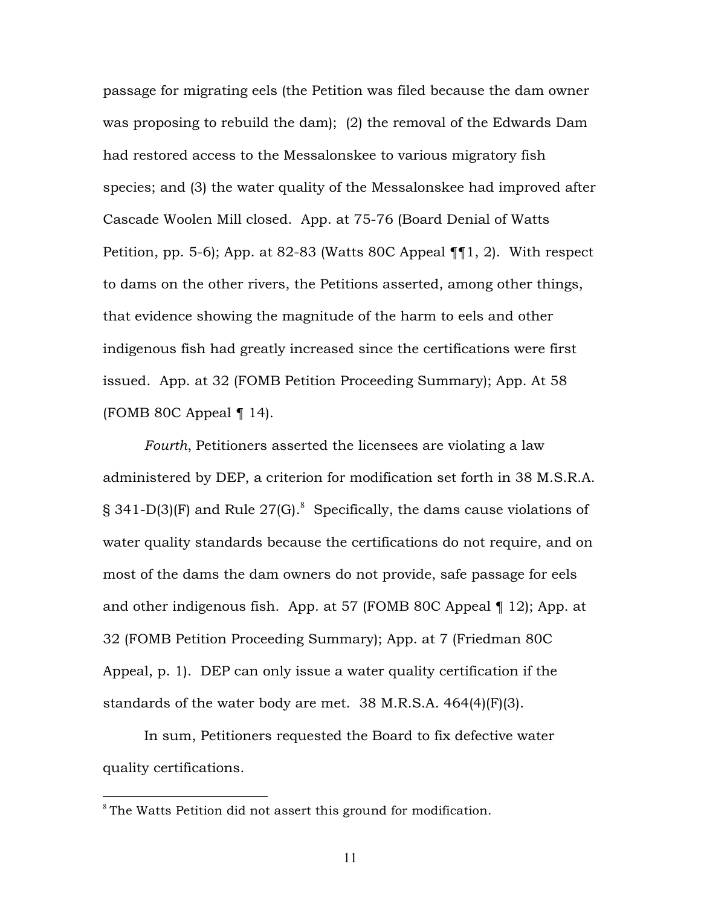passage for migrating eels (the Petition was filed because the dam owner was proposing to rebuild the dam); (2) the removal of the Edwards Dam had restored access to the Messalonskee to various migratory fish species; and (3) the water quality of the Messalonskee had improved after Cascade Woolen Mill closed. App. at 75-76 (Board Denial of Watts Petition, pp. 5-6); App. at 82-83 (Watts 80C Appeal ¶¶1, 2). With respect to dams on the other rivers, the Petitions asserted, among other things, that evidence showing the magnitude of the harm to eels and other indigenous fish had greatly increased since the certifications were first issued. App. at 32 (FOMB Petition Proceeding Summary); App. At 58 (FOMB 80C Appeal ¶ 14).

*Fourth*, Petitioners asserted the licensees are violating a law administered by DEP, a criterion for modification set forth in 38 M.S.R.A. § 341-D(3)(F) and Rule 27(G).[8] Specifically, the dams cause violations of water quality standards because the certifications do not require, and on most of the dams the dam owners do not provide, safe passage for eels and other indigenous fish. App. at 57 (FOMB 80C Appeal ¶ 12); App. at 32 (FOMB Petition Proceeding Summary); App. at 7 (Friedman 80C Appeal, p. 1). DEP can only issue a water quality certification if the standards of the water body are met. 38 M.R.S.A. 464(4)(F)(3).

In sum, Petitioners requested the Board to fix defective water quality certifications.

[8] The Watts Petition did not assert this ground for modification.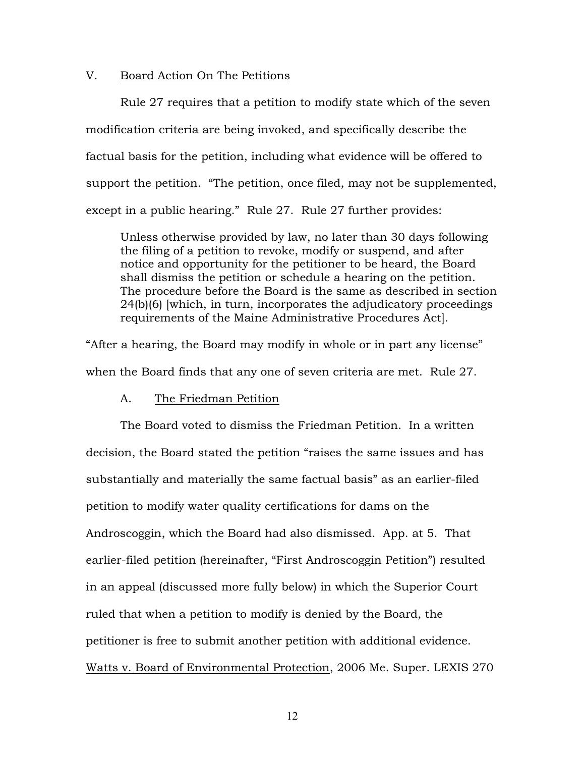## V. Board Action On The Petitions

Rule 27 requires that a petition to modify state which of the seven modification criteria are being invoked, and specifically describe the factual basis for the petition, including what evidence will be offered to support the petition. "The petition, once filed, may not be supplemented, except in a public hearing." Rule 27. Rule 27 further provides:

> Unless otherwise provided by law, no later than 30 days following the filing of a petition to revoke, modify or suspend, and after notice and opportunity for the petitioner to be heard, the Board shall dismiss the petition or schedule a hearing on the petition. The procedure before the Board is the same as described in section 24(b)(6) [which, in turn, incorporates the adjudicatory proceedings requirements of the Maine Administrative Procedures Act].

"After a hearing, the Board may modify in whole or in part any license" when the Board finds that any one of seven criteria are met. Rule 27.

### A. The Friedman Petition

The Board voted to dismiss the Friedman Petition. In a written decision, the Board stated the petition "raises the same issues and has substantially and materially the same factual basis" as an earlier-filed petition to modify water quality certifications for dams on the Androscoggin, which the Board had also dismissed. App. at 5. That earlier-filed petition (hereinafter, "First Androscoggin Petition") resulted in an appeal (discussed more fully below) in which the Superior Court ruled that when a petition to modify is denied by the Board, the petitioner is free to submit another petition with additional evidence. Watts v. Board of Environmental Protection, 2006 Me. Super. LEXIS 270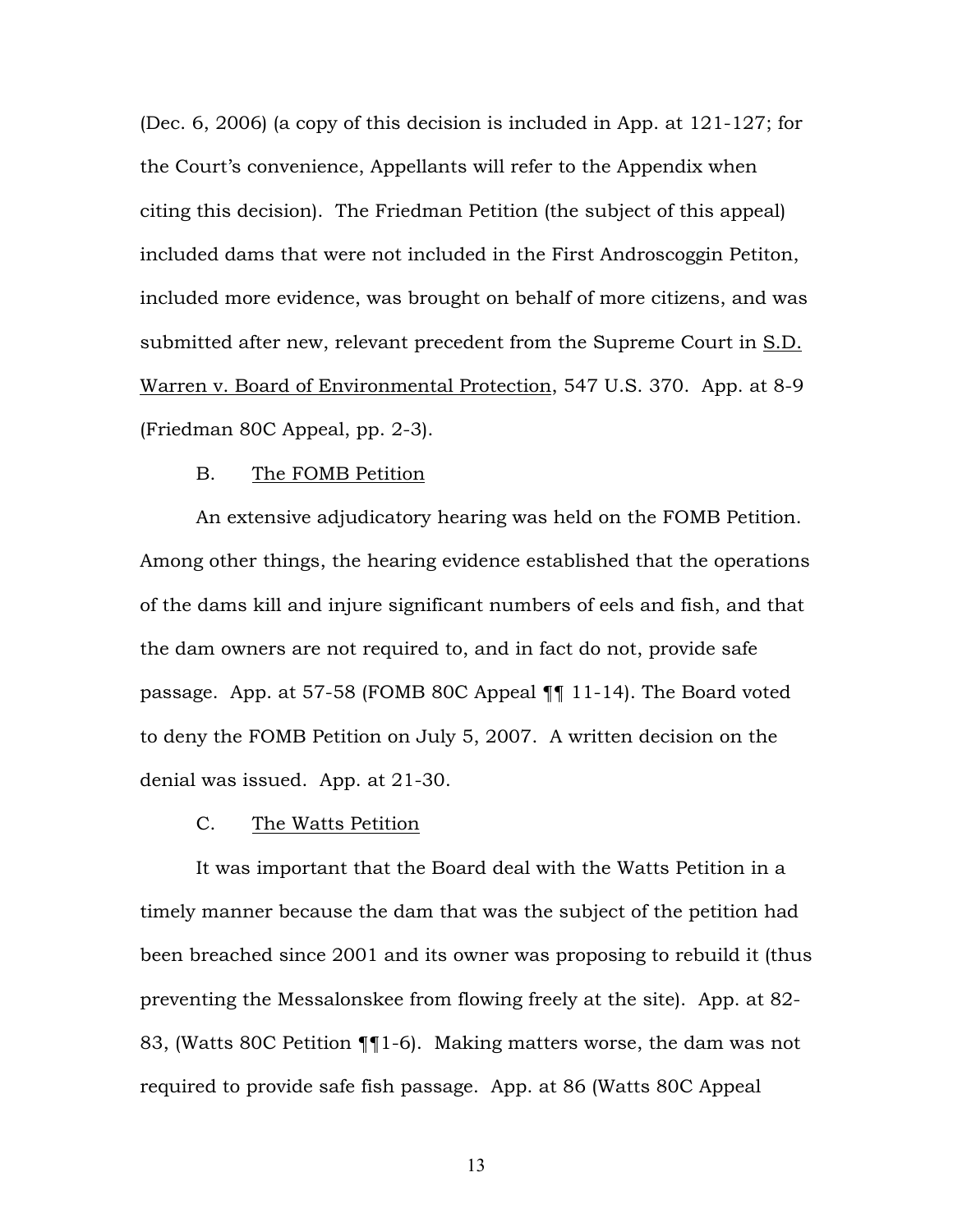(Dec. 6, 2006) (a copy of this decision is included in App. at 121-127; for the Court's convenience, Appellants will refer to the Appendix when citing this decision). The Friedman Petition (the subject of this appeal) included dams that were not included in the First Androscoggin Petiton, included more evidence, was brought on behalf of more citizens, and was submitted after new, relevant precedent from the Supreme Court in S.D. Warren v. Board of Environmental Protection, 547 U.S. 370. App. at 8-9 (Friedman 80C Appeal, pp. 2-3).

B. The FOMB Petition

An extensive adjudicatory hearing was held on the FOMB Petition. Among other things, the hearing evidence established that the operations of the dams kill and injure significant numbers of eels and fish, and that the dam owners are not required to, and in fact do not, provide safe passage. App. at 57-58 (FOMB 80C Appeal ¶¶ 11-14). The Board voted to deny the FOMB Petition on July 5, 2007. A written decision on the denial was issued. App. at 21-30.

C. The Watts Petition

It was important that the Board deal with the Watts Petition in a timely manner because the dam that was the subject of the petition had been breached since 2001 and its owner was proposing to rebuild it (thus preventing the Messalonskee from flowing freely at the site). App. at 82-83, (Watts 80C Petition ¶¶1-6). Making matters worse, the dam was not required to provide safe fish passage. App. at 86 (Watts 80C Appeal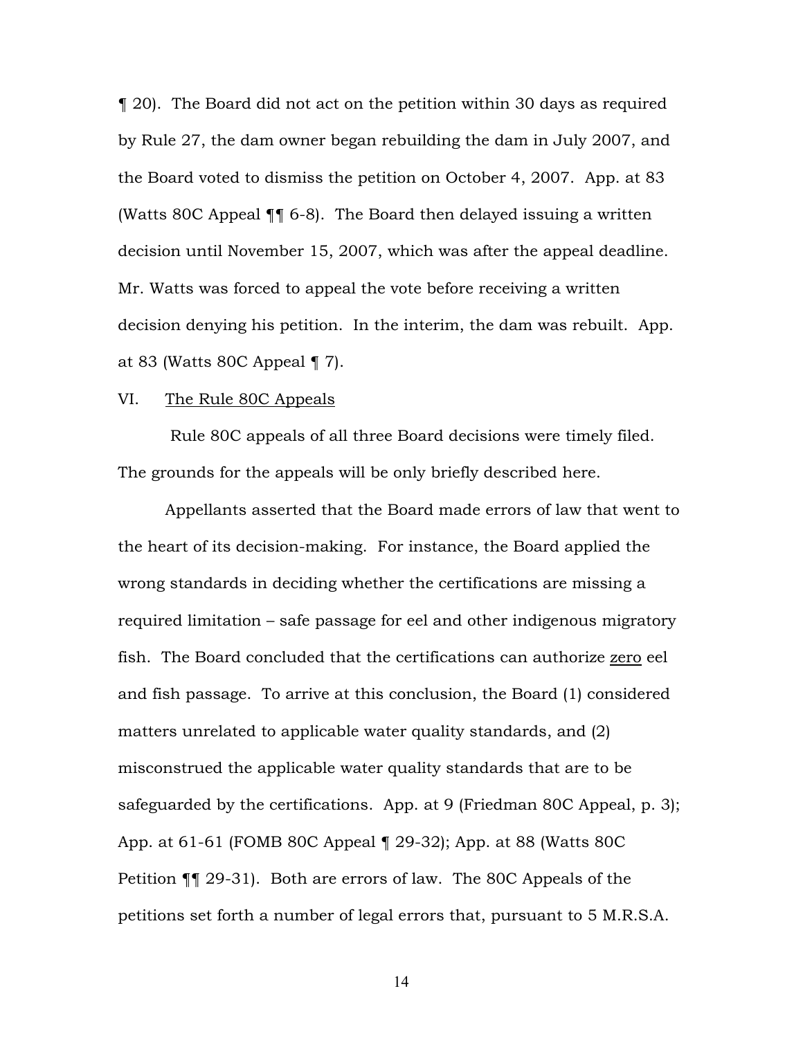¶ 20). The Board did not act on the petition within 30 days as required by Rule 27, the dam owner began rebuilding the dam in July 2007, and the Board voted to dismiss the petition on October 4, 2007. App. at 83 (Watts 80C Appeal ¶¶ 6-8). The Board then delayed issuing a written decision until November 15, 2007, which was after the appeal deadline. Mr. Watts was forced to appeal the vote before receiving a written decision denying his petition. In the interim, the dam was rebuilt. App. at 83 (Watts 80C Appeal ¶ 7).

## VI. <u>The Rule 80C Appeals</u>

Rule 80C appeals of all three Board decisions were timely filed. The grounds for the appeals will be only briefly described here.

Appellants asserted that the Board made errors of law that went to the heart of its decision-making. For instance, the Board applied the wrong standards in deciding whether the certifications are missing a required limitation – safe passage for eel and other indigenous migratory fish. The Board concluded that the certifications can authorize <u>zero</u> eel and fish passage. To arrive at this conclusion, the Board (1) considered matters unrelated to applicable water quality standards, and (2) misconstrued the applicable water quality standards that are to be safeguarded by the certifications. App. at 9 (Friedman 80C Appeal, p. 3); App. at 61-61 (FOMB 80C Appeal ¶ 29-32); App. at 88 (Watts 80C Petition ¶¶ 29-31). Both are errors of law. The 80C Appeals of the petitions set forth a number of legal errors that, pursuant to 5 M.R.S.A.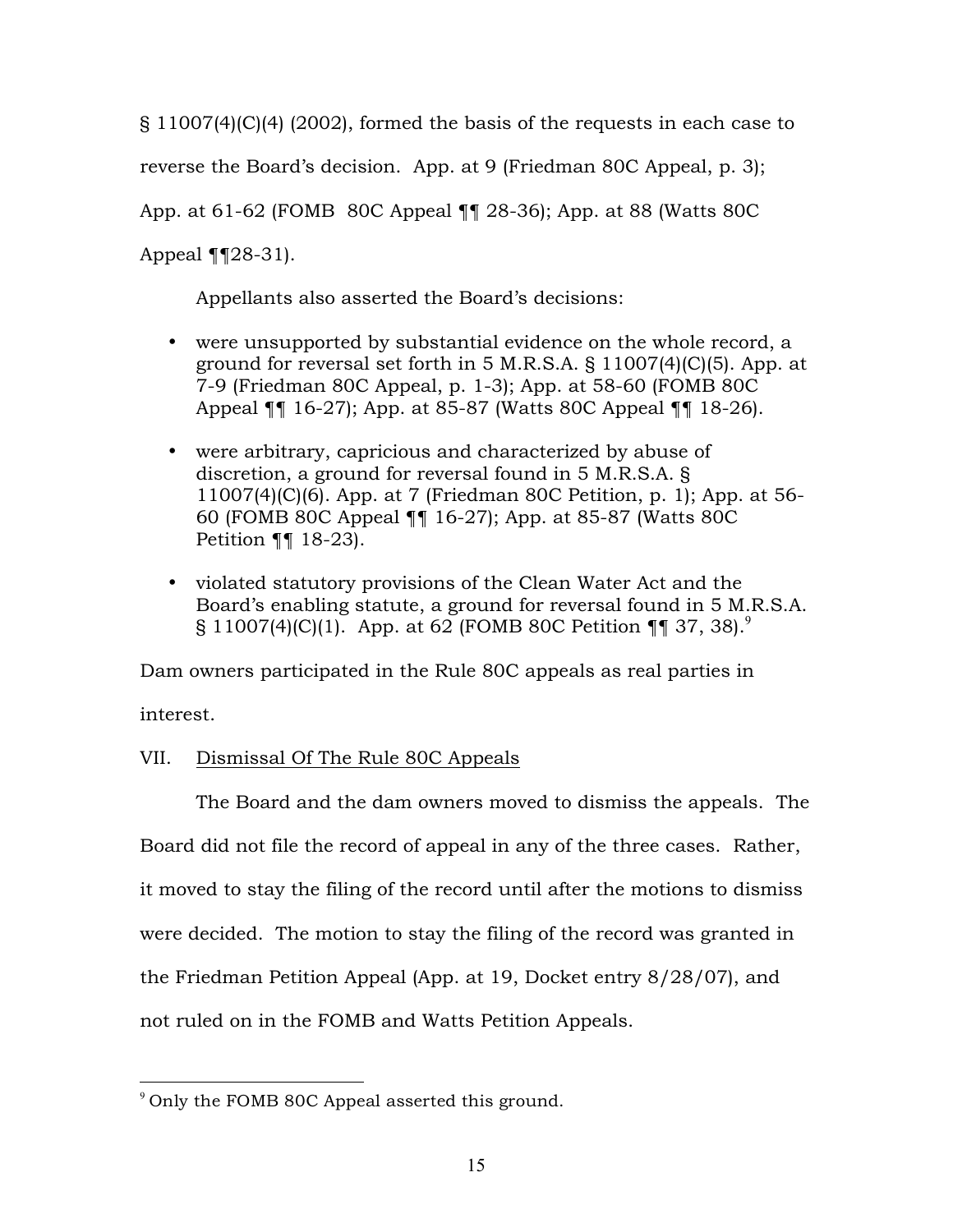§ 11007(4)(C)(4) (2002), formed the basis of the requests in each case to reverse the Board's decision. App. at 9 (Friedman 80C Appeal, p. 3); App. at 61-62 (FOMB 80C Appeal ¶¶ 28-36); App. at 88 (Watts 80C Appeal ¶¶28-31).

Appellants also asserted the Board's decisions:

- were unsupported by substantial evidence on the whole record, a ground for reversal set forth in 5 M.R.S.A. § 11007(4)(C)(5). App. at 7-9 (Friedman 80C Appeal, p. 1-3); App. at 58-60 (FOMB 80C Appeal ¶¶ 16-27); App. at 85-87 (Watts 80C Appeal ¶¶ 18-26).
- were arbitrary, capricious and characterized by abuse of discretion, a ground for reversal found in 5 M.R.S.A. § 11007(4)(C)(6). App. at 7 (Friedman 80C Petition, p. 1); App. at 56-60 (FOMB 80C Appeal ¶¶ 16-27); App. at 85-87 (Watts 80C Petition ¶¶ 18-23).
- violated statutory provisions of the Clean Water Act and the Board's enabling statute, a ground for reversal found in 5 M.R.S.A. § 11007(4)(C)(1). App. at 62 (FOMB 80C Petition ¶¶ 37, 38).[9]

Dam owners participated in the Rule 80C appeals as real parties in interest.

VII. Dismissal Of The Rule 80C Appeals

The Board and the dam owners moved to dismiss the appeals. The Board did not file the record of appeal in any of the three cases. Rather, it moved to stay the filing of the record until after the motions to dismiss were decided. The motion to stay the filing of the record was granted in the Friedman Petition Appeal (App. at 19, Docket entry 8/28/07), and not ruled on in the FOMB and Watts Petition Appeals.

[9] Only the FOMB 80C Appeal asserted this ground.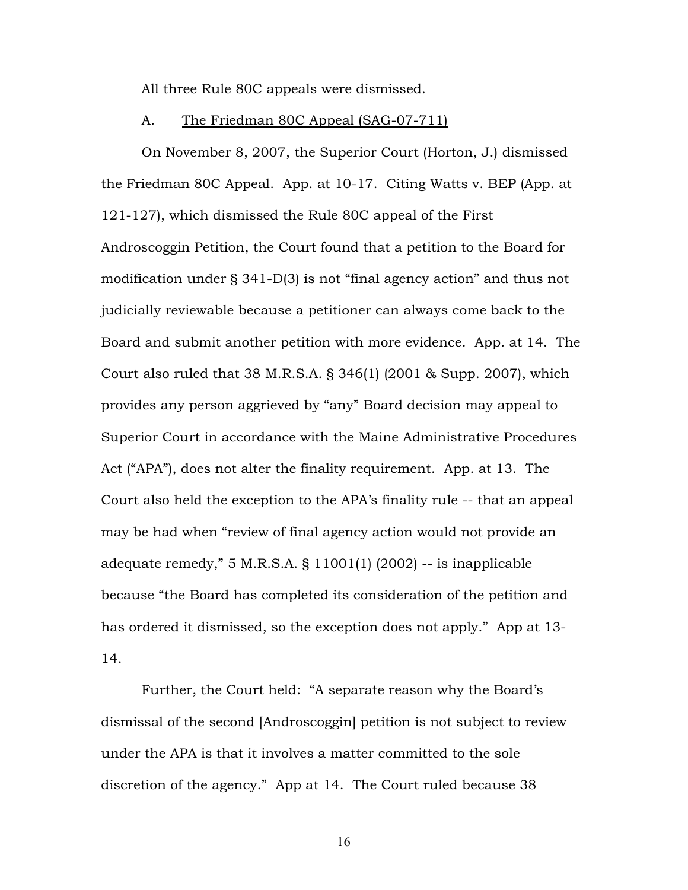All three Rule 80C appeals were dismissed.

A. The Friedman 80C Appeal (SAG-07-711)

On November 8, 2007, the Superior Court (Horton, J.) dismissed the Friedman 80C Appeal. App. at 10-17. Citing Watts v. BEP (App. at 121-127), which dismissed the Rule 80C appeal of the First Androscoggin Petition, the Court found that a petition to the Board for modification under § 341-D(3) is not "final agency action" and thus not judicially reviewable because a petitioner can always come back to the Board and submit another petition with more evidence. App. at 14. The Court also ruled that 38 M.R.S.A. § 346(1) (2001 & Supp. 2007), which provides any person aggrieved by "any" Board decision may appeal to Superior Court in accordance with the Maine Administrative Procedures Act ("APA"), does not alter the finality requirement. App. at 13. The Court also held the exception to the APA's finality rule -- that an appeal may be had when "review of final agency action would not provide an adequate remedy," 5 M.R.S.A. § 11001(1) (2002) -- is inapplicable because "the Board has completed its consideration of the petition and has ordered it dismissed, so the exception does not apply." App at 13-14.

Further, the Court held: "A separate reason why the Board's dismissal of the second [Androscoggin] petition is not subject to review under the APA is that it involves a matter committed to the sole discretion of the agency." App at 14. The Court ruled because 38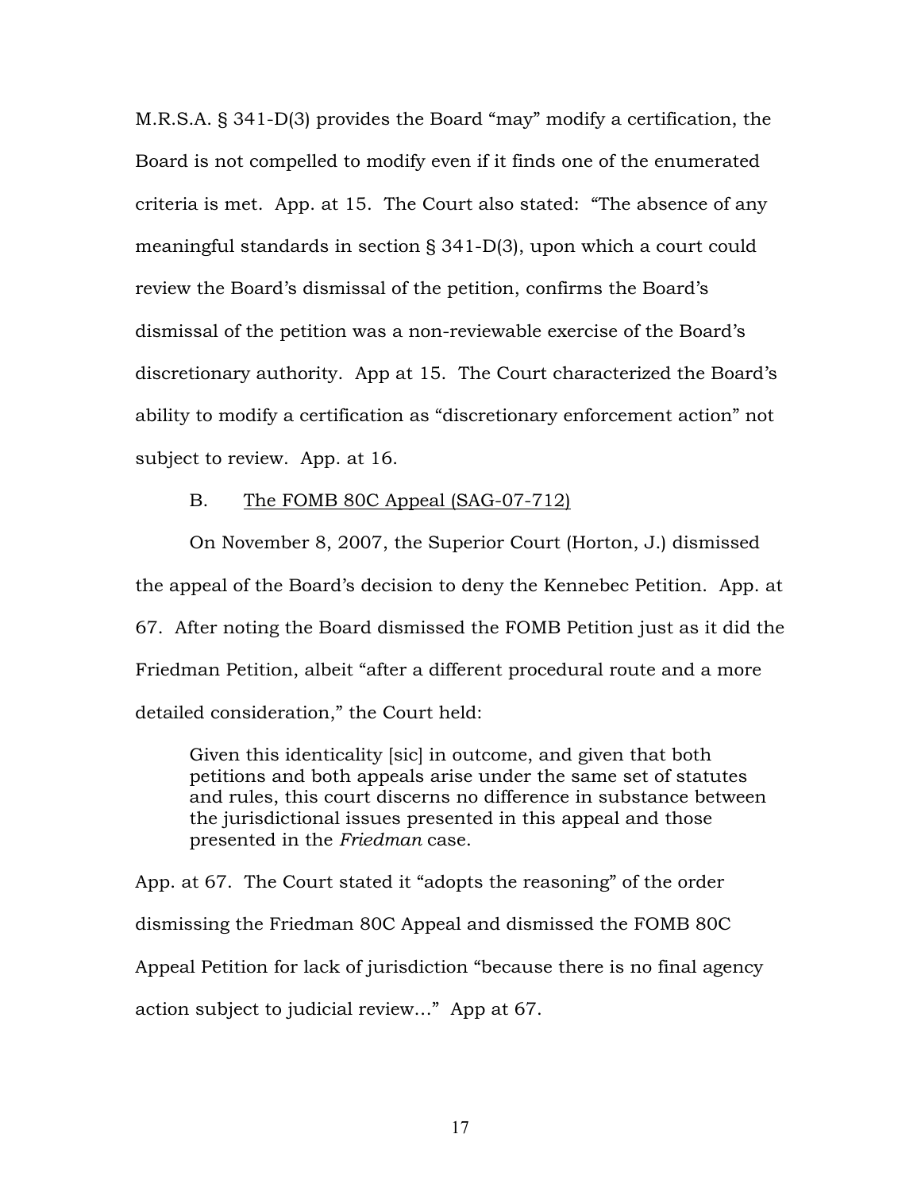M.R.S.A. § 341-D(3) provides the Board "may" modify a certification, the Board is not compelled to modify even if it finds one of the enumerated criteria is met. App. at 15. The Court also stated: "The absence of any meaningful standards in section § 341-D(3), upon which a court could review the Board's dismissal of the petition, confirms the Board's dismissal of the petition was a non-reviewable exercise of the Board's discretionary authority. App at 15. The Court characterized the Board's ability to modify a certification as "discretionary enforcement action" not subject to review. App. at 16.

B. The FOMB 80C Appeal (SAG-07-712)

On November 8, 2007, the Superior Court (Horton, J.) dismissed the appeal of the Board's decision to deny the Kennebec Petition. App. at 67. After noting the Board dismissed the FOMB Petition just as it did the Friedman Petition, albeit "after a different procedural route and a more detailed consideration," the Court held:

> Given this identicality [sic] in outcome, and given that both petitions and both appeals arise under the same set of statutes and rules, this court discerns no difference in substance between the jurisdictional issues presented in this appeal and those presented in the *Friedman* case.

App. at 67. The Court stated it "adopts the reasoning" of the order dismissing the Friedman 80C Appeal and dismissed the FOMB 80C Appeal Petition for lack of jurisdiction "because there is no final agency action subject to judicial review…" App at 67.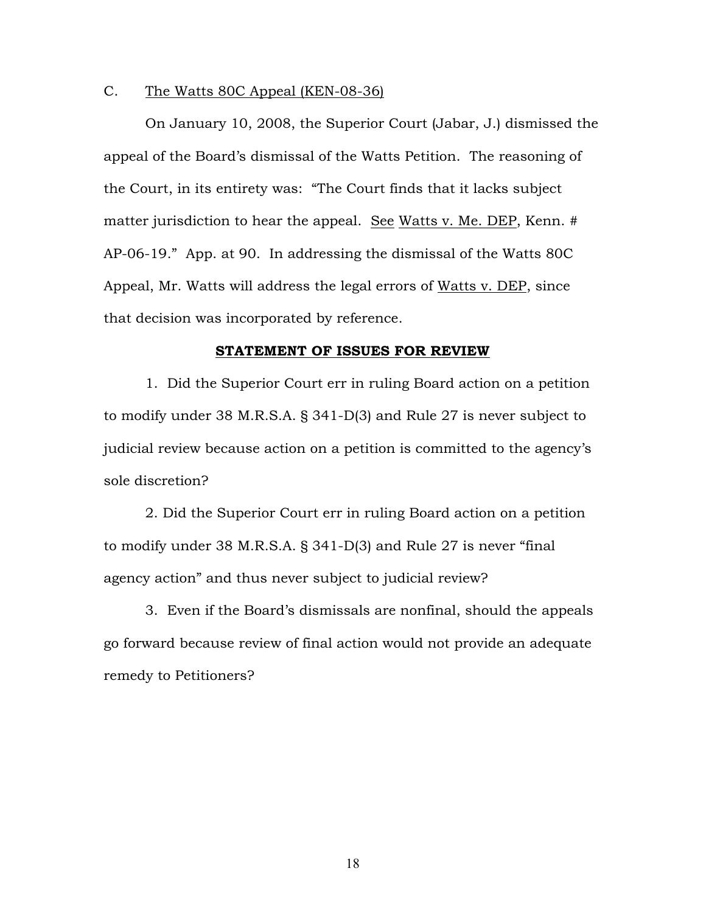C. The Watts 80C Appeal (KEN-08-36)

On January 10, 2008, the Superior Court (Jabar, J.) dismissed the appeal of the Board's dismissal of the Watts Petition. The reasoning of the Court, in its entirety was: "The Court finds that it lacks subject matter jurisdiction to hear the appeal. See Watts v. Me. DEP, Kenn. # AP-06-19." App. at 90. In addressing the dismissal of the Watts 80C Appeal, Mr. Watts will address the legal errors of Watts v. DEP, since that decision was incorporated by reference.

## STATEMENT OF ISSUES FOR REVIEW

1. Did the Superior Court err in ruling Board action on a petition to modify under 38 M.R.S.A. § 341-D(3) and Rule 27 is never subject to judicial review because action on a petition is committed to the agency's sole discretion?

2. Did the Superior Court err in ruling Board action on a petition to modify under 38 M.R.S.A. § 341-D(3) and Rule 27 is never "final agency action" and thus never subject to judicial review?

3. Even if the Board's dismissals are nonfinal, should the appeals go forward because review of final action would not provide an adequate remedy to Petitioners?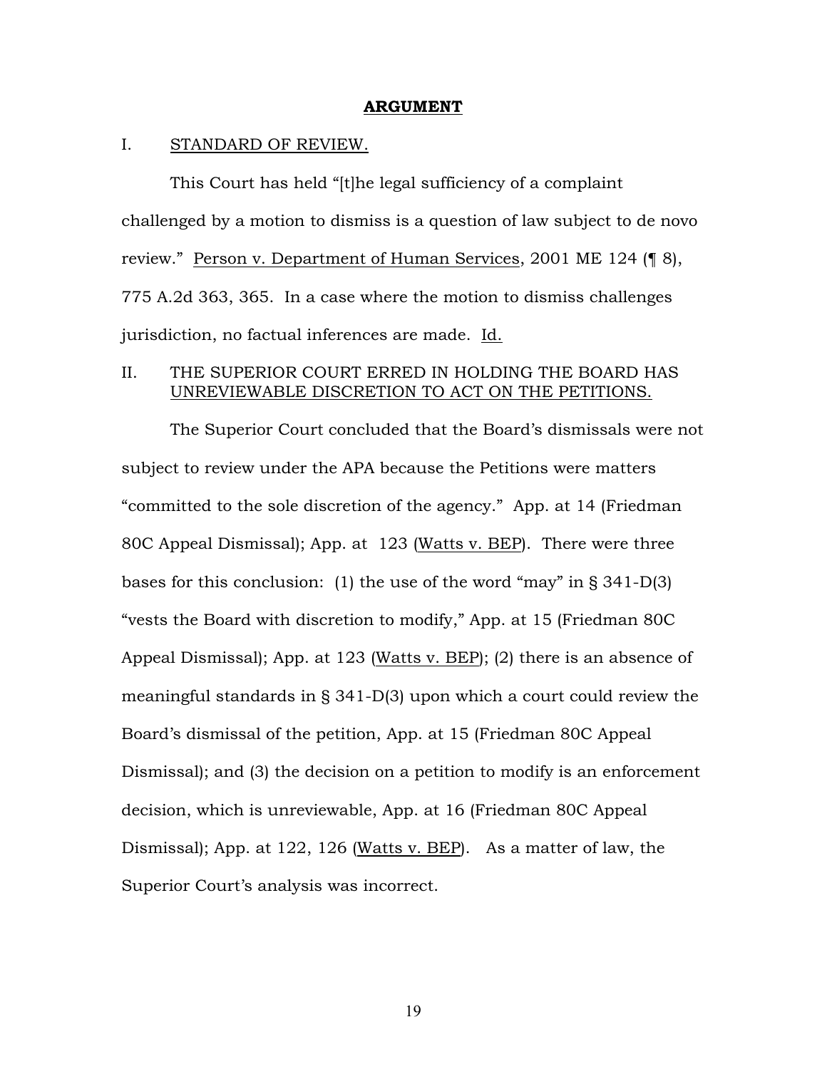## ARGUMENT

### I. STANDARD OF REVIEW.

This Court has held "[t]he legal sufficiency of a complaint challenged by a motion to dismiss is a question of law subject to de novo review." Person v. Department of Human Services, 2001 ME 124 (¶ 8), 775 A.2d 363, 365. In a case where the motion to dismiss challenges jurisdiction, no factual inferences are made. Id.

### II. THE SUPERIOR COURT ERRED IN HOLDING THE BOARD HAS UNREVIEWABLE DISCRETION TO ACT ON THE PETITIONS.

The Superior Court concluded that the Board's dismissals were not subject to review under the APA because the Petitions were matters "committed to the sole discretion of the agency." App. at 14 (Friedman 80C Appeal Dismissal); App. at 123 (Watts v. BEP). There were three bases for this conclusion: (1) the use of the word "may" in § 341-D(3) "vests the Board with discretion to modify," App. at 15 (Friedman 80C Appeal Dismissal); App. at 123 (Watts v. BEP); (2) there is an absence of meaningful standards in § 341-D(3) upon which a court could review the Board's dismissal of the petition, App. at 15 (Friedman 80C Appeal Dismissal); and (3) the decision on a petition to modify is an enforcement decision, which is unreviewable, App. at 16 (Friedman 80C Appeal Dismissal); App. at 122, 126 (Watts v. BEP). As a matter of law, the Superior Court's analysis was incorrect.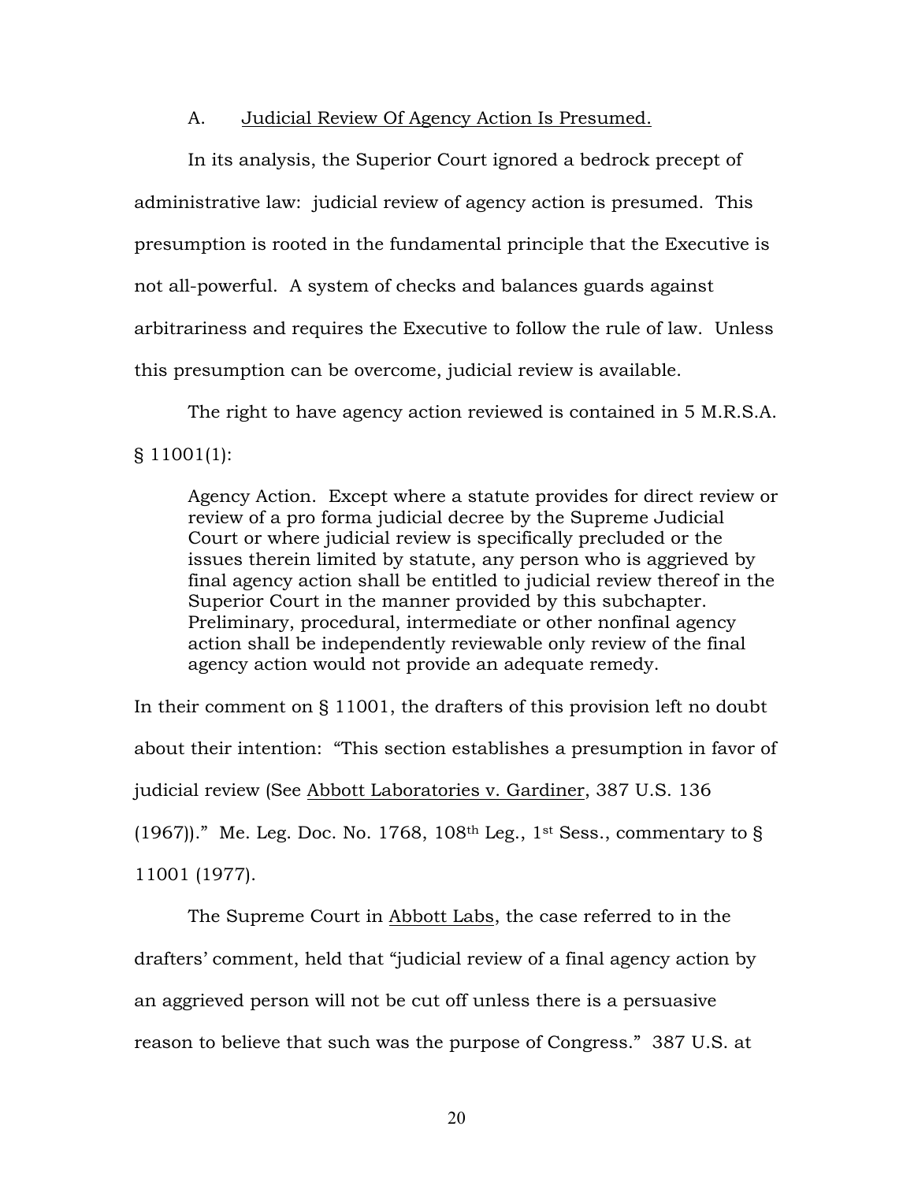### A. Judicial Review Of Agency Action Is Presumed.

In its analysis, the Superior Court ignored a bedrock precept of administrative law: judicial review of agency action is presumed. This presumption is rooted in the fundamental principle that the Executive is not all-powerful. A system of checks and balances guards against arbitrariness and requires the Executive to follow the rule of law. Unless this presumption can be overcome, judicial review is available.

The right to have agency action reviewed is contained in 5 M.R.S.A. § 11001(1):

> Agency Action. Except where a statute provides for direct review or review of a pro forma judicial decree by the Supreme Judicial Court or where judicial review is specifically precluded or the issues therein limited by statute, any person who is aggrieved by final agency action shall be entitled to judicial review thereof in the Superior Court in the manner provided by this subchapter. Preliminary, procedural, intermediate or other nonfinal agency action shall be independently reviewable only review of the final agency action would not provide an adequate remedy.

In their comment on § 11001, the drafters of this provision left no doubt about their intention: "This section establishes a presumption in favor of judicial review (See Abbott Laboratories v. Gardiner, 387 U.S. 136 (1967))." Me. Leg. Doc. No. 1768, 108th Leg., 1st Sess., commentary to § 11001 (1977).

The Supreme Court in Abbott Labs, the case referred to in the drafters' comment, held that "judicial review of a final agency action by an aggrieved person will not be cut off unless there is a persuasive reason to believe that such was the purpose of Congress." 387 U.S. at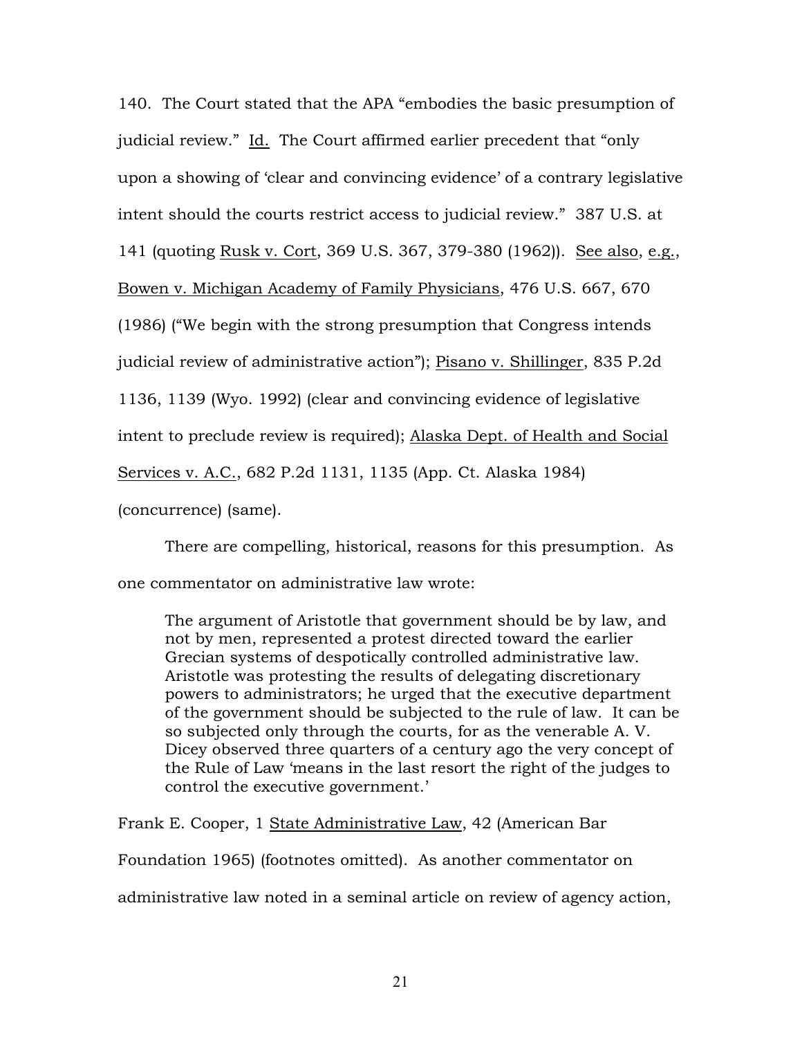140. The Court stated that the APA "embodies the basic presumption of judicial review." Id. The Court affirmed earlier precedent that "only upon a showing of 'clear and convincing evidence' of a contrary legislative intent should the courts restrict access to judicial review." 387 U.S. at 141 (quoting Rusk v. Cort, 369 U.S. 367, 379-380 (1962)). See also, e.g., Bowen v. Michigan Academy of Family Physicians, 476 U.S. 667, 670 (1986) ("We begin with the strong presumption that Congress intends judicial review of administrative action"); Pisano v. Shillinger, 835 P.2d 1136, 1139 (Wyo. 1992) (clear and convincing evidence of legislative intent to preclude review is required); Alaska Dept. of Health and Social Services v. A.C., 682 P.2d 1131, 1135 (App. Ct. Alaska 1984) (concurrence) (same).

There are compelling, historical, reasons for this presumption. As one commentator on administrative law wrote:

> The argument of Aristotle that government should be by law, and not by men, represented a protest directed toward the earlier Grecian systems of despotically controlled administrative law. Aristotle was protesting the results of delegating discretionary powers to administrators; he urged that the executive department of the government should be subjected to the rule of law. It can be so subjected only through the courts, for as the venerable A. V. Dicey observed three quarters of a century ago the very concept of the Rule of Law 'means in the last resort the right of the judges to control the executive government.'

Frank E. Cooper, 1 State Administrative Law, 42 (American Bar Foundation 1965) (footnotes omitted). As another commentator on administrative law noted in a seminal article on review of agency action,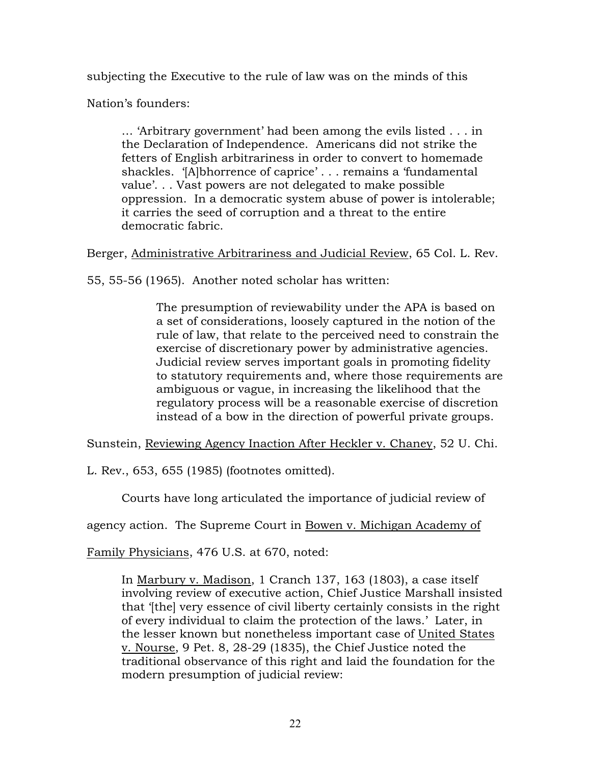subjecting the Executive to the rule of law was on the minds of this Nation's founders:

> … 'Arbitrary government' had been among the evils listed . . . in the Declaration of Independence. Americans did not strike the fetters of English arbitrariness in order to convert to homemade shackles. '[A]bhorrence of caprice' . . . remains a 'fundamental value'. . . Vast powers are not delegated to make possible oppression. In a democratic system abuse of power is intolerable; it carries the seed of corruption and a threat to the entire democratic fabric.

Berger, Administrative Arbitrariness and Judicial Review, 65 Col. L. Rev. 55, 55-56 (1965). Another noted scholar has written:

> The presumption of reviewability under the APA is based on a set of considerations, loosely captured in the notion of the rule of law, that relate to the perceived need to constrain the exercise of discretionary power by administrative agencies. Judicial review serves important goals in promoting fidelity to statutory requirements and, where those requirements are ambiguous or vague, in increasing the likelihood that the regulatory process will be a reasonable exercise of discretion instead of a bow in the direction of powerful private groups.

Sunstein, Reviewing Agency Inaction After Heckler v. Chaney, 52 U. Chi. L. Rev., 653, 655 (1985) (footnotes omitted).

Courts have long articulated the importance of judicial review of agency action. The Supreme Court in Bowen v. Michigan Academy of Family Physicians, 476 U.S. at 670, noted:

> In Marbury v. Madison, 1 Cranch 137, 163 (1803), a case itself involving review of executive action, Chief Justice Marshall insisted that '[the] very essence of civil liberty certainly consists in the right of every individual to claim the protection of the laws.' Later, in the lesser known but nonetheless important case of United States v. Nourse, 9 Pet. 8, 28-29 (1835), the Chief Justice noted the traditional observance of this right and laid the foundation for the modern presumption of judicial review: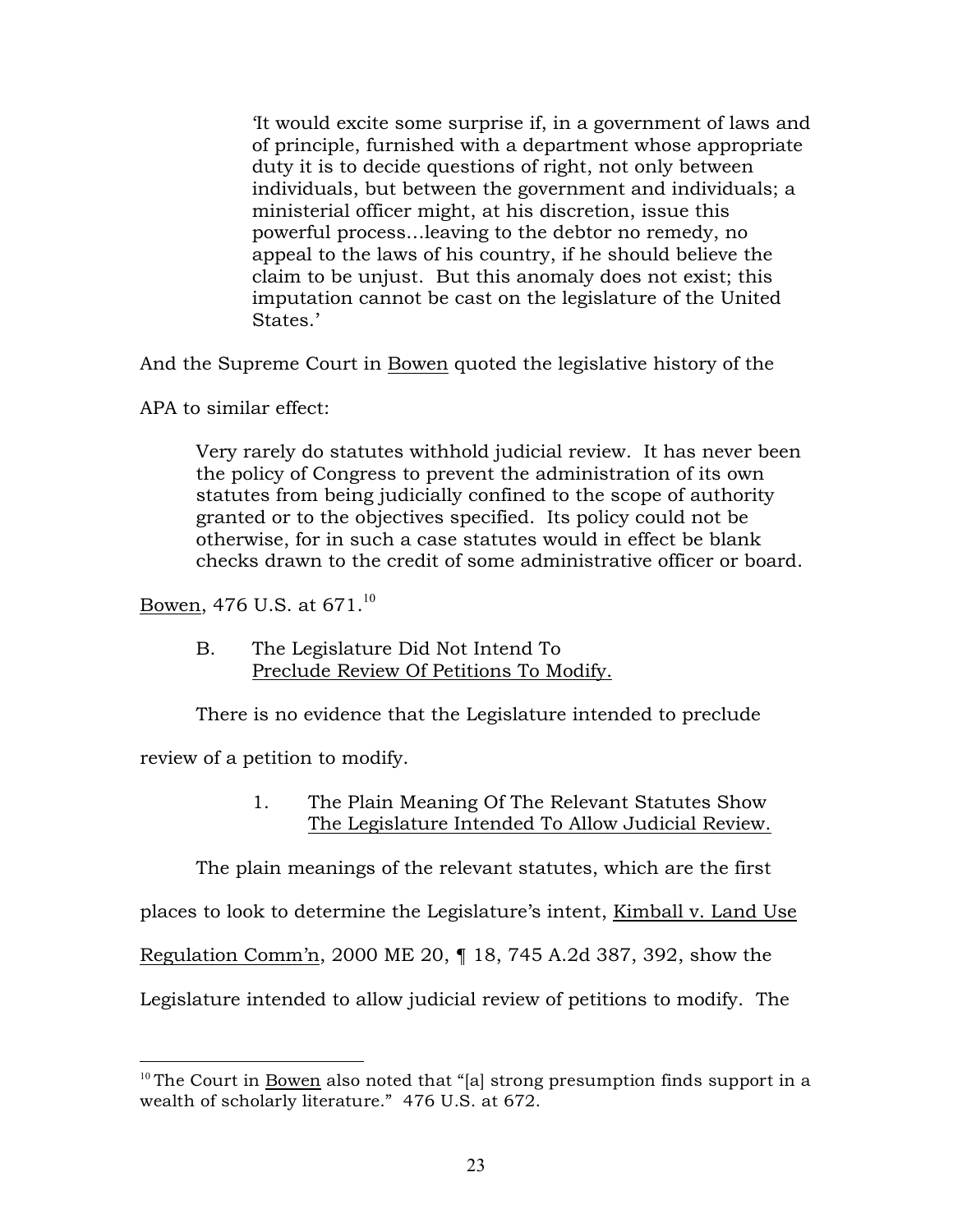> 'It would excite some surprise if, in a government of laws and of principle, furnished with a department whose appropriate duty it is to decide questions of right, not only between individuals, but between the government and individuals; a ministerial officer might, at his discretion, issue this powerful process…leaving to the debtor no remedy, no appeal to the laws of his country, if he should believe the claim to be unjust. But this anomaly does not exist; this imputation cannot be cast on the legislature of the United States.'

And the Supreme Court in Bowen quoted the legislative history of the APA to similar effect:

> Very rarely do statutes withhold judicial review. It has never been the policy of Congress to prevent the administration of its own statutes from being judicially confined to the scope of authority granted or to the objectives specified. Its policy could not be otherwise, for in such a case statutes would in effect be blank checks drawn to the credit of some administrative officer or board.

Bowen, 476 U.S. at 671.[10]

B. The Legislature Did Not Intend To Preclude Review Of Petitions To Modify.

There is no evidence that the Legislature intended to preclude review of a petition to modify.

1. The Plain Meaning Of The Relevant Statutes Show The Legislature Intended To Allow Judicial Review.

The plain meanings of the relevant statutes, which are the first places to look to determine the Legislature's intent, Kimball v. Land Use Regulation Comm'n, 2000 ME 20, ¶ 18, 745 A.2d 387, 392, show the Legislature intended to allow judicial review of petitions to modify. The

---

[10] The Court in Bowen also noted that "[a] strong presumption finds support in a wealth of scholarly literature." 476 U.S. at 672.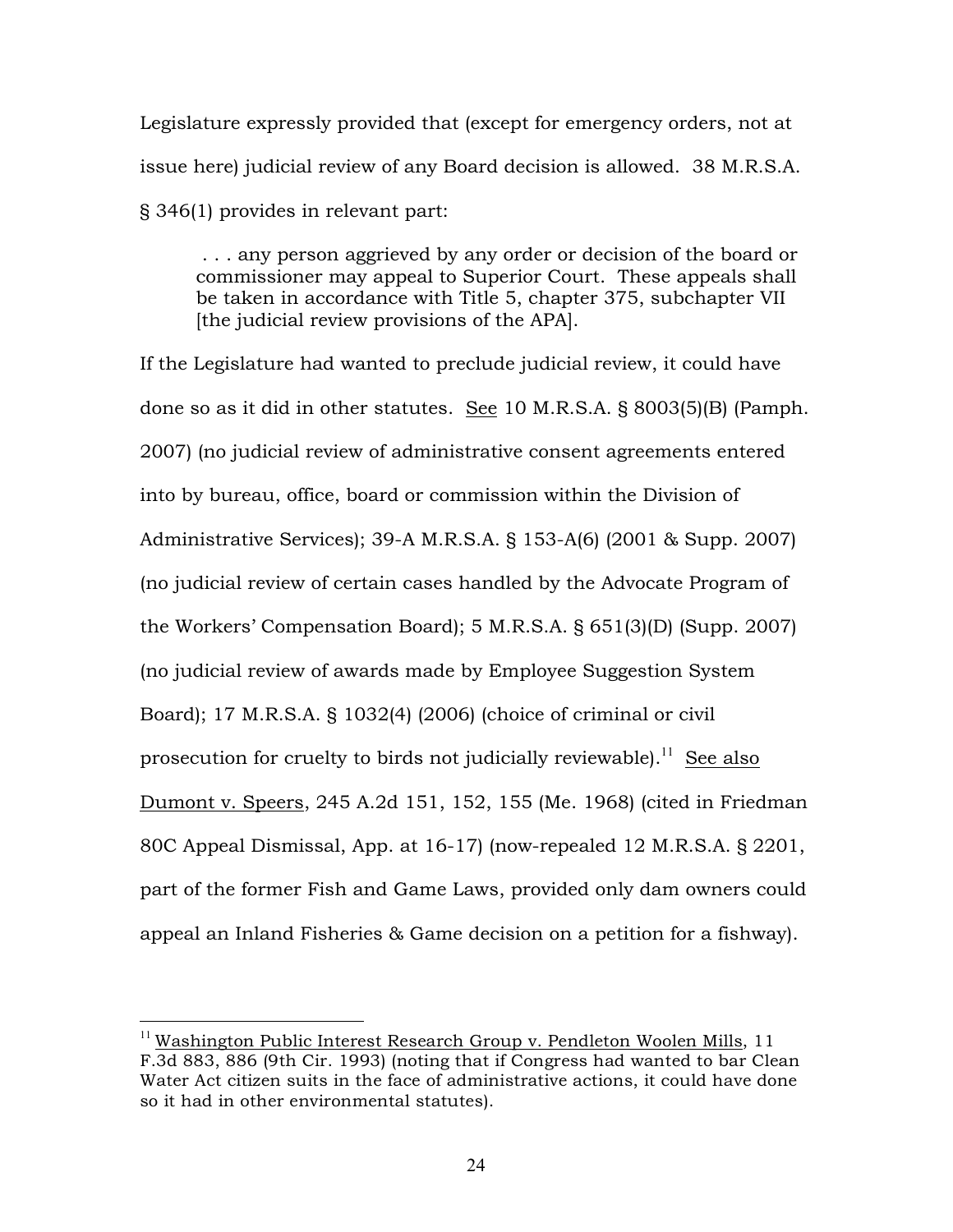Legislature expressly provided that (except for emergency orders, not at issue here) judicial review of any Board decision is allowed. 38 M.R.S.A. § 346(1) provides in relevant part:

> . . . any person aggrieved by any order or decision of the board or commissioner may appeal to Superior Court. These appeals shall be taken in accordance with Title 5, chapter 375, subchapter VII [the judicial review provisions of the APA].

If the Legislature had wanted to preclude judicial review, it could have done so as it did in other statutes. See 10 M.R.S.A. § 8003(5)(B) (Pamph. 2007) (no judicial review of administrative consent agreements entered into by bureau, office, board or commission within the Division of Administrative Services); 39-A M.R.S.A. § 153-A(6) (2001 & Supp. 2007) (no judicial review of certain cases handled by the Advocate Program of the Workers' Compensation Board); 5 M.R.S.A. § 651(3)(D) (Supp. 2007) (no judicial review of awards made by Employee Suggestion System Board); 17 M.R.S.A. § 1032(4) (2006) (choice of criminal or civil prosecution for cruelty to birds not judicially reviewable).[11] See also Dumont v. Speers, 245 A.2d 151, 152, 155 (Me. 1968) (cited in Friedman 80C Appeal Dismissal, App. at 16-17) (now-repealed 12 M.R.S.A. § 2201, part of the former Fish and Game Laws, provided only dam owners could appeal an Inland Fisheries & Game decision on a petition for a fishway).

---

[11] Washington Public Interest Research Group v. Pendleton Woolen Mills, 11 F.3d 883, 886 (9th Cir. 1993) (noting that if Congress had wanted to bar Clean Water Act citizen suits in the face of administrative actions, it could have done so it had in other environmental statutes).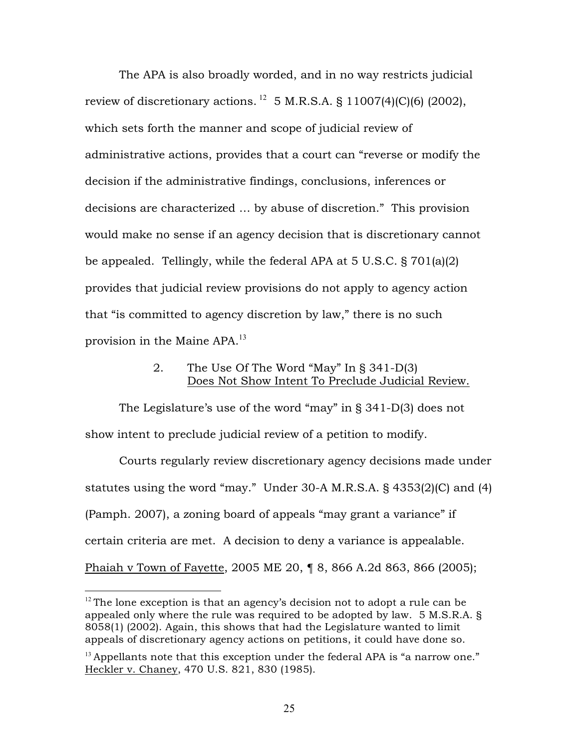The APA is also broadly worded, and in no way restricts judicial review of discretionary actions.[12] 5 M.R.S.A. § 11007(4)(C)(6) (2002), which sets forth the manner and scope of judicial review of administrative actions, provides that a court can "reverse or modify the decision if the administrative findings, conclusions, inferences or decisions are characterized … by abuse of discretion." This provision would make no sense if an agency decision that is discretionary cannot be appealed. Tellingly, while the federal APA at 5 U.S.C. § 701(a)(2) provides that judicial review provisions do not apply to agency action that "is committed to agency discretion by law," there is no such provision in the Maine APA.[13]

2. The Use Of The Word "May" In § 341-D(3) <u>Does Not Show Intent To Preclude Judicial Review.</u>

The Legislature's use of the word "may" in § 341-D(3) does not show intent to preclude judicial review of a petition to modify.

Courts regularly review discretionary agency decisions made under statutes using the word "may." Under 30-A M.R.S.A. § 4353(2)(C) and (4) (Pamph. 2007), a zoning board of appeals "may grant a variance" if certain criteria are met. A decision to deny a variance is appealable. <u>Phaiah v Town of Fayette</u>, 2005 ME 20, ¶ 8, 866 A.2d 863, 866 (2005);

---

[12] The lone exception is that an agency's decision not to adopt a rule can be appealed only where the rule was required to be adopted by law. 5 M.S.R.A. § 8058(1) (2002). Again, this shows that had the Legislature wanted to limit appeals of discretionary agency actions on petitions, it could have done so.

[13] Appellants note that this exception under the federal APA is "a narrow one." <u>Heckler v. Chaney</u>, 470 U.S. 821, 830 (1985).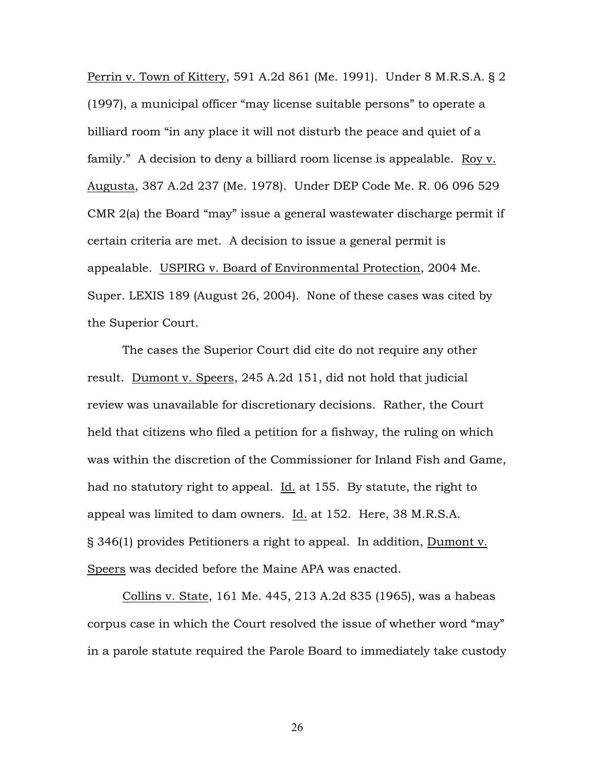Perrin v. Town of Kittery, 591 A.2d 861 (Me. 1991). Under 8 M.R.S.A. § 2 (1997), a municipal officer "may license suitable persons" to operate a billiard room "in any place it will not disturb the peace and quiet of a family." A decision to deny a billiard room license is appealable. Roy v. Augusta, 387 A.2d 237 (Me. 1978). Under DEP Code Me. R. 06 096 529 CMR 2(a) the Board "may" issue a general wastewater discharge permit if certain criteria are met. A decision to issue a general permit is appealable. USPIRG v. Board of Environmental Protection, 2004 Me. Super. LEXIS 189 (August 26, 2004). None of these cases was cited by the Superior Court.

The cases the Superior Court did cite do not require any other result. Dumont v. Speers, 245 A.2d 151, did not hold that judicial review was unavailable for discretionary decisions. Rather, the Court held that citizens who filed a petition for a fishway, the ruling on which was within the discretion of the Commissioner for Inland Fish and Game, had no statutory right to appeal. Id. at 155. By statute, the right to appeal was limited to dam owners. Id. at 152. Here, 38 M.R.S.A. § 346(1) provides Petitioners a right to appeal. In addition, Dumont v. Speers was decided before the Maine APA was enacted.

Collins v. State, 161 Me. 445, 213 A.2d 835 (1965), was a habeas corpus case in which the Court resolved the issue of whether word "may" in a parole statute required the Parole Board to immediately take custody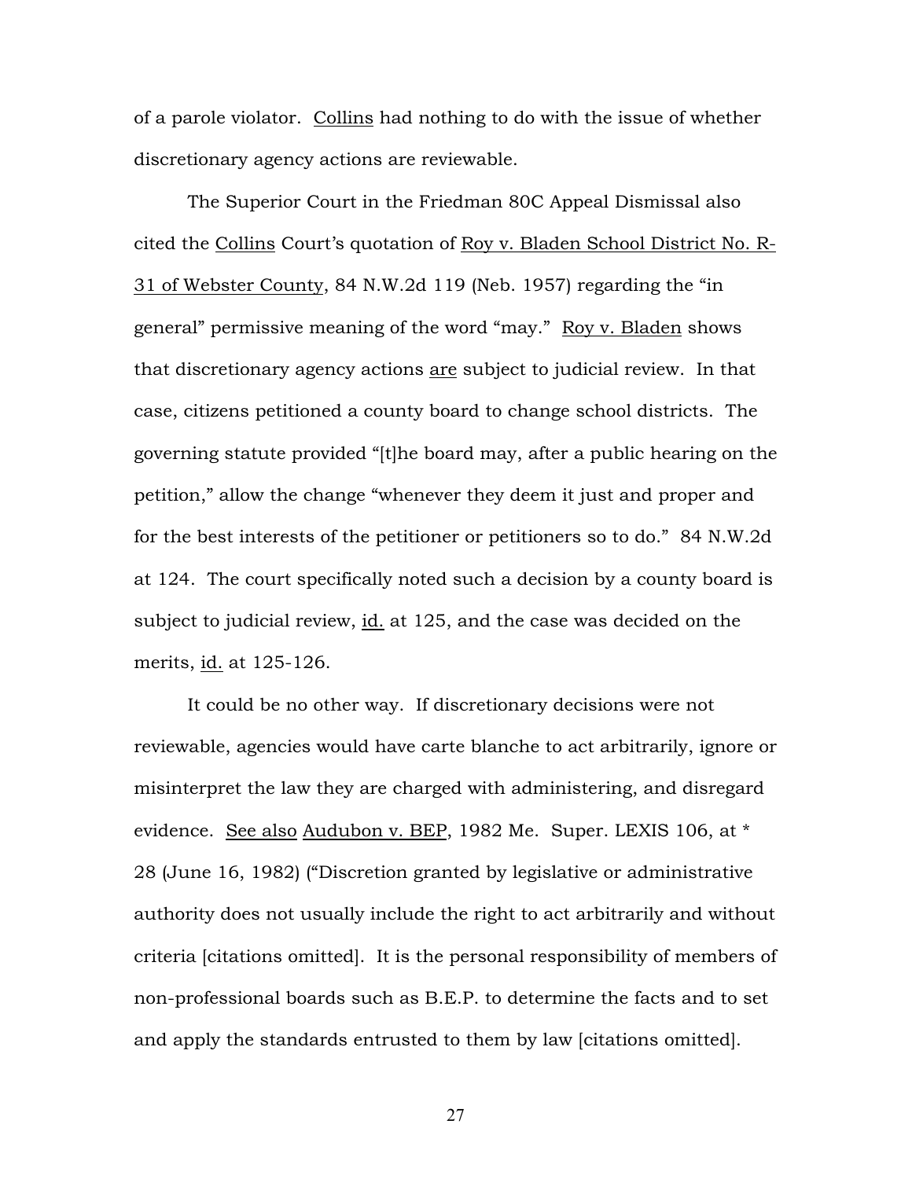of a parole violator. Collins had nothing to do with the issue of whether discretionary agency actions are reviewable.

The Superior Court in the Friedman 80C Appeal Dismissal also cited the Collins Court's quotation of Roy v. Bladen School District No. R-31 of Webster County, 84 N.W.2d 119 (Neb. 1957) regarding the "in general" permissive meaning of the word "may." Roy v. Bladen shows that discretionary agency actions are subject to judicial review. In that case, citizens petitioned a county board to change school districts. The governing statute provided "[t]he board may, after a public hearing on the petition," allow the change "whenever they deem it just and proper and for the best interests of the petitioner or petitioners so to do." 84 N.W.2d at 124. The court specifically noted such a decision by a county board is subject to judicial review, id. at 125, and the case was decided on the merits, id. at 125-126.

It could be no other way. If discretionary decisions were not reviewable, agencies would have carte blanche to act arbitrarily, ignore or misinterpret the law they are charged with administering, and disregard evidence. See also Audubon v. BEP, 1982 Me. Super. LEXIS 106, at * 28 (June 16, 1982) ("Discretion granted by legislative or administrative authority does not usually include the right to act arbitrarily and without criteria [citations omitted]. It is the personal responsibility of members of non-professional boards such as B.E.P. to determine the facts and to set and apply the standards entrusted to them by law [citations omitted].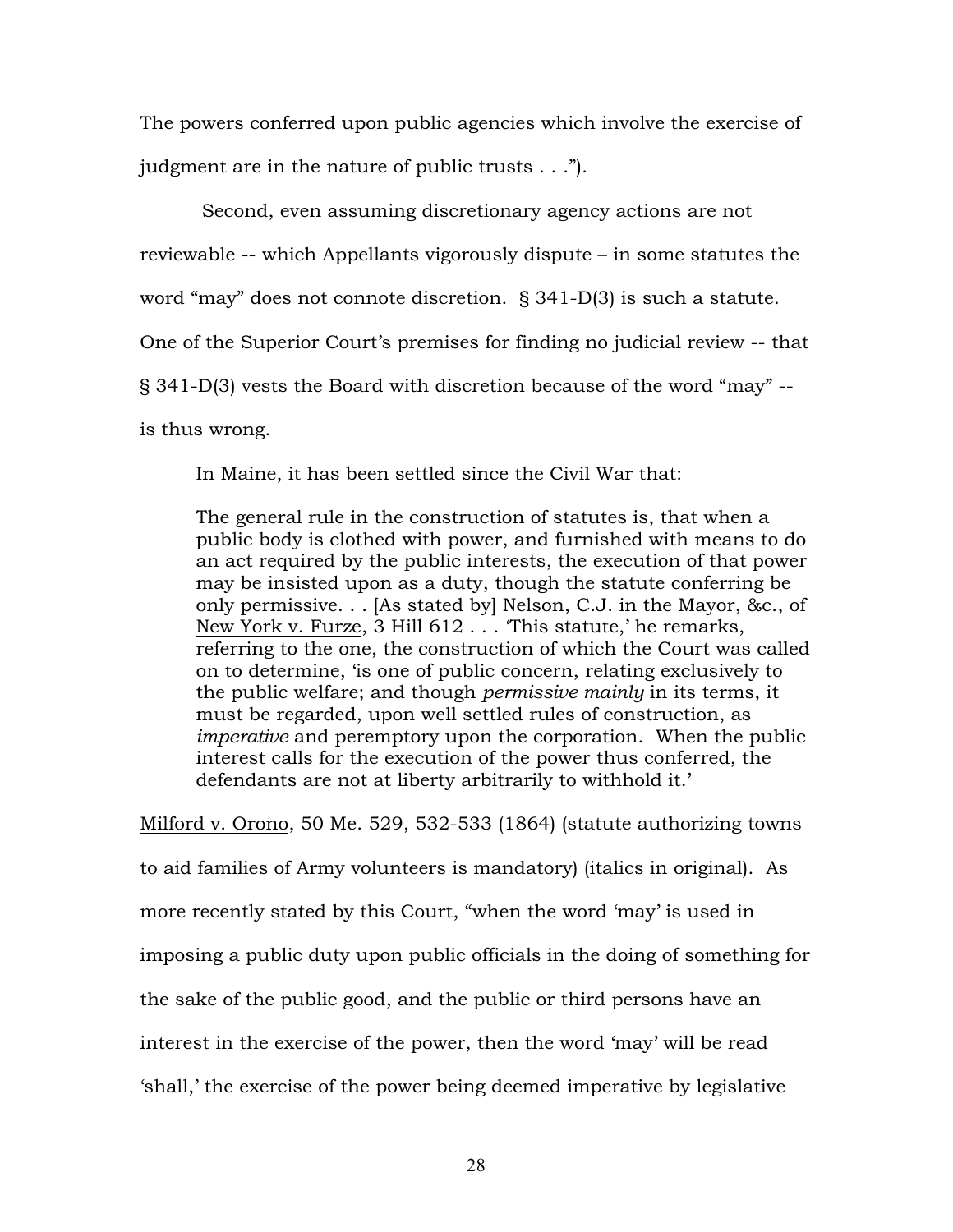The powers conferred upon public agencies which involve the exercise of judgment are in the nature of public trusts . . .").

Second, even assuming discretionary agency actions are not reviewable -- which Appellants vigorously dispute – in some statutes the word "may" does not connote discretion. § 341-D(3) is such a statute. One of the Superior Court's premises for finding no judicial review -- that § 341-D(3) vests the Board with discretion because of the word "may" -- is thus wrong.

In Maine, it has been settled since the Civil War that:

> The general rule in the construction of statutes is, that when a public body is clothed with power, and furnished with means to do an act required by the public interests, the execution of that power may be insisted upon as a duty, though the statute conferring be only permissive. . . [As stated by] Nelson, C.J. in the Mayor, &c., of New York v. Furze, 3 Hill 612 . . . 'This statute,' he remarks, referring to the one, the construction of which the Court was called on to determine, 'is one of public concern, relating exclusively to the public welfare; and though *permissive mainly* in its terms, it must be regarded, upon well settled rules of construction, as *imperative* and peremptory upon the corporation. When the public interest calls for the execution of the power thus conferred, the defendants are not at liberty arbitrarily to withhold it.'

Milford v. Orono, 50 Me. 529, 532-533 (1864) (statute authorizing towns to aid families of Army volunteers is mandatory) (italics in original). As more recently stated by this Court, "when the word 'may' is used in imposing a public duty upon public officials in the doing of something for the sake of the public good, and the public or third persons have an interest in the exercise of the power, then the word 'may' will be read 'shall,' the exercise of the power being deemed imperative by legislative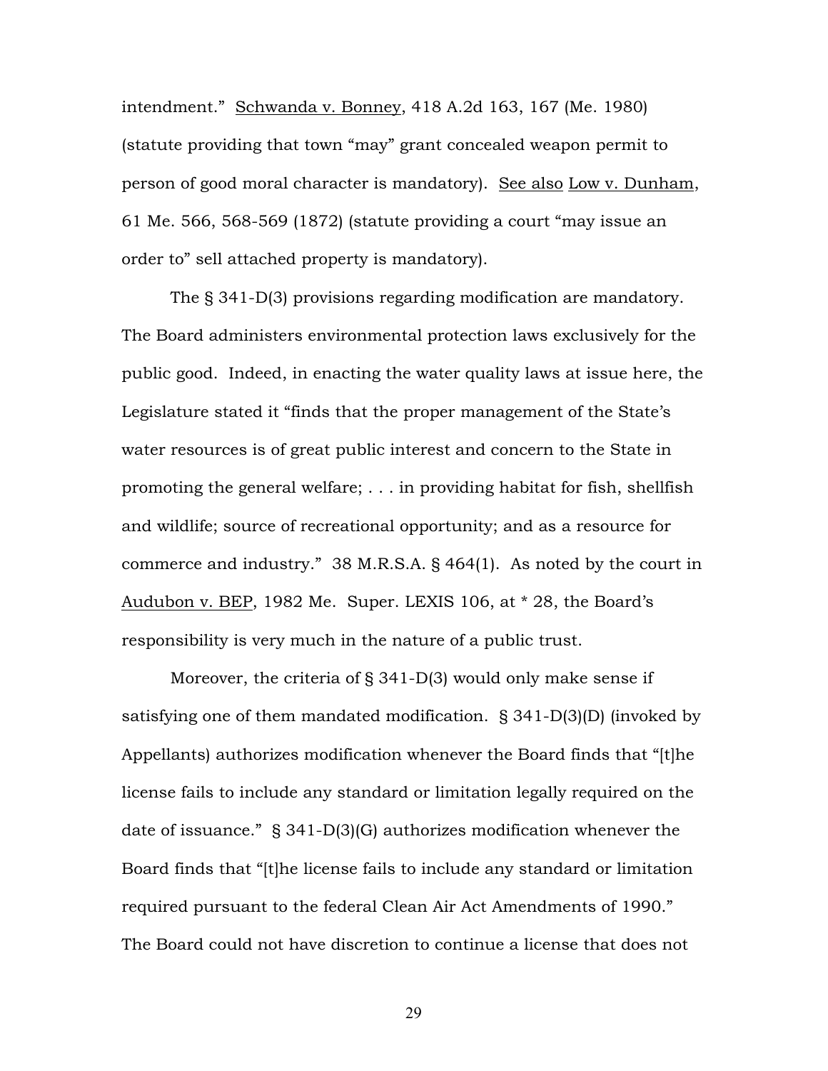intendment." Schwanda v. Bonney, 418 A.2d 163, 167 (Me. 1980) (statute providing that town "may" grant concealed weapon permit to person of good moral character is mandatory). See also Low v. Dunham, 61 Me. 566, 568-569 (1872) (statute providing a court "may issue an order to" sell attached property is mandatory).

The § 341-D(3) provisions regarding modification are mandatory. The Board administers environmental protection laws exclusively for the public good. Indeed, in enacting the water quality laws at issue here, the Legislature stated it "finds that the proper management of the State's water resources is of great public interest and concern to the State in promoting the general welfare; . . . in providing habitat for fish, shellfish and wildlife; source of recreational opportunity; and as a resource for commerce and industry." 38 M.R.S.A. § 464(1). As noted by the court in Audubon v. BEP, 1982 Me. Super. LEXIS 106, at * 28, the Board's responsibility is very much in the nature of a public trust.

Moreover, the criteria of § 341-D(3) would only make sense if satisfying one of them mandated modification. § 341-D(3)(D) (invoked by Appellants) authorizes modification whenever the Board finds that "[t]he license fails to include any standard or limitation legally required on the date of issuance." § 341-D(3)(G) authorizes modification whenever the Board finds that "[t]he license fails to include any standard or limitation required pursuant to the federal Clean Air Act Amendments of 1990." The Board could not have discretion to continue a license that does not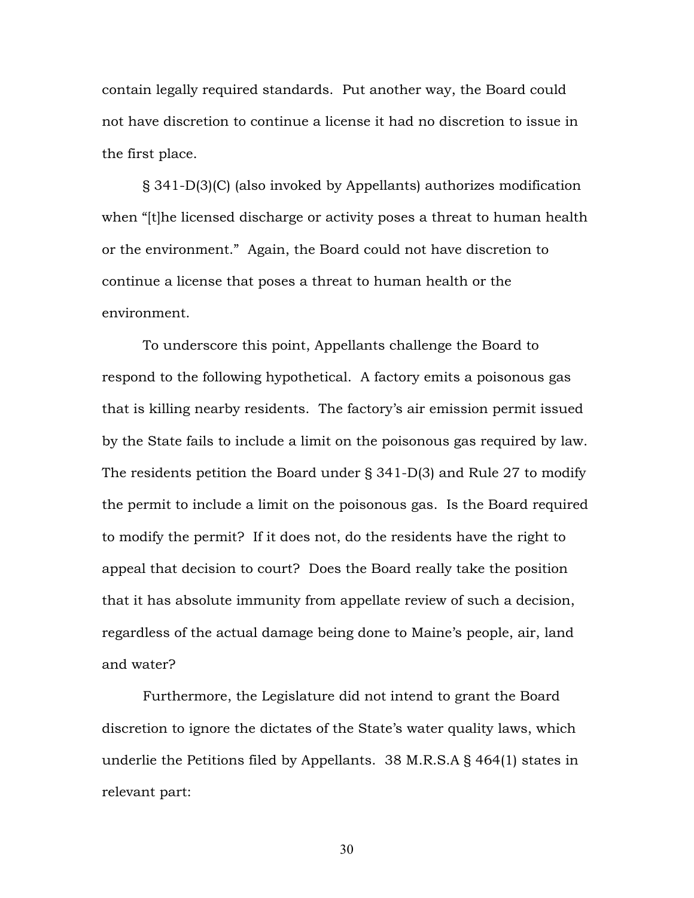contain legally required standards. Put another way, the Board could not have discretion to continue a license it had no discretion to issue in the first place.

§ 341-D(3)(C) (also invoked by Appellants) authorizes modification when "[t]he licensed discharge or activity poses a threat to human health or the environment." Again, the Board could not have discretion to continue a license that poses a threat to human health or the environment.

To underscore this point, Appellants challenge the Board to respond to the following hypothetical. A factory emits a poisonous gas that is killing nearby residents. The factory's air emission permit issued by the State fails to include a limit on the poisonous gas required by law. The residents petition the Board under § 341-D(3) and Rule 27 to modify the permit to include a limit on the poisonous gas. Is the Board required to modify the permit? If it does not, do the residents have the right to appeal that decision to court? Does the Board really take the position that it has absolute immunity from appellate review of such a decision, regardless of the actual damage being done to Maine's people, air, land and water?

Furthermore, the Legislature did not intend to grant the Board discretion to ignore the dictates of the State's water quality laws, which underlie the Petitions filed by Appellants. 38 M.R.S.A § 464(1) states in relevant part: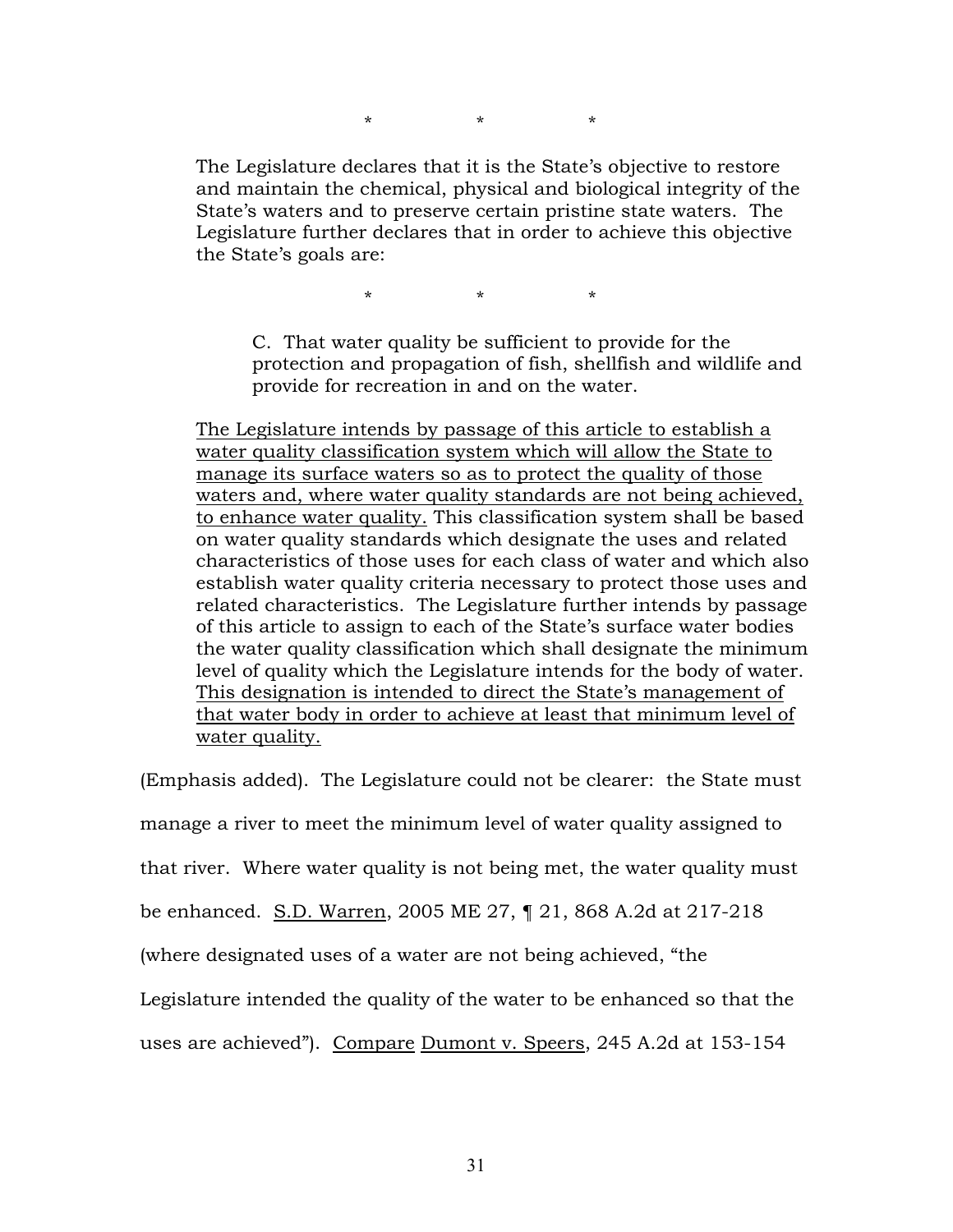\*                    \*                    \*

> The Legislature declares that it is the State's objective to restore and maintain the chemical, physical and biological integrity of the State's waters and to preserve certain pristine state waters. The Legislature further declares that in order to achieve this objective the State's goals are:
>
> \*                    \*                    \*
>
> > C. That water quality be sufficient to provide for the protection and propagation of fish, shellfish and wildlife and provide for recreation in and on the water.
>
> <u>The Legislature intends by passage of this article to establish a water quality classification system which will allow the State to manage its surface waters so as to protect the quality of those waters and, where water quality standards are not being achieved, to enhance water quality.</u> This classification system shall be based on water quality standards which designate the uses and related characteristics of those uses for each class of water and which also establish water quality criteria necessary to protect those uses and related characteristics. The Legislature further intends by passage of this article to assign to each of the State's surface water bodies the water quality classification which shall designate the minimum level of quality which the Legislature intends for the body of water. <u>This designation is intended to direct the State's management of that water body in order to achieve at least that minimum level of water quality.</u>

(Emphasis added). The Legislature could not be clearer: the State must manage a river to meet the minimum level of water quality assigned to that river. Where water quality is not being met, the water quality must be enhanced. <u>S.D. Warren</u>, 2005 ME 27, ¶ 21, 868 A.2d at 217-218 (where designated uses of a water are not being achieved, "the Legislature intended the quality of the water to be enhanced so that the uses are achieved"). <u>Compare</u> <u>Dumont v. Speers</u>, 245 A.2d at 153-154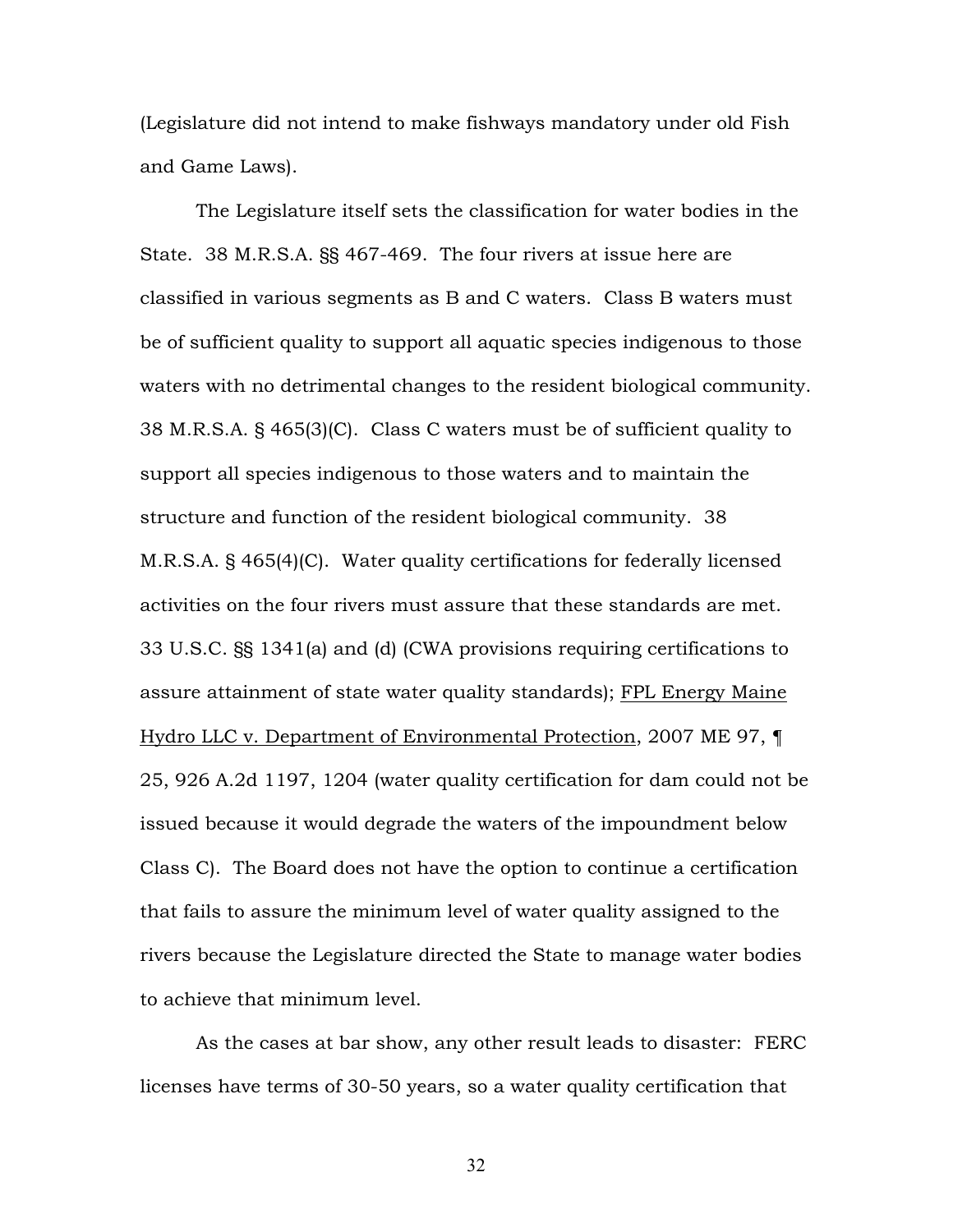(Legislature did not intend to make fishways mandatory under old Fish and Game Laws).

The Legislature itself sets the classification for water bodies in the State. 38 M.R.S.A. §§ 467-469. The four rivers at issue here are classified in various segments as B and C waters. Class B waters must be of sufficient quality to support all aquatic species indigenous to those waters with no detrimental changes to the resident biological community. 38 M.R.S.A. § 465(3)(C). Class C waters must be of sufficient quality to support all species indigenous to those waters and to maintain the structure and function of the resident biological community. 38 M.R.S.A. § 465(4)(C). Water quality certifications for federally licensed activities on the four rivers must assure that these standards are met. 33 U.S.C. §§ 1341(a) and (d) (CWA provisions requiring certifications to assure attainment of state water quality standards); FPL Energy Maine Hydro LLC v. Department of Environmental Protection, 2007 ME 97, ¶ 25, 926 A.2d 1197, 1204 (water quality certification for dam could not be issued because it would degrade the waters of the impoundment below Class C). The Board does not have the option to continue a certification that fails to assure the minimum level of water quality assigned to the rivers because the Legislature directed the State to manage water bodies to achieve that minimum level.

As the cases at bar show, any other result leads to disaster: FERC licenses have terms of 30-50 years, so a water quality certification that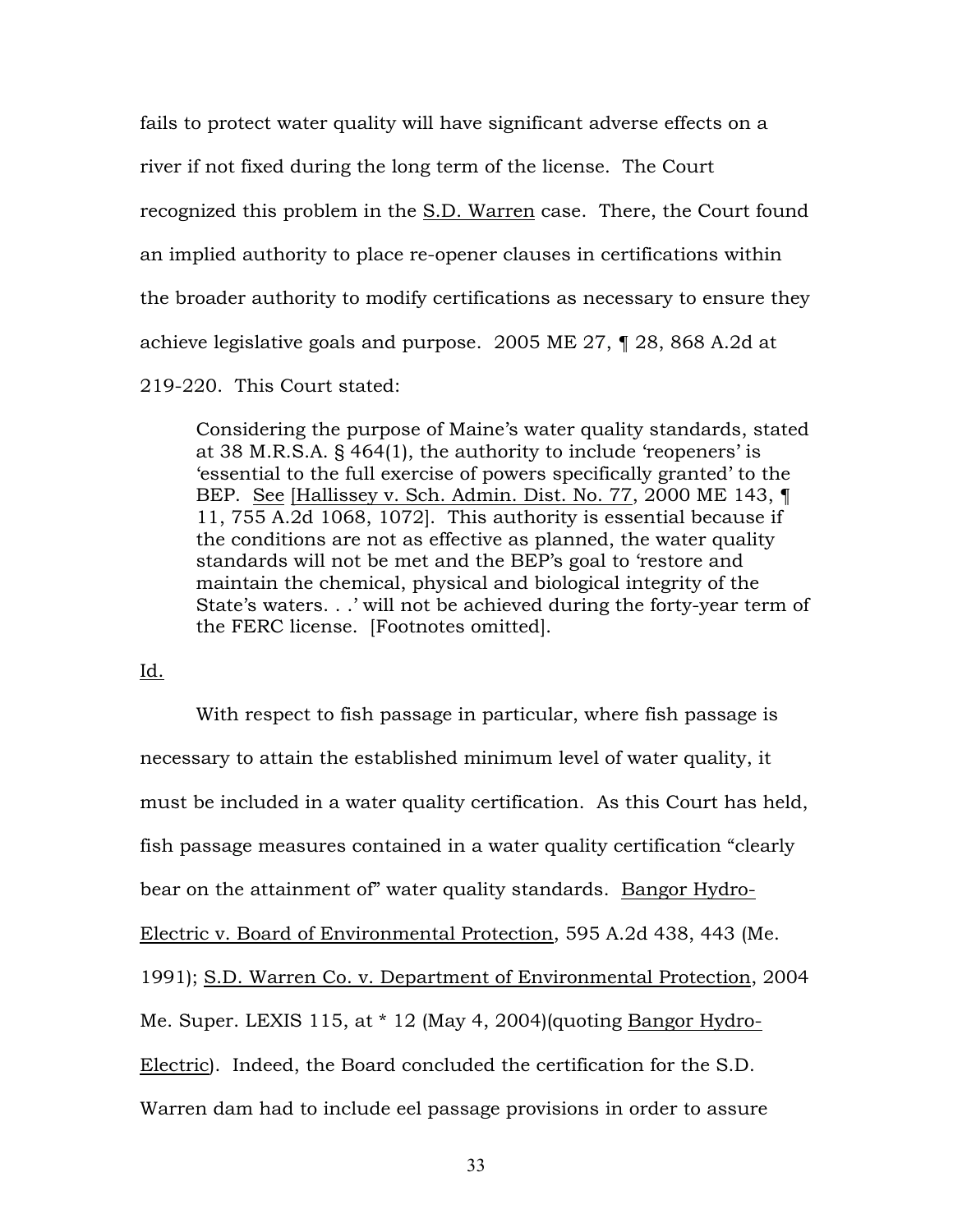fails to protect water quality will have significant adverse effects on a river if not fixed during the long term of the license. The Court recognized this problem in the S.D. Warren case. There, the Court found an implied authority to place re-opener clauses in certifications within the broader authority to modify certifications as necessary to ensure they achieve legislative goals and purpose. 2005 ME 27, ¶ 28, 868 A.2d at 219-220. This Court stated:

> Considering the purpose of Maine's water quality standards, stated at 38 M.R.S.A. § 464(1), the authority to include 'reopeners' is 'essential to the full exercise of powers specifically granted' to the BEP. See [Hallissey v. Sch. Admin. Dist. No. 77, 2000 ME 143, ¶ 11, 755 A.2d 1068, 1072]. This authority is essential because if the conditions are not as effective as planned, the water quality standards will not be met and the BEP's goal to 'restore and maintain the chemical, physical and biological integrity of the State's waters. . .' will not be achieved during the forty-year term of the FERC license. [Footnotes omitted].

Id.

With respect to fish passage in particular, where fish passage is necessary to attain the established minimum level of water quality, it must be included in a water quality certification. As this Court has held, fish passage measures contained in a water quality certification "clearly bear on the attainment of" water quality standards. Bangor Hydro-Electric v. Board of Environmental Protection, 595 A.2d 438, 443 (Me. 1991); S.D. Warren Co. v. Department of Environmental Protection, 2004 Me. Super. LEXIS 115, at * 12 (May 4, 2004)(quoting Bangor Hydro-Electric). Indeed, the Board concluded the certification for the S.D. Warren dam had to include eel passage provisions in order to assure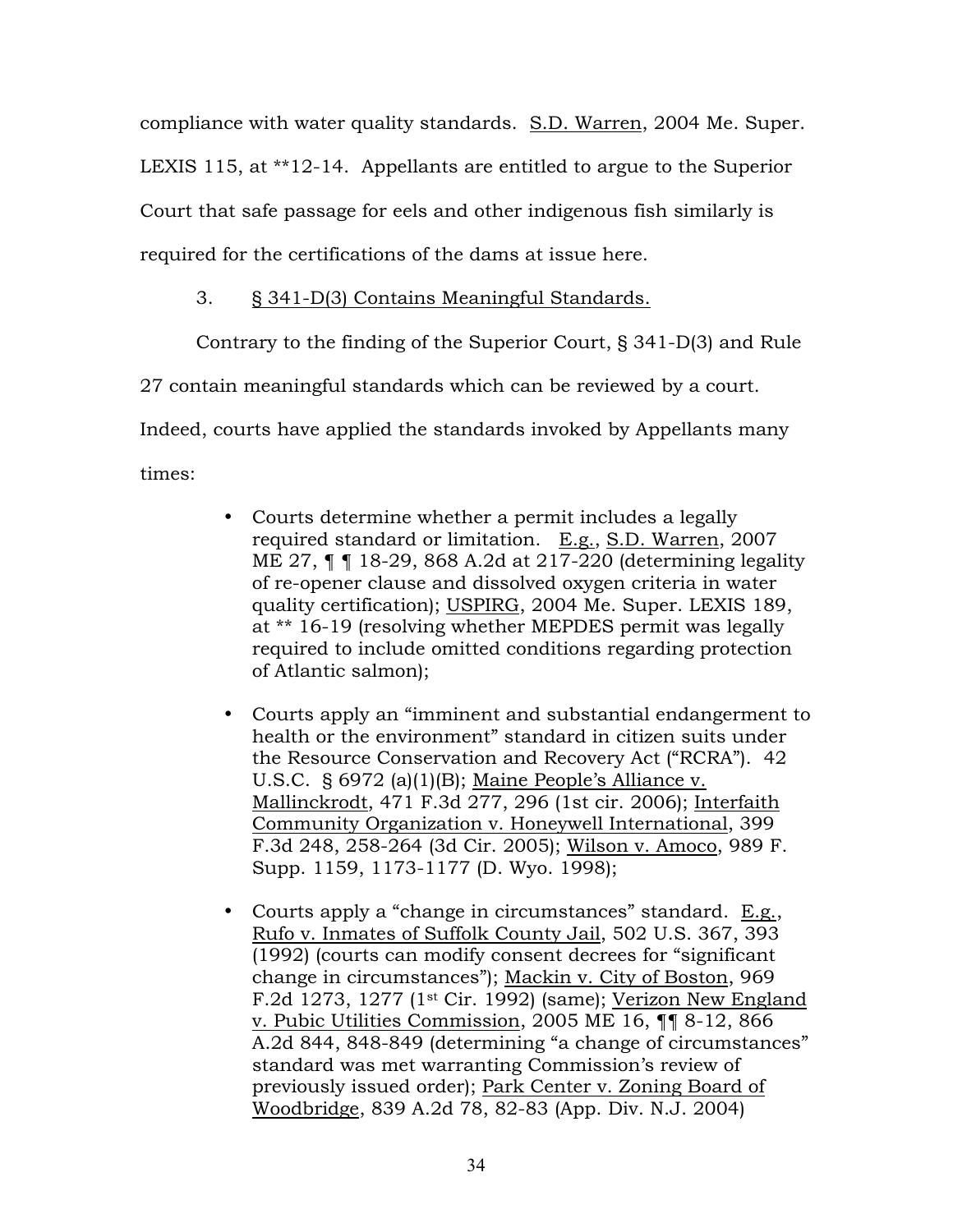compliance with water quality standards. S.D. Warren, 2004 Me. Super. LEXIS 115, at **12-14. Appellants are entitled to argue to the Superior Court that safe passage for eels and other indigenous fish similarly is required for the certifications of the dams at issue here.

3. § 341-D(3) Contains Meaningful Standards.

Contrary to the finding of the Superior Court, § 341-D(3) and Rule 27 contain meaningful standards which can be reviewed by a court. Indeed, courts have applied the standards invoked by Appellants many times:

- Courts determine whether a permit includes a legally required standard or limitation. E.g., S.D. Warren, 2007 ME 27, ¶ ¶ 18-29, 868 A.2d at 217-220 (determining legality of re-opener clause and dissolved oxygen criteria in water quality certification); USPIRG, 2004 Me. Super. LEXIS 189, at ** 16-19 (resolving whether MEPDES permit was legally required to include omitted conditions regarding protection of Atlantic salmon);

- Courts apply an "imminent and substantial endangerment to health or the environment" standard in citizen suits under the Resource Conservation and Recovery Act ("RCRA"). 42 U.S.C. § 6972 (a)(1)(B); Maine People's Alliance v. Mallinckrodt, 471 F.3d 277, 296 (1st cir. 2006); Interfaith Community Organization v. Honeywell International, 399 F.3d 248, 258-264 (3d Cir. 2005); Wilson v. Amoco, 989 F. Supp. 1159, 1173-1177 (D. Wyo. 1998);

- Courts apply a "change in circumstances" standard. E.g., Rufo v. Inmates of Suffolk County Jail, 502 U.S. 367, 393 (1992) (courts can modify consent decrees for "significant change in circumstances"); Mackin v. City of Boston, 969 F.2d 1273, 1277 (1st Cir. 1992) (same); Verizon New England v. Pubic Utilities Commission, 2005 ME 16, ¶¶ 8-12, 866 A.2d 844, 848-849 (determining "a change of circumstances" standard was met warranting Commission's review of previously issued order); Park Center v. Zoning Board of Woodbridge, 839 A.2d 78, 82-83 (App. Div. N.J. 2004)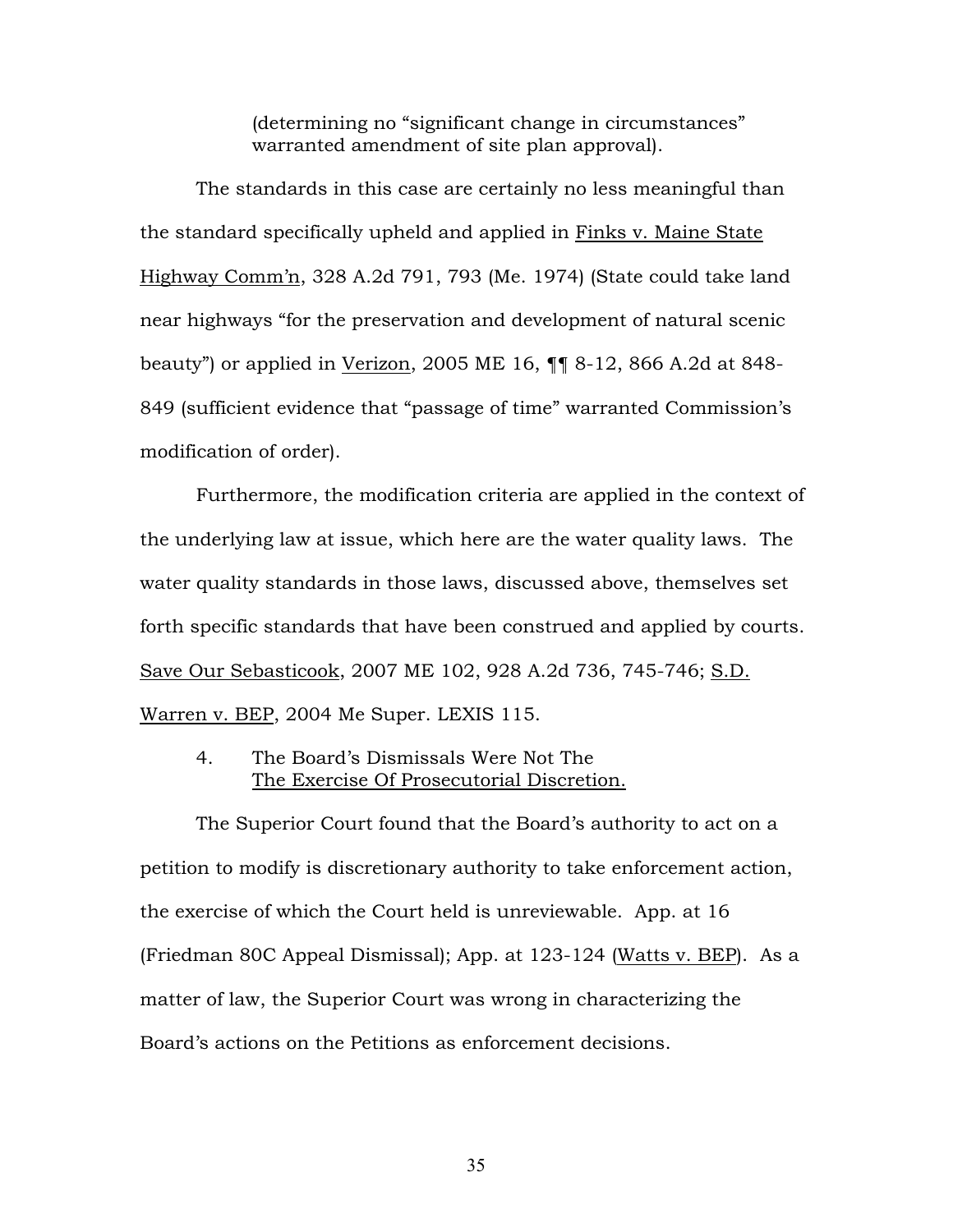(determining no "significant change in circumstances" warranted amendment of site plan approval).

The standards in this case are certainly no less meaningful than the standard specifically upheld and applied in Finks v. Maine State Highway Comm'n, 328 A.2d 791, 793 (Me. 1974) (State could take land near highways "for the preservation and development of natural scenic beauty") or applied in Verizon, 2005 ME 16, ¶¶ 8-12, 866 A.2d at 848-849 (sufficient evidence that "passage of time" warranted Commission's modification of order).

Furthermore, the modification criteria are applied in the context of the underlying law at issue, which here are the water quality laws. The water quality standards in those laws, discussed above, themselves set forth specific standards that have been construed and applied by courts. Save Our Sebasticook, 2007 ME 102, 928 A.2d 736, 745-746; S.D. Warren v. BEP, 2004 Me Super. LEXIS 115.

4. The Board's Dismissals Were Not The The Exercise Of Prosecutorial Discretion.

The Superior Court found that the Board's authority to act on a petition to modify is discretionary authority to take enforcement action, the exercise of which the Court held is unreviewable. App. at 16 (Friedman 80C Appeal Dismissal); App. at 123-124 (Watts v. BEP). As a matter of law, the Superior Court was wrong in characterizing the Board's actions on the Petitions as enforcement decisions.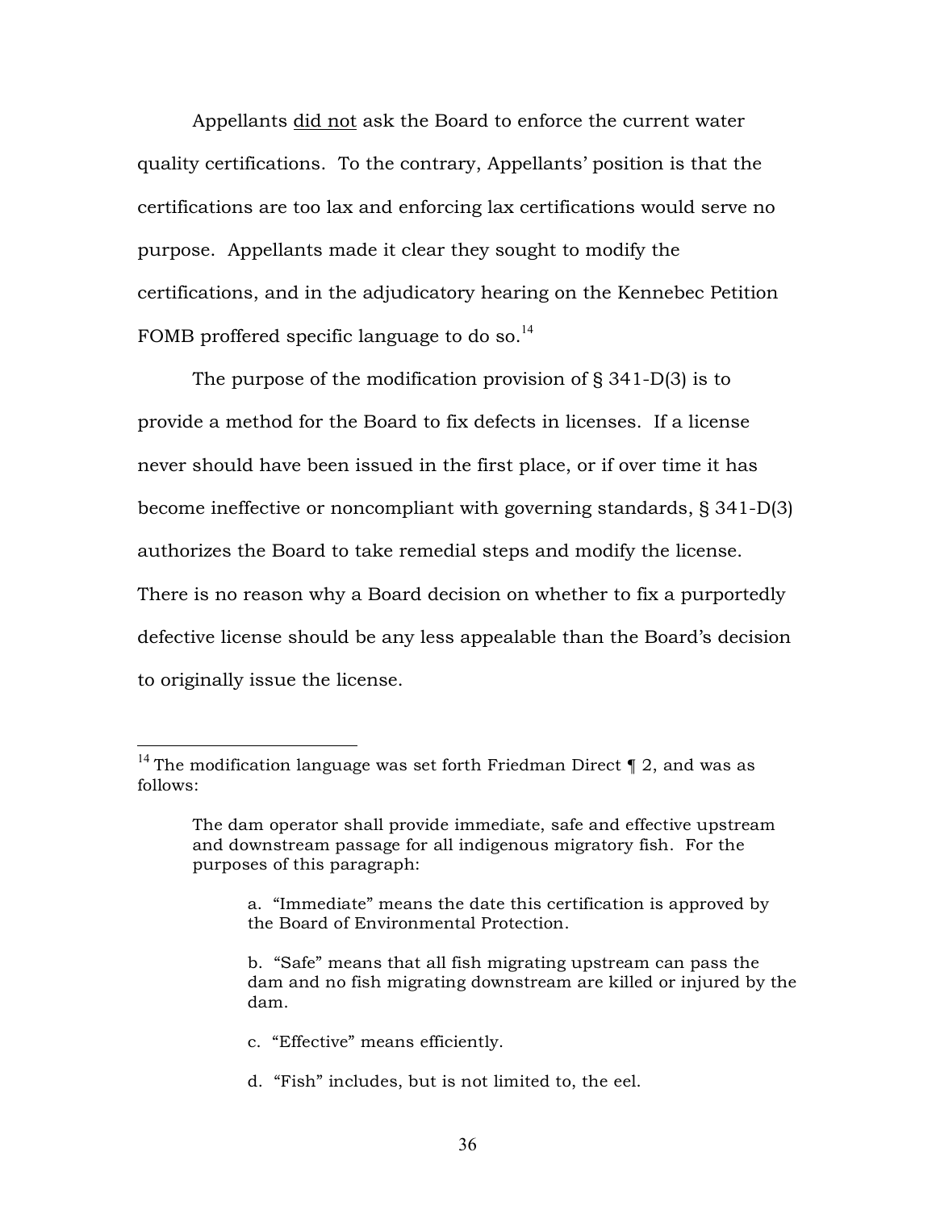Appellants <u>did not</u> ask the Board to enforce the current water quality certifications. To the contrary, Appellants' position is that the certifications are too lax and enforcing lax certifications would serve no purpose. Appellants made it clear they sought to modify the certifications, and in the adjudicatory hearing on the Kennebec Petition FOMB proffered specific language to do so.[14]

The purpose of the modification provision of § 341-D(3) is to provide a method for the Board to fix defects in licenses. If a license never should have been issued in the first place, or if over time it has become ineffective or noncompliant with governing standards, § 341-D(3) authorizes the Board to take remedial steps and modify the license. There is no reason why a Board decision on whether to fix a purportedly defective license should be any less appealable than the Board's decision to originally issue the license.

---

[14] The modification language was set forth Friedman Direct ¶ 2, and was as follows:

> The dam operator shall provide immediate, safe and effective upstream and downstream passage for all indigenous migratory fish. For the purposes of this paragraph:
>
> > a. "Immediate" means the date this certification is approved by the Board of Environmental Protection.
> >
> > b. "Safe" means that all fish migrating upstream can pass the dam and no fish migrating downstream are killed or injured by the dam.
> >
> > c. "Effective" means efficiently.
> >
> > d. "Fish" includes, but is not limited to, the eel.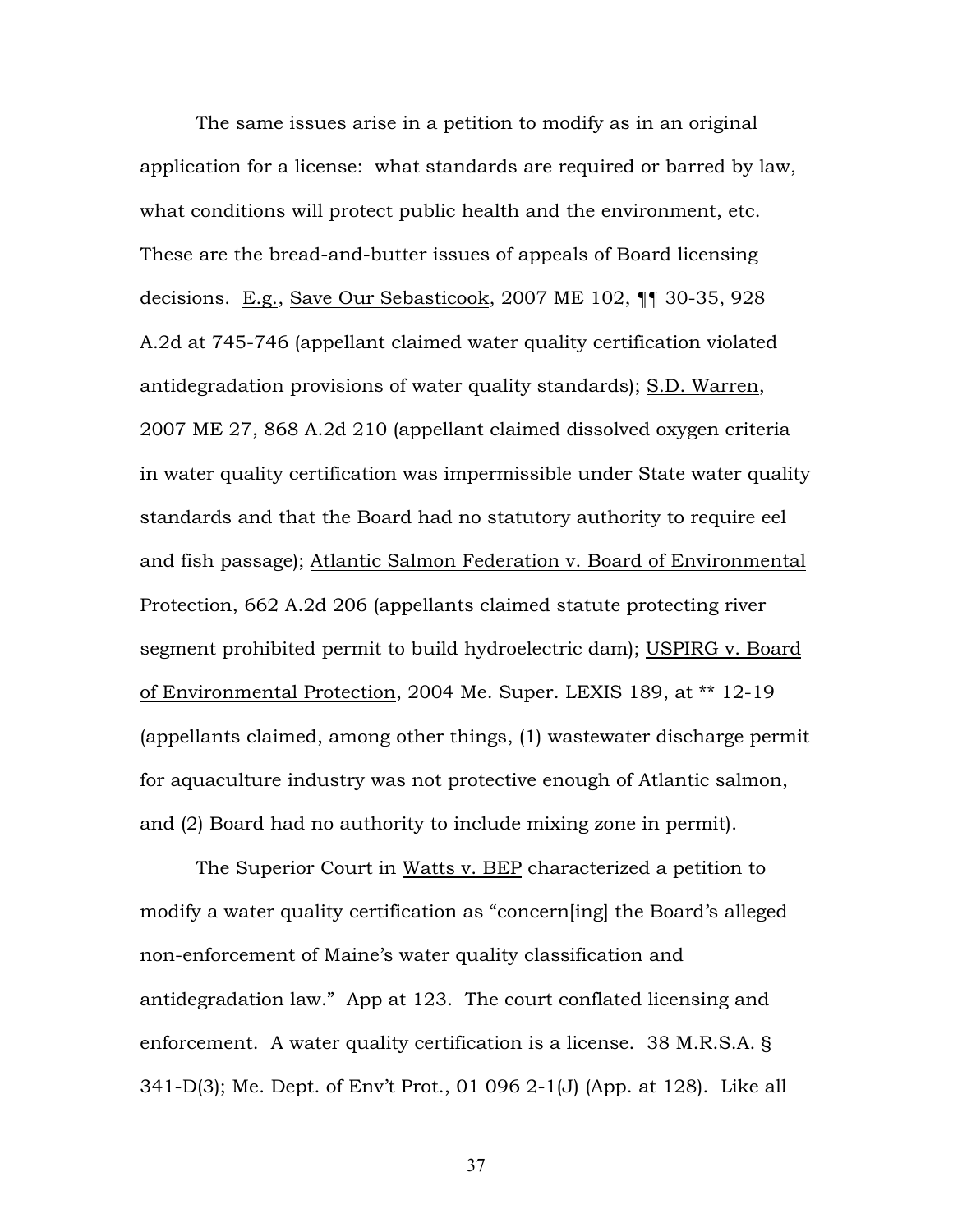The same issues arise in a petition to modify as in an original application for a license: what standards are required or barred by law, what conditions will protect public health and the environment, etc. These are the bread-and-butter issues of appeals of Board licensing decisions. E.g., Save Our Sebasticook, 2007 ME 102, ¶¶ 30-35, 928 A.2d at 745-746 (appellant claimed water quality certification violated antidegradation provisions of water quality standards); S.D. Warren, 2007 ME 27, 868 A.2d 210 (appellant claimed dissolved oxygen criteria in water quality certification was impermissible under State water quality standards and that the Board had no statutory authority to require eel and fish passage); Atlantic Salmon Federation v. Board of Environmental Protection, 662 A.2d 206 (appellants claimed statute protecting river segment prohibited permit to build hydroelectric dam); USPIRG v. Board of Environmental Protection, 2004 Me. Super. LEXIS 189, at ** 12-19 (appellants claimed, among other things, (1) wastewater discharge permit for aquaculture industry was not protective enough of Atlantic salmon, and (2) Board had no authority to include mixing zone in permit).

The Superior Court in Watts v. BEP characterized a petition to modify a water quality certification as "concern[ing] the Board's alleged non-enforcement of Maine's water quality classification and antidegradation law." App at 123. The court conflated licensing and enforcement. A water quality certification is a license. 38 M.R.S.A. § 341-D(3); Me. Dept. of Env't Prot., 01 096 2-1(J) (App. at 128). Like all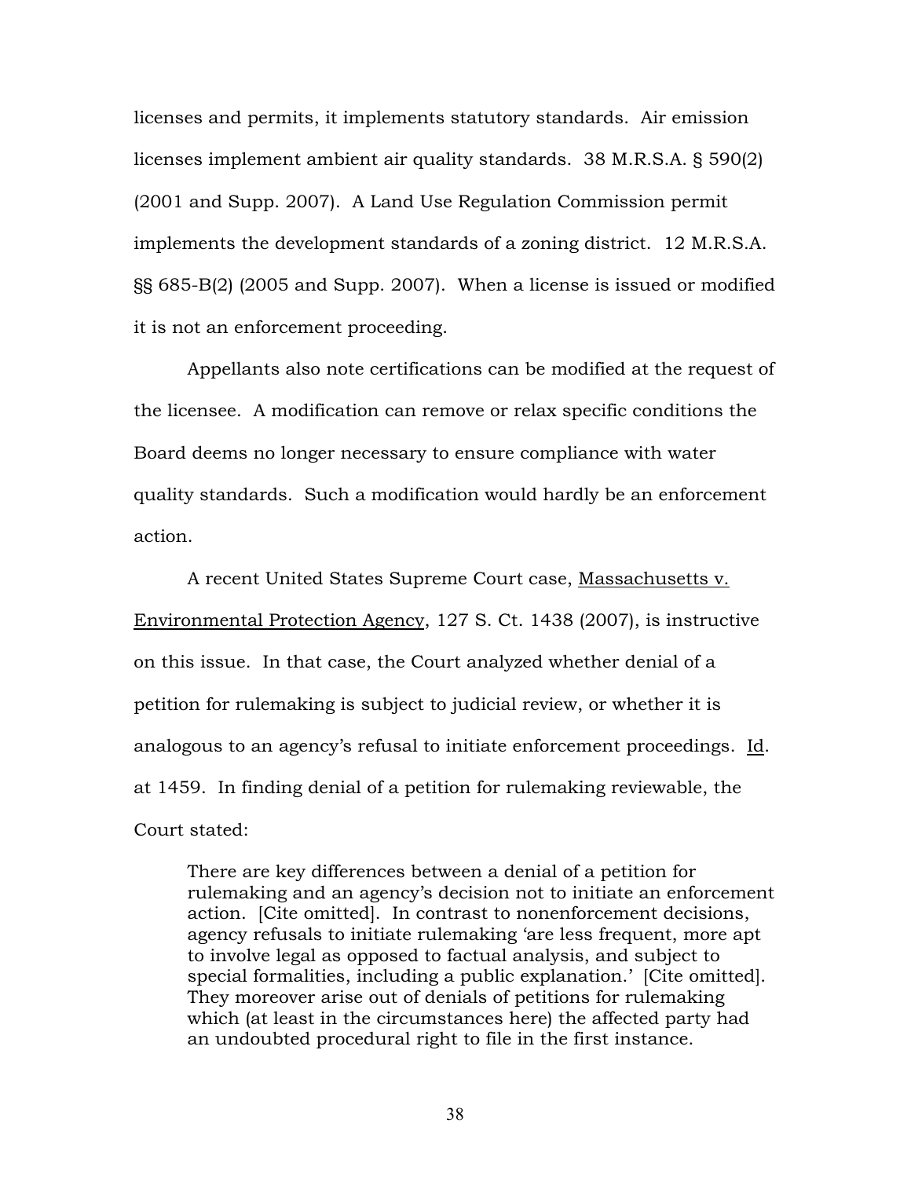licenses and permits, it implements statutory standards. Air emission licenses implement ambient air quality standards. 38 M.R.S.A. § 590(2) (2001 and Supp. 2007). A Land Use Regulation Commission permit implements the development standards of a zoning district. 12 M.R.S.A. §§ 685-B(2) (2005 and Supp. 2007). When a license is issued or modified it is not an enforcement proceeding.

Appellants also note certifications can be modified at the request of the licensee. A modification can remove or relax specific conditions the Board deems no longer necessary to ensure compliance with water quality standards. Such a modification would hardly be an enforcement action.

A recent United States Supreme Court case, Massachusetts v. Environmental Protection Agency, 127 S. Ct. 1438 (2007), is instructive on this issue. In that case, the Court analyzed whether denial of a petition for rulemaking is subject to judicial review, or whether it is analogous to an agency's refusal to initiate enforcement proceedings. Id. at 1459. In finding denial of a petition for rulemaking reviewable, the Court stated:

> There are key differences between a denial of a petition for rulemaking and an agency's decision not to initiate an enforcement action. [Cite omitted]. In contrast to nonenforcement decisions, agency refusals to initiate rulemaking 'are less frequent, more apt to involve legal as opposed to factual analysis, and subject to special formalities, including a public explanation.' [Cite omitted]. They moreover arise out of denials of petitions for rulemaking which (at least in the circumstances here) the affected party had an undoubted procedural right to file in the first instance.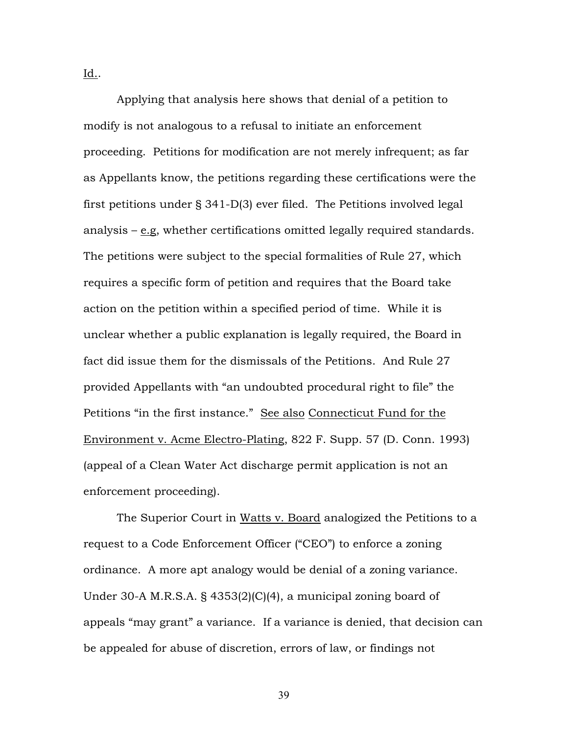Id..

Applying that analysis here shows that denial of a petition to modify is not analogous to a refusal to initiate an enforcement proceeding. Petitions for modification are not merely infrequent; as far as Appellants know, the petitions regarding these certifications were the first petitions under § 341-D(3) ever filed. The Petitions involved legal analysis – e.g, whether certifications omitted legally required standards. The petitions were subject to the special formalities of Rule 27, which requires a specific form of petition and requires that the Board take action on the petition within a specified period of time. While it is unclear whether a public explanation is legally required, the Board in fact did issue them for the dismissals of the Petitions. And Rule 27 provided Appellants with "an undoubted procedural right to file" the Petitions "in the first instance." See also Connecticut Fund for the Environment v. Acme Electro-Plating, 822 F. Supp. 57 (D. Conn. 1993) (appeal of a Clean Water Act discharge permit application is not an enforcement proceeding).

The Superior Court in Watts v. Board analogized the Petitions to a request to a Code Enforcement Officer ("CEO") to enforce a zoning ordinance. A more apt analogy would be denial of a zoning variance. Under 30-A M.R.S.A. § 4353(2)(C)(4), a municipal zoning board of appeals "may grant" a variance. If a variance is denied, that decision can be appealed for abuse of discretion, errors of law, or findings not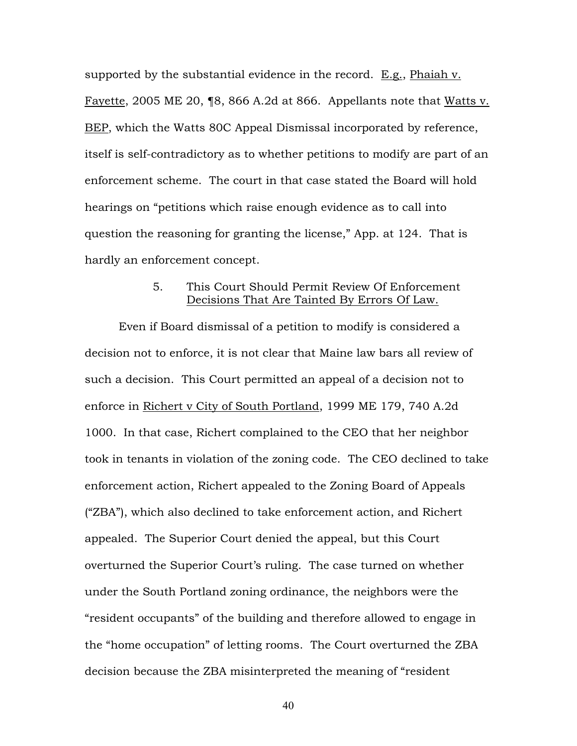supported by the substantial evidence in the record. E.g., Phaiah v. Fayette, 2005 ME 20, ¶8, 866 A.2d at 866. Appellants note that Watts v. BEP, which the Watts 80C Appeal Dismissal incorporated by reference, itself is self-contradictory as to whether petitions to modify are part of an enforcement scheme. The court in that case stated the Board will hold hearings on "petitions which raise enough evidence as to call into question the reasoning for granting the license," App. at 124. That is hardly an enforcement concept.

### 5. This Court Should Permit Review Of Enforcement Decisions That Are Tainted By Errors Of Law.

Even if Board dismissal of a petition to modify is considered a decision not to enforce, it is not clear that Maine law bars all review of such a decision. This Court permitted an appeal of a decision not to enforce in Richert v City of South Portland, 1999 ME 179, 740 A.2d 1000. In that case, Richert complained to the CEO that her neighbor took in tenants in violation of the zoning code. The CEO declined to take enforcement action, Richert appealed to the Zoning Board of Appeals ("ZBA"), which also declined to take enforcement action, and Richert appealed. The Superior Court denied the appeal, but this Court overturned the Superior Court's ruling. The case turned on whether under the South Portland zoning ordinance, the neighbors were the "resident occupants" of the building and therefore allowed to engage in the "home occupation" of letting rooms. The Court overturned the ZBA decision because the ZBA misinterpreted the meaning of "resident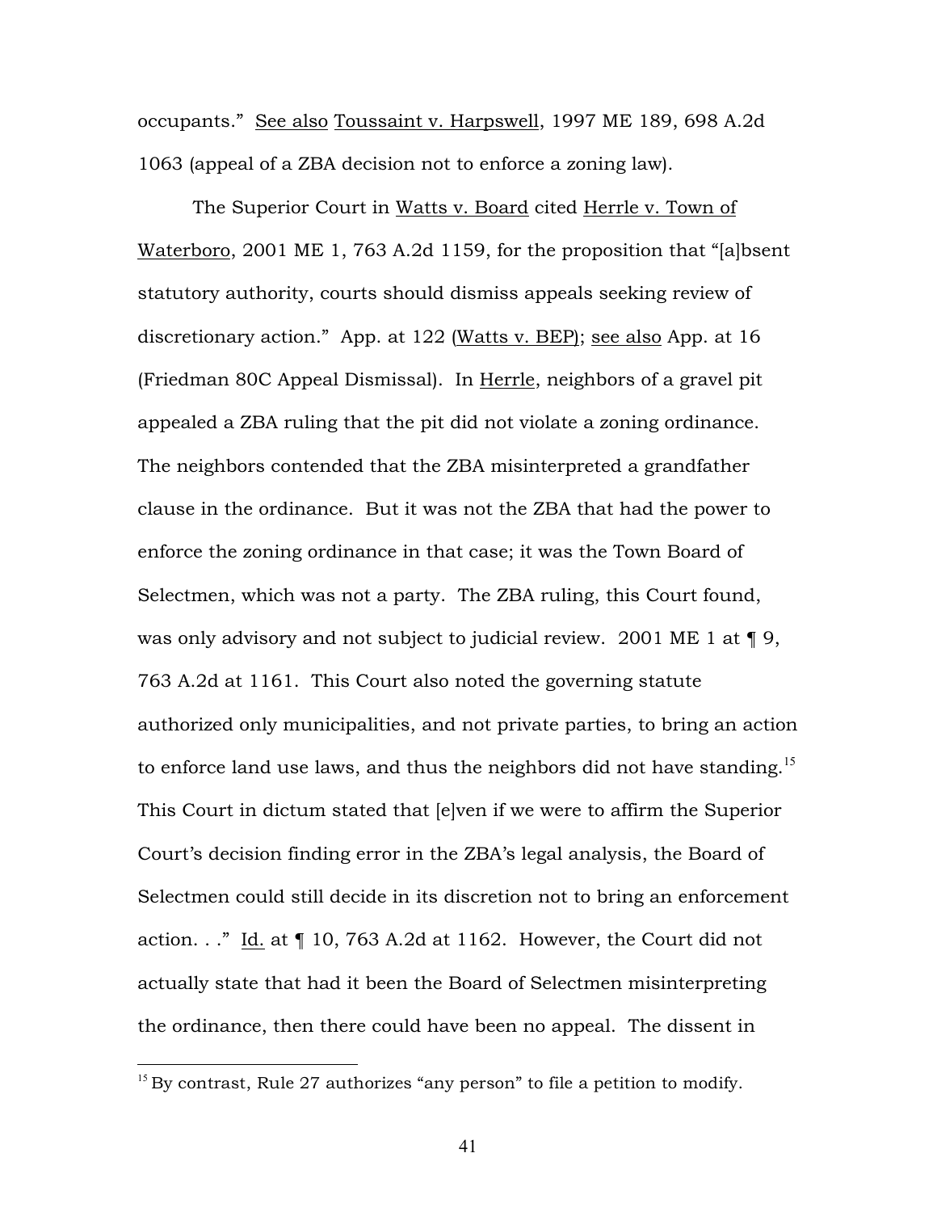occupants." See also Toussaint v. Harpswell, 1997 ME 189, 698 A.2d 1063 (appeal of a ZBA decision not to enforce a zoning law).

The Superior Court in Watts v. Board cited Herrle v. Town of Waterboro, 2001 ME 1, 763 A.2d 1159, for the proposition that "[a]bsent statutory authority, courts should dismiss appeals seeking review of discretionary action." App. at 122 (Watts v. BEP); see also App. at 16 (Friedman 80C Appeal Dismissal). In Herrle, neighbors of a gravel pit appealed a ZBA ruling that the pit did not violate a zoning ordinance. The neighbors contended that the ZBA misinterpreted a grandfather clause in the ordinance. But it was not the ZBA that had the power to enforce the zoning ordinance in that case; it was the Town Board of Selectmen, which was not a party. The ZBA ruling, this Court found, was only advisory and not subject to judicial review. 2001 ME 1 at ¶ 9, 763 A.2d at 1161. This Court also noted the governing statute authorized only municipalities, and not private parties, to bring an action to enforce land use laws, and thus the neighbors did not have standing.[15] This Court in dictum stated that [e]ven if we were to affirm the Superior Court's decision finding error in the ZBA's legal analysis, the Board of Selectmen could still decide in its discretion not to bring an enforcement action. . ." Id. at ¶ 10, 763 A.2d at 1162. However, the Court did not actually state that had it been the Board of Selectmen misinterpreting the ordinance, then there could have been no appeal. The dissent in

[15] By contrast, Rule 27 authorizes "any person" to file a petition to modify.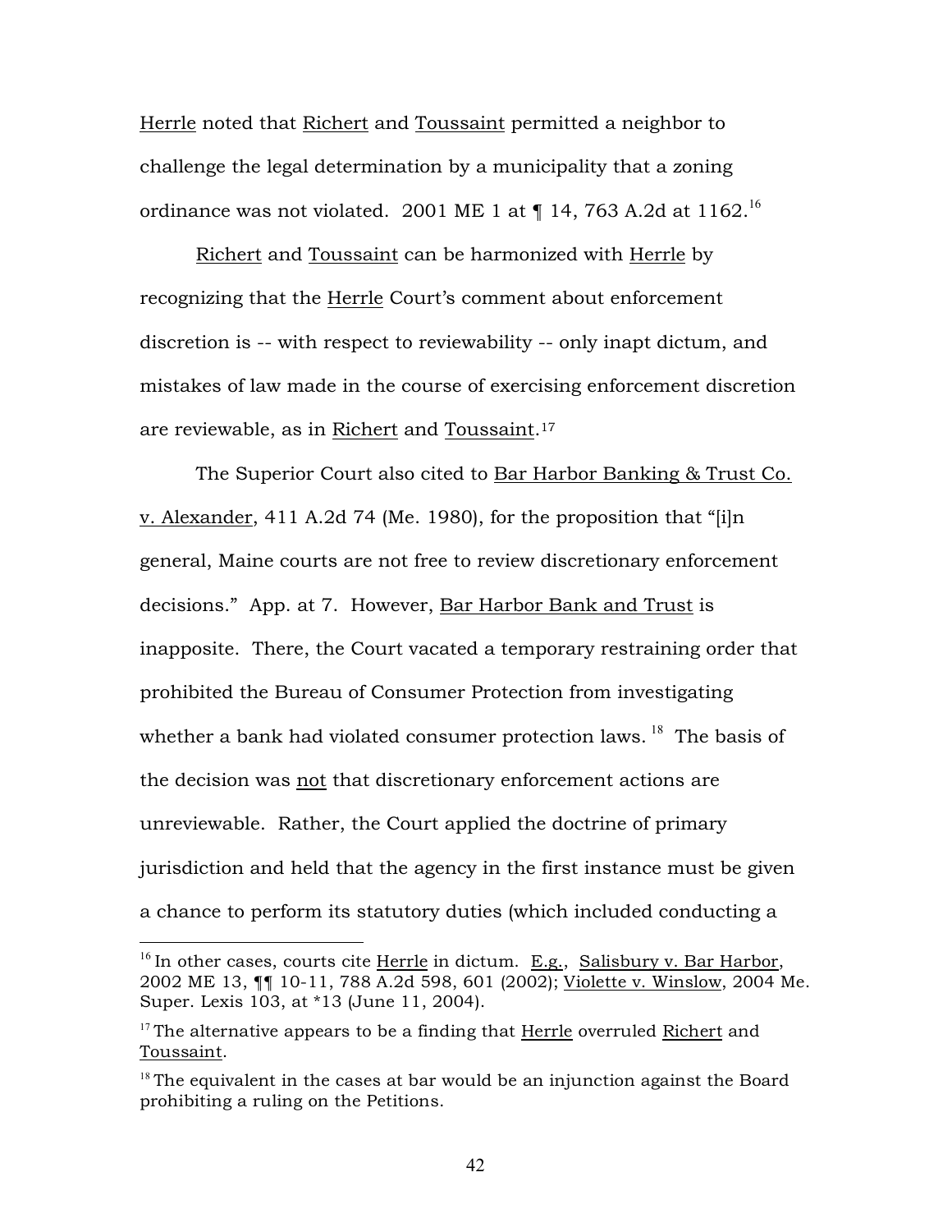Herrle noted that Richert and Toussaint permitted a neighbor to challenge the legal determination by a municipality that a zoning ordinance was not violated. 2001 ME 1 at ¶ 14, 763 A.2d at 1162.[16]

Richert and Toussaint can be harmonized with Herrle by recognizing that the Herrle Court's comment about enforcement discretion is -- with respect to reviewability -- only inapt dictum, and mistakes of law made in the course of exercising enforcement discretion are reviewable, as in Richert and Toussaint.[17]

The Superior Court also cited to Bar Harbor Banking & Trust Co. v. Alexander, 411 A.2d 74 (Me. 1980), for the proposition that "[i]n general, Maine courts are not free to review discretionary enforcement decisions." App. at 7. However, Bar Harbor Bank and Trust is inapposite. There, the Court vacated a temporary restraining order that prohibited the Bureau of Consumer Protection from investigating whether a bank had violated consumer protection laws.[18] The basis of the decision was not that discretionary enforcement actions are unreviewable. Rather, the Court applied the doctrine of primary jurisdiction and held that the agency in the first instance must be given a chance to perform its statutory duties (which included conducting a

[16] In other cases, courts cite Herrle in dictum. E.g., Salisbury v. Bar Harbor, 2002 ME 13, ¶¶ 10-11, 788 A.2d 598, 601 (2002); Violette v. Winslow, 2004 Me. Super. Lexis 103, at *13 (June 11, 2004).

[17] The alternative appears to be a finding that Herrle overruled Richert and Toussaint.

[18] The equivalent in the cases at bar would be an injunction against the Board prohibiting a ruling on the Petitions.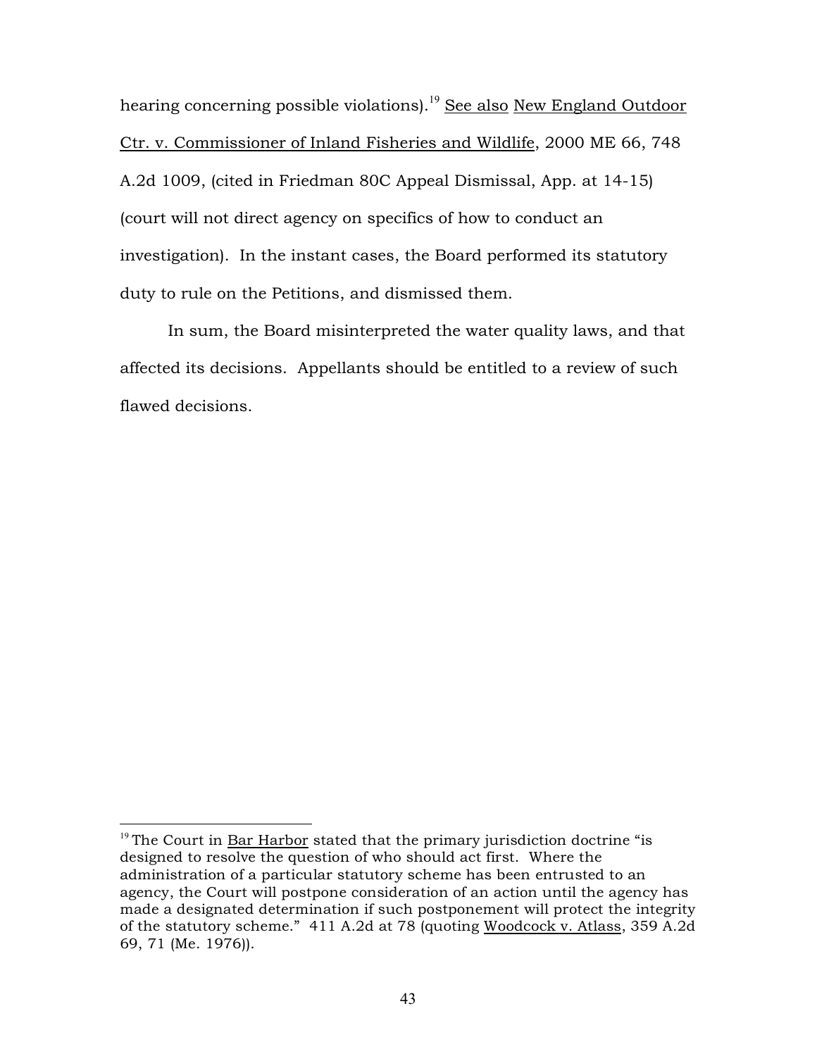hearing concerning possible violations).[19] See also New England Outdoor Ctr. v. Commissioner of Inland Fisheries and Wildlife, 2000 ME 66, 748 A.2d 1009, (cited in Friedman 80C Appeal Dismissal, App. at 14-15) (court will not direct agency on specifics of how to conduct an investigation). In the instant cases, the Board performed its statutory duty to rule on the Petitions, and dismissed them.

In sum, the Board misinterpreted the water quality laws, and that affected its decisions. Appellants should be entitled to a review of such flawed decisions.

---

[19] The Court in Bar Harbor stated that the primary jurisdiction doctrine "is designed to resolve the question of who should act first. Where the administration of a particular statutory scheme has been entrusted to an agency, the Court will postpone consideration of an action until the agency has made a designated determination if such postponement will protect the integrity of the statutory scheme." 411 A.2d at 78 (quoting Woodcock v. Atlass, 359 A.2d 69, 71 (Me. 1976)).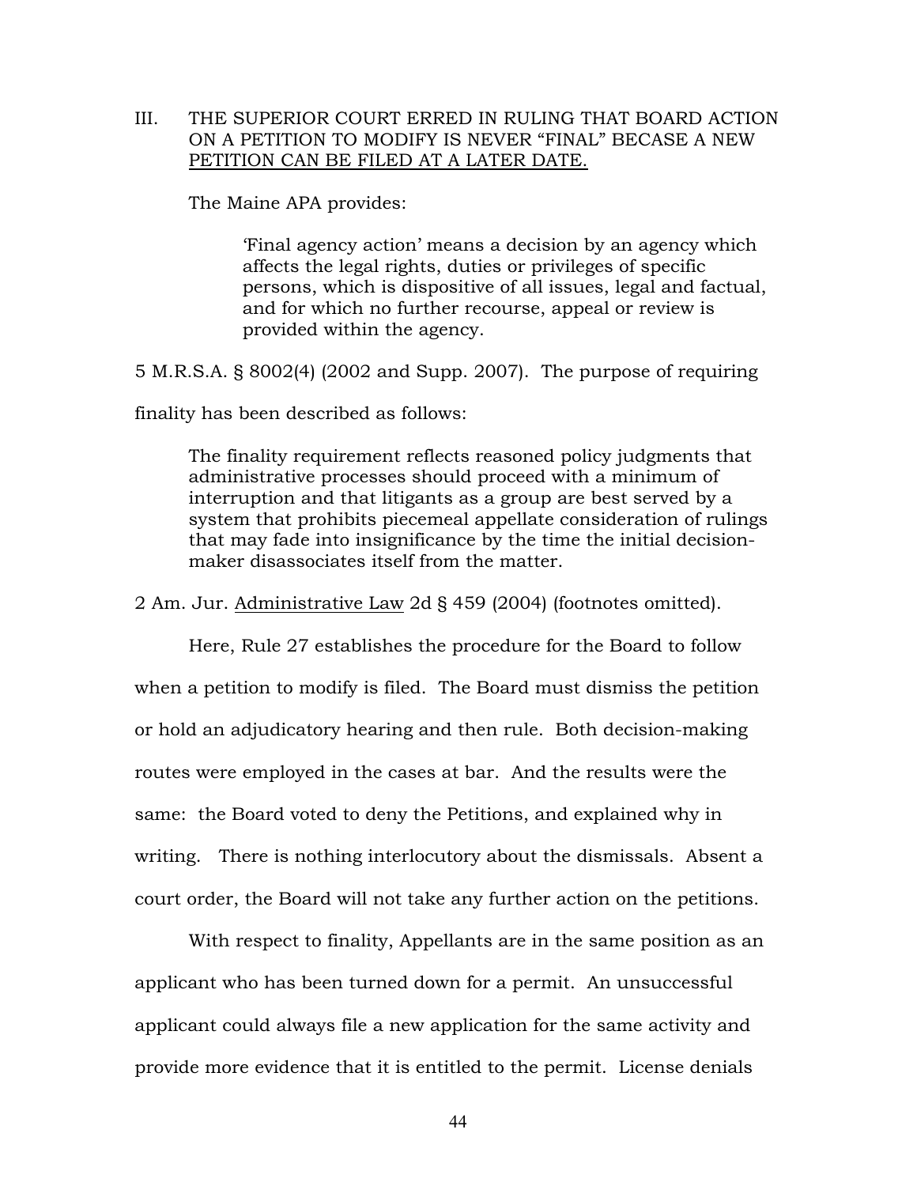III. THE SUPERIOR COURT ERRED IN RULING THAT BOARD ACTION ON A PETITION TO MODIFY IS NEVER "FINAL" BECASE A NEW <u>PETITION CAN BE FILED AT A LATER DATE.</u>

The Maine APA provides:

> 'Final agency action' means a decision by an agency which affects the legal rights, duties or privileges of specific persons, which is dispositive of all issues, legal and factual, and for which no further recourse, appeal or review is provided within the agency.

5 M.R.S.A. § 8002(4) (2002 and Supp. 2007). The purpose of requiring finality has been described as follows:

> The finality requirement reflects reasoned policy judgments that administrative processes should proceed with a minimum of interruption and that litigants as a group are best served by a system that prohibits piecemeal appellate consideration of rulings that may fade into insignificance by the time the initial decision-maker disassociates itself from the matter.

2 Am. Jur. <u>Administrative Law</u> 2d § 459 (2004) (footnotes omitted).

Here, Rule 27 establishes the procedure for the Board to follow when a petition to modify is filed. The Board must dismiss the petition or hold an adjudicatory hearing and then rule. Both decision-making routes were employed in the cases at bar. And the results were the same: the Board voted to deny the Petitions, and explained why in writing. There is nothing interlocutory about the dismissals. Absent a court order, the Board will not take any further action on the petitions.

With respect to finality, Appellants are in the same position as an applicant who has been turned down for a permit. An unsuccessful applicant could always file a new application for the same activity and provide more evidence that it is entitled to the permit. License denials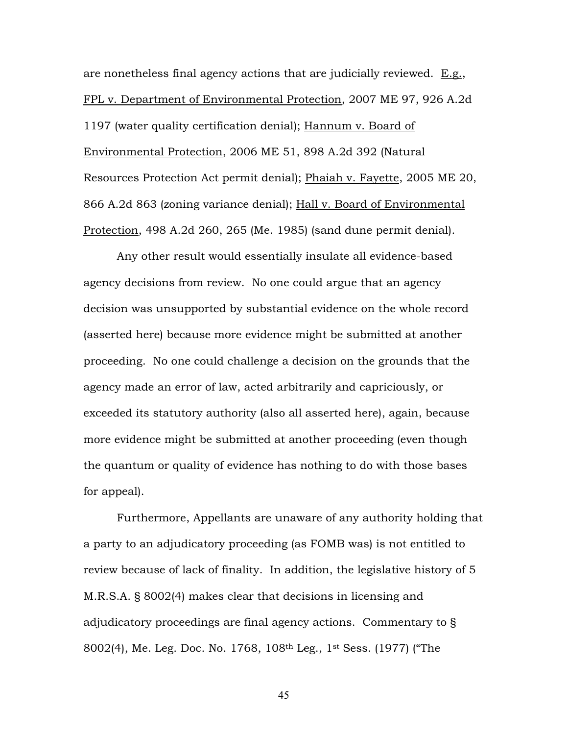are nonetheless final agency actions that are judicially reviewed. E.g., FPL v. Department of Environmental Protection, 2007 ME 97, 926 A.2d 1197 (water quality certification denial); Hannum v. Board of Environmental Protection, 2006 ME 51, 898 A.2d 392 (Natural Resources Protection Act permit denial); Phaiah v. Fayette, 2005 ME 20, 866 A.2d 863 (zoning variance denial); Hall v. Board of Environmental Protection, 498 A.2d 260, 265 (Me. 1985) (sand dune permit denial).

Any other result would essentially insulate all evidence-based agency decisions from review. No one could argue that an agency decision was unsupported by substantial evidence on the whole record (asserted here) because more evidence might be submitted at another proceeding. No one could challenge a decision on the grounds that the agency made an error of law, acted arbitrarily and capriciously, or exceeded its statutory authority (also all asserted here), again, because more evidence might be submitted at another proceeding (even though the quantum or quality of evidence has nothing to do with those bases for appeal).

Furthermore, Appellants are unaware of any authority holding that a party to an adjudicatory proceeding (as FOMB was) is not entitled to review because of lack of finality. In addition, the legislative history of 5 M.R.S.A. § 8002(4) makes clear that decisions in licensing and adjudicatory proceedings are final agency actions. Commentary to § 8002(4), Me. Leg. Doc. No. 1768, 108th Leg., 1st Sess. (1977) ("The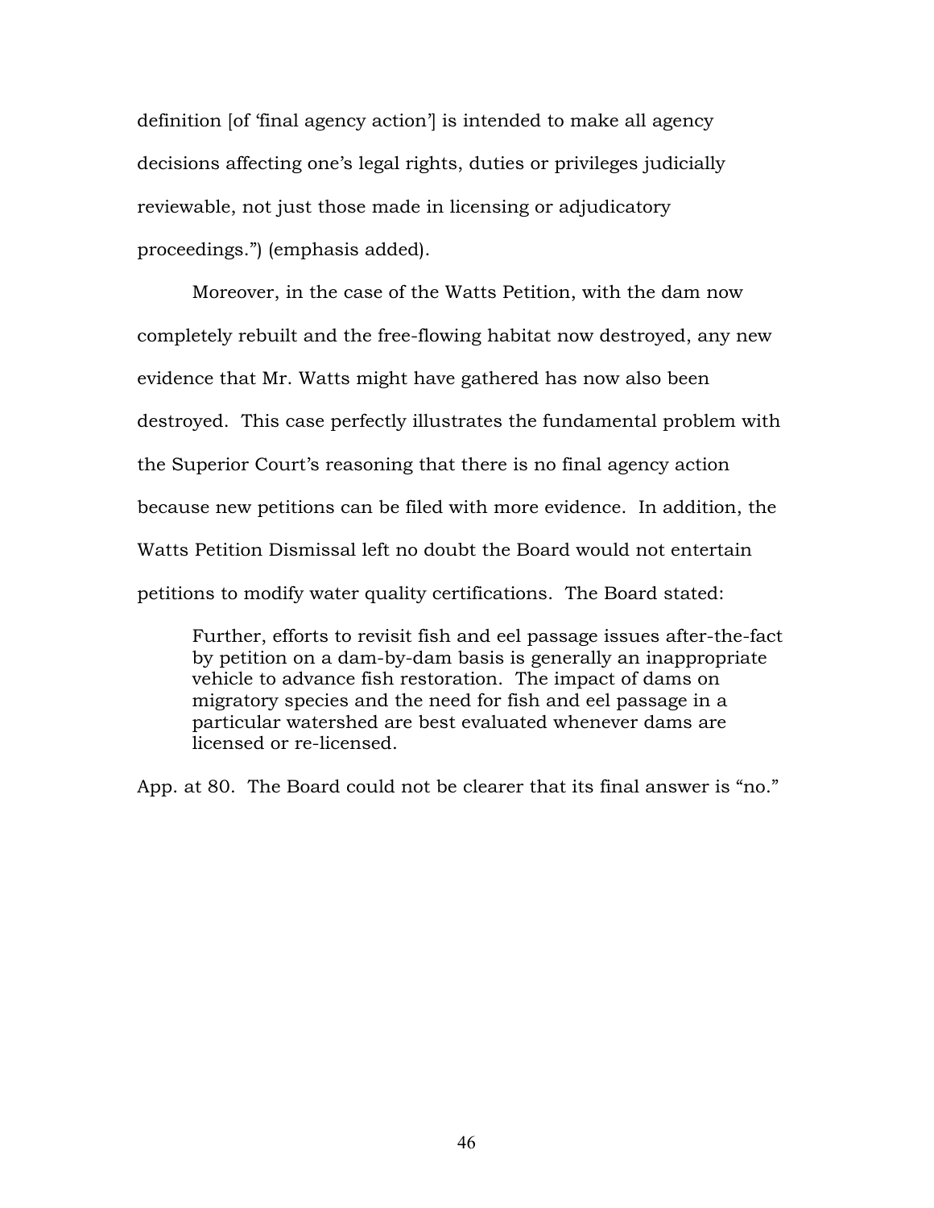definition [of 'final agency action'] is intended to make all agency decisions affecting one's legal rights, duties or privileges judicially reviewable, not just those made in licensing or adjudicatory proceedings.") (emphasis added).

Moreover, in the case of the Watts Petition, with the dam now completely rebuilt and the free-flowing habitat now destroyed, any new evidence that Mr. Watts might have gathered has now also been destroyed. This case perfectly illustrates the fundamental problem with the Superior Court's reasoning that there is no final agency action because new petitions can be filed with more evidence. In addition, the Watts Petition Dismissal left no doubt the Board would not entertain petitions to modify water quality certifications. The Board stated:

> Further, efforts to revisit fish and eel passage issues after-the-fact by petition on a dam-by-dam basis is generally an inappropriate vehicle to advance fish restoration. The impact of dams on migratory species and the need for fish and eel passage in a particular watershed are best evaluated whenever dams are licensed or re-licensed.

App. at 80. The Board could not be clearer that its final answer is "no."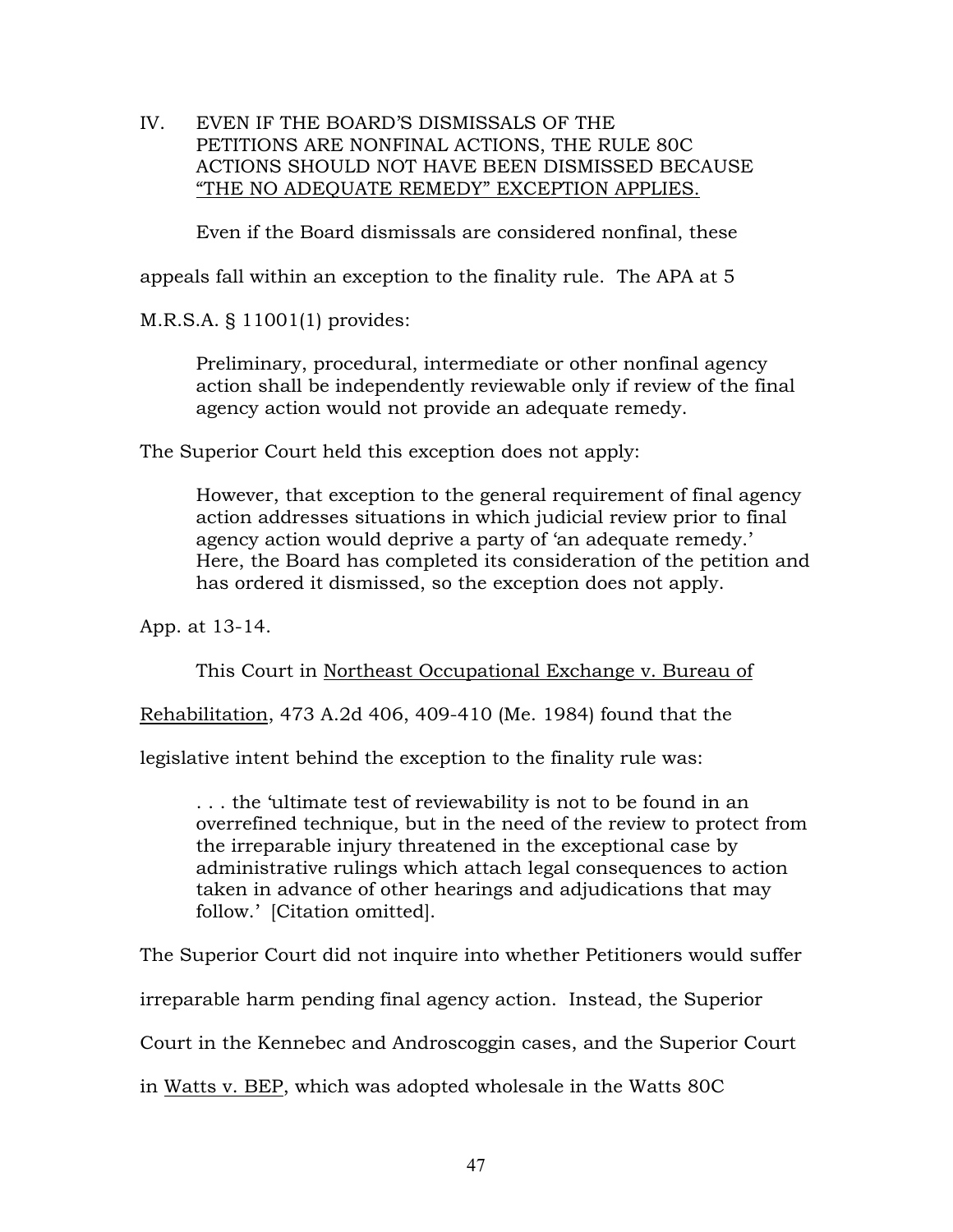## IV. EVEN IF THE BOARD'S DISMISSALS OF THE PETITIONS ARE NONFINAL ACTIONS, THE RULE 80C ACTIONS SHOULD NOT HAVE BEEN DISMISSED BECAUSE "THE NO ADEQUATE REMEDY" EXCEPTION APPLIES.

Even if the Board dismissals are considered nonfinal, these appeals fall within an exception to the finality rule. The APA at 5 M.R.S.A. § 11001(1) provides:

> Preliminary, procedural, intermediate or other nonfinal agency action shall be independently reviewable only if review of the final agency action would not provide an adequate remedy.

The Superior Court held this exception does not apply:

> However, that exception to the general requirement of final agency action addresses situations in which judicial review prior to final agency action would deprive a party of 'an adequate remedy.' Here, the Board has completed its consideration of the petition and has ordered it dismissed, so the exception does not apply.

App. at 13-14.

This Court in <u>Northeast Occupational Exchange v. Bureau of Rehabilitation</u>, 473 A.2d 406, 409-410 (Me. 1984) found that the legislative intent behind the exception to the finality rule was:

> . . . the 'ultimate test of reviewability is not to be found in an overrefined technique, but in the need of the review to protect from the irreparable injury threatened in the exceptional case by administrative rulings which attach legal consequences to action taken in advance of other hearings and adjudications that may follow.' [Citation omitted].

The Superior Court did not inquire into whether Petitioners would suffer irreparable harm pending final agency action. Instead, the Superior Court in the Kennebec and Androscoggin cases, and the Superior Court in <u>Watts v. BEP</u>, which was adopted wholesale in the Watts 80C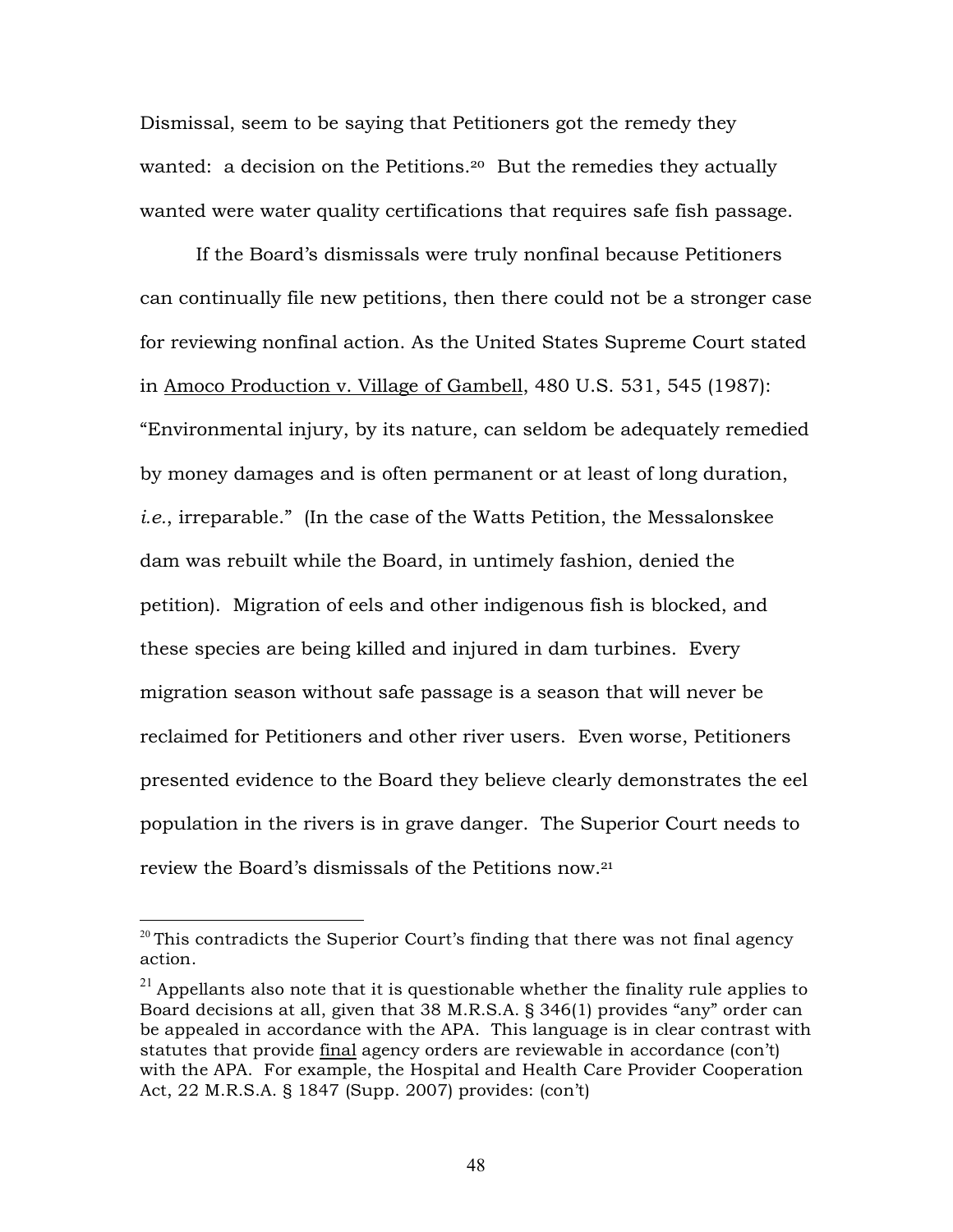Dismissal, seem to be saying that Petitioners got the remedy they wanted: a decision on the Petitions.[20] But the remedies they actually wanted were water quality certifications that requires safe fish passage.

If the Board's dismissals were truly nonfinal because Petitioners can continually file new petitions, then there could not be a stronger case for reviewing nonfinal action. As the United States Supreme Court stated in Amoco Production v. Village of Gambell, 480 U.S. 531, 545 (1987): "Environmental injury, by its nature, can seldom be adequately remedied by money damages and is often permanent or at least of long duration, *i.e.*, irreparable." (In the case of the Watts Petition, the Messalonskee dam was rebuilt while the Board, in untimely fashion, denied the petition). Migration of eels and other indigenous fish is blocked, and these species are being killed and injured in dam turbines. Every migration season without safe passage is a season that will never be reclaimed for Petitioners and other river users. Even worse, Petitioners presented evidence to the Board they believe clearly demonstrates the eel population in the rivers is in grave danger. The Superior Court needs to review the Board's dismissals of the Petitions now.[21]

---

[20] This contradicts the Superior Court's finding that there was not final agency action.

[21] Appellants also note that it is questionable whether the finality rule applies to Board decisions at all, given that 38 M.R.S.A. § 346(1) provides "any" order can be appealed in accordance with the APA. This language is in clear contrast with statutes that provide final agency orders are reviewable in accordance (con't) with the APA. For example, the Hospital and Health Care Provider Cooperation Act, 22 M.R.S.A. § 1847 (Supp. 2007) provides: (con't)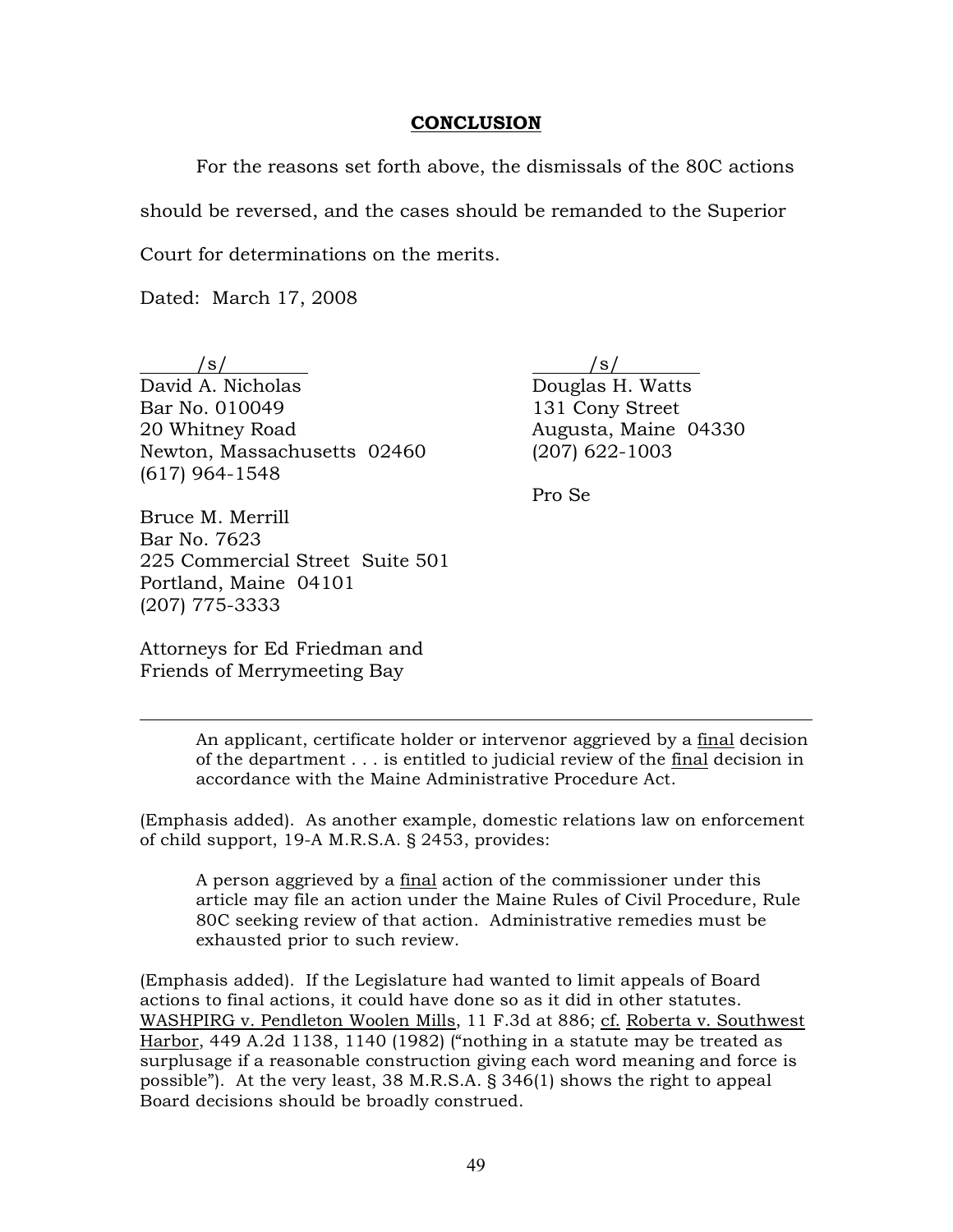## CONCLUSION

For the reasons set forth above, the dismissals of the 80C actions should be reversed, and the cases should be remanded to the Superior Court for determinations on the merits.

Dated: March 17, 2008

/s/
David A. Nicholas
Bar No. 010049
20 Whitney Road
Newton, Massachusetts 02460
(617) 964-1548

Bruce M. Merrill
Bar No. 7623
225 Commercial Street Suite 501
Portland, Maine 04101
(207) 775-3333

Attorneys for Ed Friedman and Friends of Merrymeeting Bay

/s/
Douglas H. Watts
131 Cony Street
Augusta, Maine 04330
(207) 622-1003

Pro Se

---

> An applicant, certificate holder or intervenor aggrieved by a final decision of the department . . . is entitled to judicial review of the final decision in accordance with the Maine Administrative Procedure Act.

(Emphasis added). As another example, domestic relations law on enforcement of child support, 19-A M.R.S.A. § 2453, provides:

> A person aggrieved by a final action of the commissioner under this article may file an action under the Maine Rules of Civil Procedure, Rule 80C seeking review of that action. Administrative remedies must be exhausted prior to such review.

(Emphasis added). If the Legislature had wanted to limit appeals of Board actions to final actions, it could have done so as it did in other statutes. WASHPIRG v. Pendleton Woolen Mills, 11 F.3d at 886; cf. Roberta v. Southwest Harbor, 449 A.2d 1138, 1140 (1982) ("nothing in a statute may be treated as surplusage if a reasonable construction giving each word meaning and force is possible"). At the very least, 38 M.R.S.A. § 346(1) shows the right to appeal Board decisions should be broadly construed.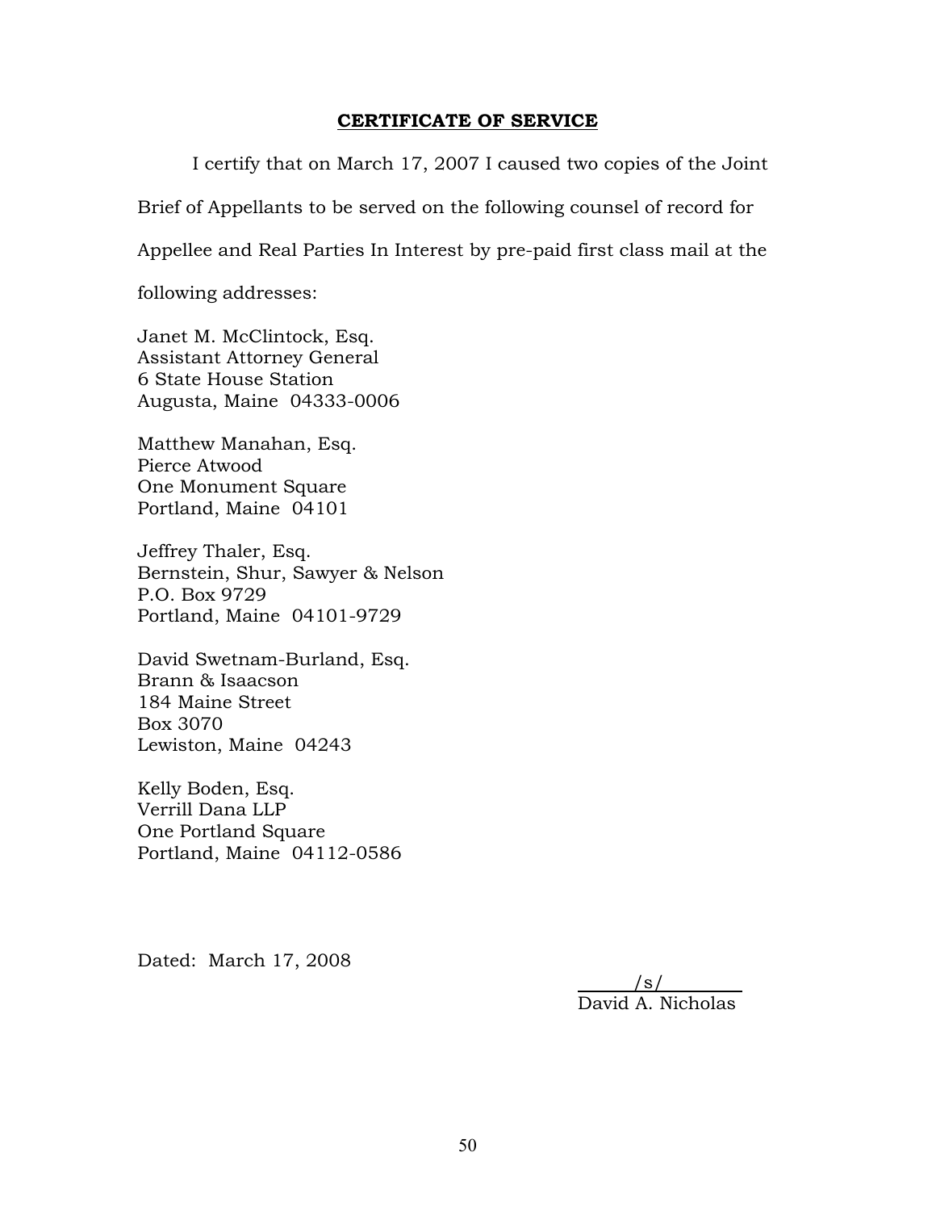## CERTIFICATE OF SERVICE

I certify that on March 17, 2007 I caused two copies of the Joint Brief of Appellants to be served on the following counsel of record for Appellee and Real Parties In Interest by pre-paid first class mail at the following addresses:

Janet M. McClintock, Esq.
Assistant Attorney General
6 State House Station
Augusta, Maine 04333-0006

Matthew Manahan, Esq.
Pierce Atwood
One Monument Square
Portland, Maine 04101

Jeffrey Thaler, Esq.
Bernstein, Shur, Sawyer & Nelson
P.O. Box 9729
Portland, Maine 04101-9729

David Swetnam-Burland, Esq.
Brann & Isaacson
184 Maine Street
Box 3070
Lewiston, Maine 04243

Kelly Boden, Esq.
Verrill Dana LLP
One Portland Square
Portland, Maine 04112-0586

Dated: March 17, 2008

/s/
David A. Nicholas